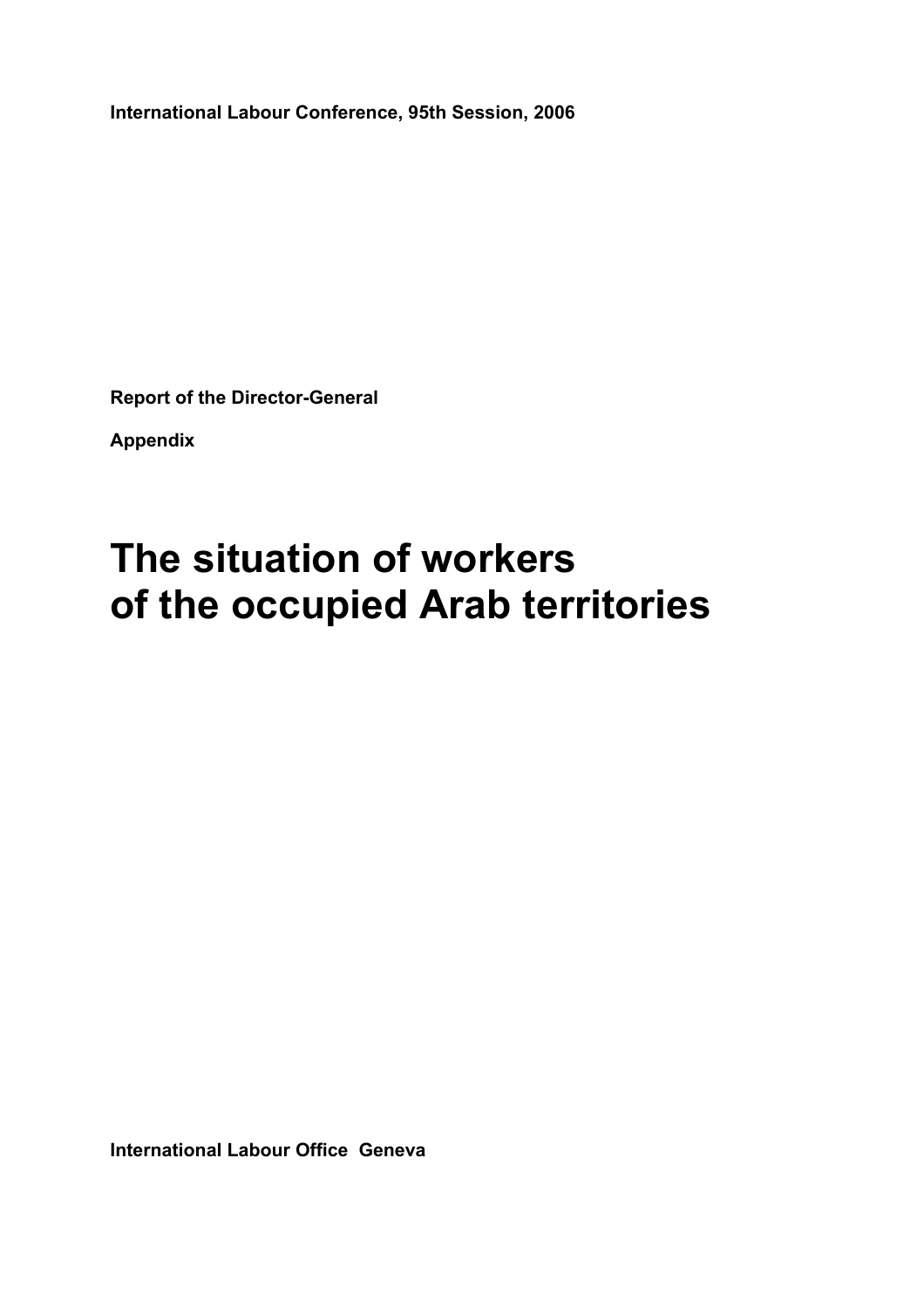**International Labour Conference, 95th Session, 2006**

**Report of the Director-General**

**Appendix**

# The situation of workers of the occupied Arab territories

**International Labour Office Geneva**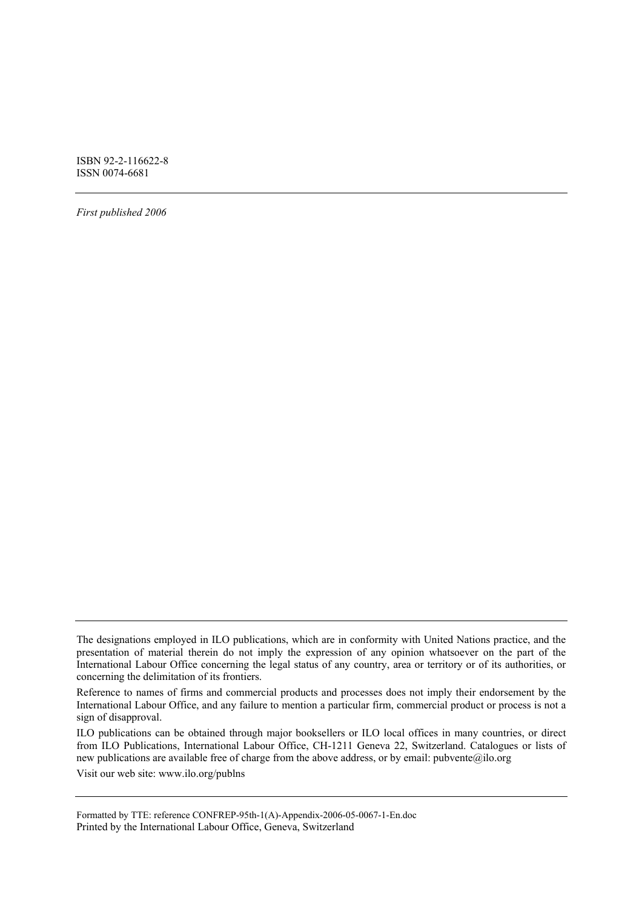ISBN 92-2-116622-8
ISSN 0074-6681

---

*First published 2006*

---

The designations employed in ILO publications, which are in conformity with United Nations practice, and the presentation of material therein do not imply the expression of any opinion whatsoever on the part of the International Labour Office concerning the legal status of any country, area or territory or of its authorities, or concerning the delimitation of its frontiers.

Reference to names of firms and commercial products and processes does not imply their endorsement by the International Labour Office, and any failure to mention a particular firm, commercial product or process is not a sign of disapproval.

ILO publications can be obtained through major booksellers or ILO local offices in many countries, or direct from ILO Publications, International Labour Office, CH-1211 Geneva 22, Switzerland. Catalogues or lists of new publications are available free of charge from the above address, or by email: pubvente@ilo.org

Visit our web site: www.ilo.org/publns

---

Formatted by TTE: reference CONFREP-95th-1(A)-Appendix-2006-05-0067-1-En.doc
Printed by the International Labour Office, Geneva, Switzerland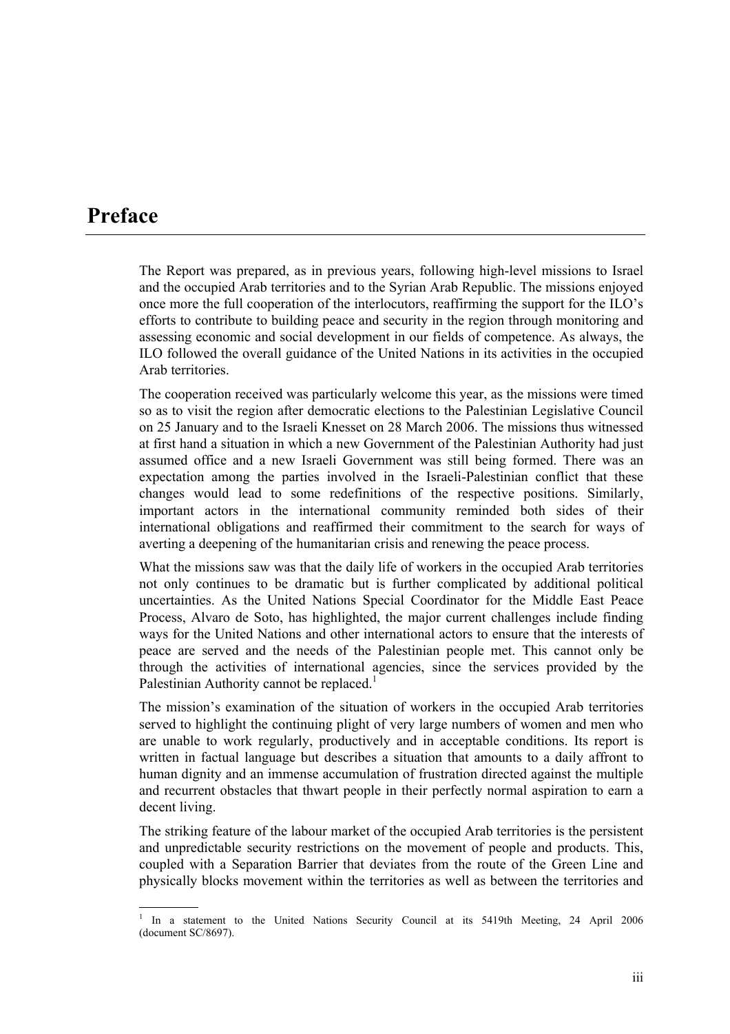# Preface

The Report was prepared, as in previous years, following high-level missions to Israel and the occupied Arab territories and to the Syrian Arab Republic. The missions enjoyed once more the full cooperation of the interlocutors, reaffirming the support for the ILO's efforts to contribute to building peace and security in the region through monitoring and assessing economic and social development in our fields of competence. As always, the ILO followed the overall guidance of the United Nations in its activities in the occupied Arab territories.

The cooperation received was particularly welcome this year, as the missions were timed so as to visit the region after democratic elections to the Palestinian Legislative Council on 25 January and to the Israeli Knesset on 28 March 2006. The missions thus witnessed at first hand a situation in which a new Government of the Palestinian Authority had just assumed office and a new Israeli Government was still being formed. There was an expectation among the parties involved in the Israeli-Palestinian conflict that these changes would lead to some redefinitions of the respective positions. Similarly, important actors in the international community reminded both sides of their international obligations and reaffirmed their commitment to the search for ways of averting a deepening of the humanitarian crisis and renewing the peace process.

What the missions saw was that the daily life of workers in the occupied Arab territories not only continues to be dramatic but is further complicated by additional political uncertainties. As the United Nations Special Coordinator for the Middle East Peace Process, Alvaro de Soto, has highlighted, the major current challenges include finding ways for the United Nations and other international actors to ensure that the interests of peace are served and the needs of the Palestinian people met. This cannot only be through the activities of international agencies, since the services provided by the Palestinian Authority cannot be replaced.[1]

The mission's examination of the situation of workers in the occupied Arab territories served to highlight the continuing plight of very large numbers of women and men who are unable to work regularly, productively and in acceptable conditions. Its report is written in factual language but describes a situation that amounts to a daily affront to human dignity and an immense accumulation of frustration directed against the multiple and recurrent obstacles that thwart people in their perfectly normal aspiration to earn a decent living.

The striking feature of the labour market of the occupied Arab territories is the persistent and unpredictable security restrictions on the movement of people and products. This, coupled with a Separation Barrier that deviates from the route of the Green Line and physically blocks movement within the territories as well as between the territories and

[1] In a statement to the United Nations Security Council at its 5419th Meeting, 24 April 2006 (document SC/8697).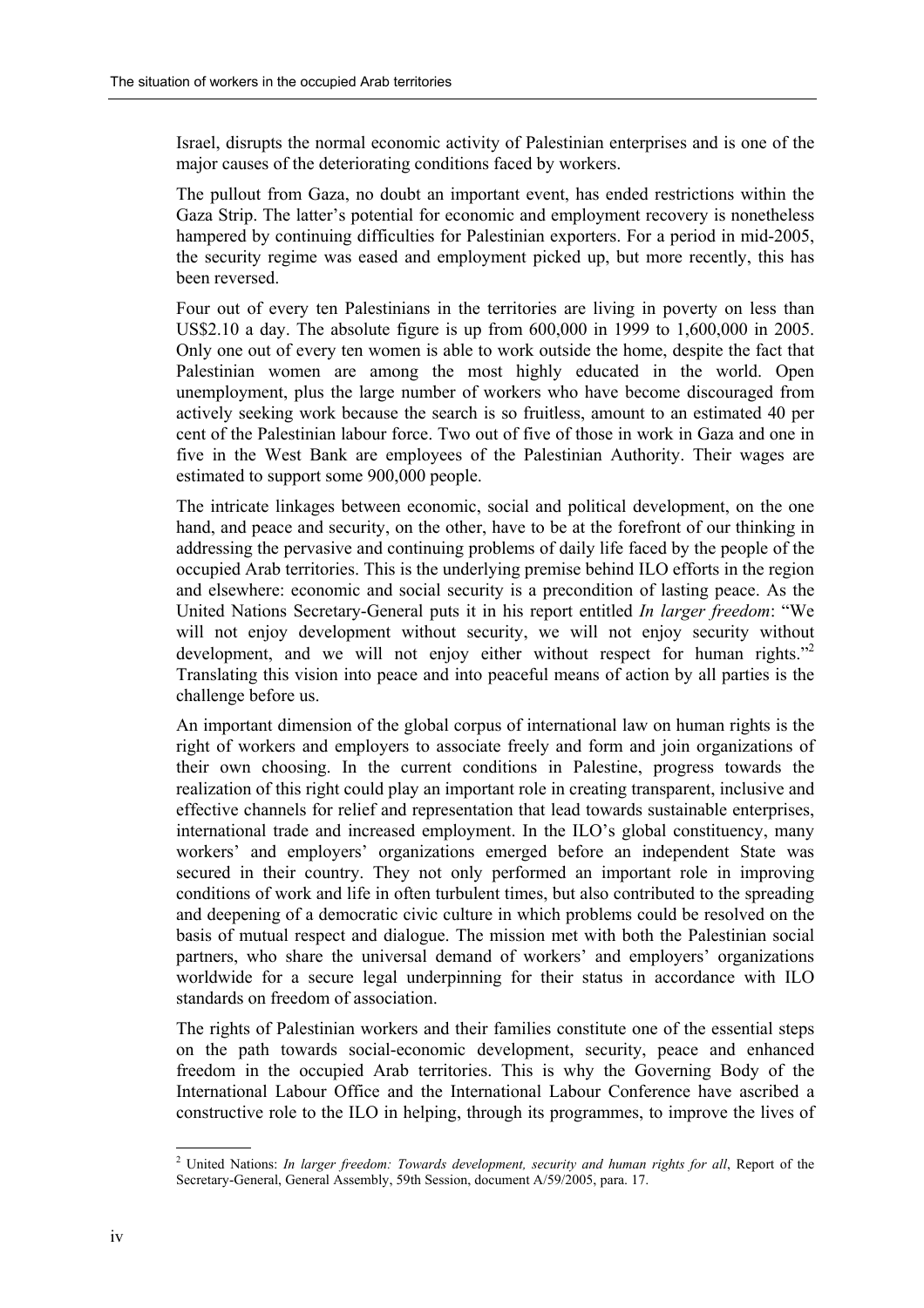Israel, disrupts the normal economic activity of Palestinian enterprises and is one of the major causes of the deteriorating conditions faced by workers.

The pullout from Gaza, no doubt an important event, has ended restrictions within the Gaza Strip. The latter's potential for economic and employment recovery is nonetheless hampered by continuing difficulties for Palestinian exporters. For a period in mid-2005, the security regime was eased and employment picked up, but more recently, this has been reversed.

Four out of every ten Palestinians in the territories are living in poverty on less than US$2.10 a day. The absolute figure is up from 600,000 in 1999 to 1,600,000 in 2005. Only one out of every ten women is able to work outside the home, despite the fact that Palestinian women are among the most highly educated in the world. Open unemployment, plus the large number of workers who have become discouraged from actively seeking work because the search is so fruitless, amount to an estimated 40 per cent of the Palestinian labour force. Two out of five of those in work in Gaza and one in five in the West Bank are employees of the Palestinian Authority. Their wages are estimated to support some 900,000 people.

The intricate linkages between economic, social and political development, on the one hand, and peace and security, on the other, have to be at the forefront of our thinking in addressing the pervasive and continuing problems of daily life faced by the people of the occupied Arab territories. This is the underlying premise behind ILO efforts in the region and elsewhere: economic and social security is a precondition of lasting peace. As the United Nations Secretary-General puts it in his report entitled *In larger freedom*: "We will not enjoy development without security, we will not enjoy security without development, and we will not enjoy either without respect for human rights."[2] Translating this vision into peace and into peaceful means of action by all parties is the challenge before us.

An important dimension of the global corpus of international law on human rights is the right of workers and employers to associate freely and form and join organizations of their own choosing. In the current conditions in Palestine, progress towards the realization of this right could play an important role in creating transparent, inclusive and effective channels for relief and representation that lead towards sustainable enterprises, international trade and increased employment. In the ILO's global constituency, many workers' and employers' organizations emerged before an independent State was secured in their country. They not only performed an important role in improving conditions of work and life in often turbulent times, but also contributed to the spreading and deepening of a democratic civic culture in which problems could be resolved on the basis of mutual respect and dialogue. The mission met with both the Palestinian social partners, who share the universal demand of workers' and employers' organizations worldwide for a secure legal underpinning for their status in accordance with ILO standards on freedom of association.

The rights of Palestinian workers and their families constitute one of the essential steps on the path towards social-economic development, security, peace and enhanced freedom in the occupied Arab territories. This is why the Governing Body of the International Labour Office and the International Labour Conference have ascribed a constructive role to the ILO in helping, through its programmes, to improve the lives of

---

[2] United Nations: *In larger freedom: Towards development, security and human rights for all*, Report of the Secretary-General, General Assembly, 59th Session, document A/59/2005, para. 17.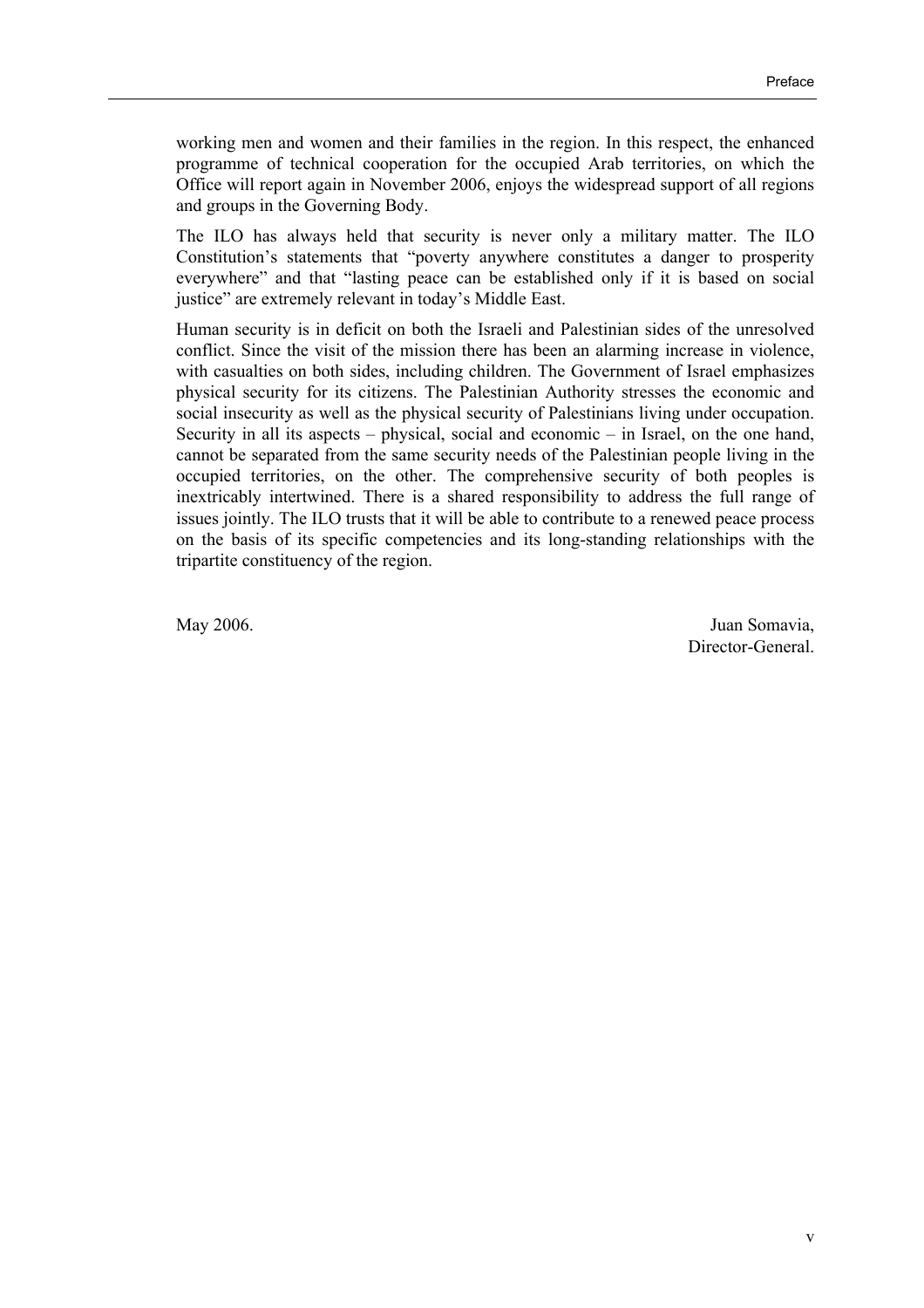working men and women and their families in the region. In this respect, the enhanced programme of technical cooperation for the occupied Arab territories, on which the Office will report again in November 2006, enjoys the widespread support of all regions and groups in the Governing Body.

The ILO has always held that security is never only a military matter. The ILO Constitution's statements that "poverty anywhere constitutes a danger to prosperity everywhere" and that "lasting peace can be established only if it is based on social justice" are extremely relevant in today's Middle East.

Human security is in deficit on both the Israeli and Palestinian sides of the unresolved conflict. Since the visit of the mission there has been an alarming increase in violence, with casualties on both sides, including children. The Government of Israel emphasizes physical security for its citizens. The Palestinian Authority stresses the economic and social insecurity as well as the physical security of Palestinians living under occupation. Security in all its aspects – physical, social and economic – in Israel, on the one hand, cannot be separated from the same security needs of the Palestinian people living in the occupied territories, on the other. The comprehensive security of both peoples is inextricably intertwined. There is a shared responsibility to address the full range of issues jointly. The ILO trusts that it will be able to contribute to a renewed peace process on the basis of its specific competencies and its long-standing relationships with the tripartite constituency of the region.

May 2006.

Juan Somavia,
Director-General.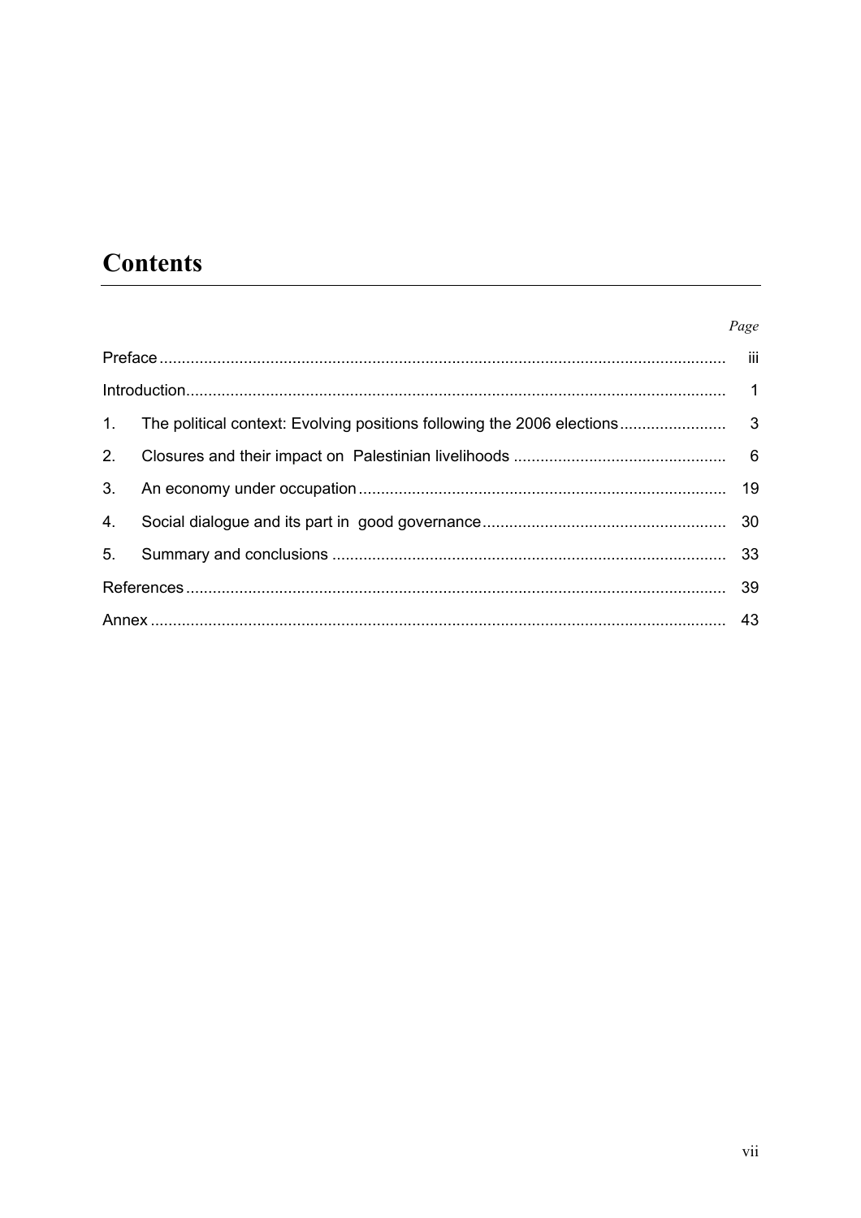# Contents

| | *Page* |
|---|---|
| Preface | iii |
| Introduction | 1 |
| 1. The political context: Evolving positions following the 2006 elections | 3 |
| 2. Closures and their impact on Palestinian livelihoods | 6 |
| 3. An economy under occupation | 19 |
| 4. Social dialogue and its part in good governance | 30 |
| 5. Summary and conclusions | 33 |
| References | 39 |
| Annex | 43 |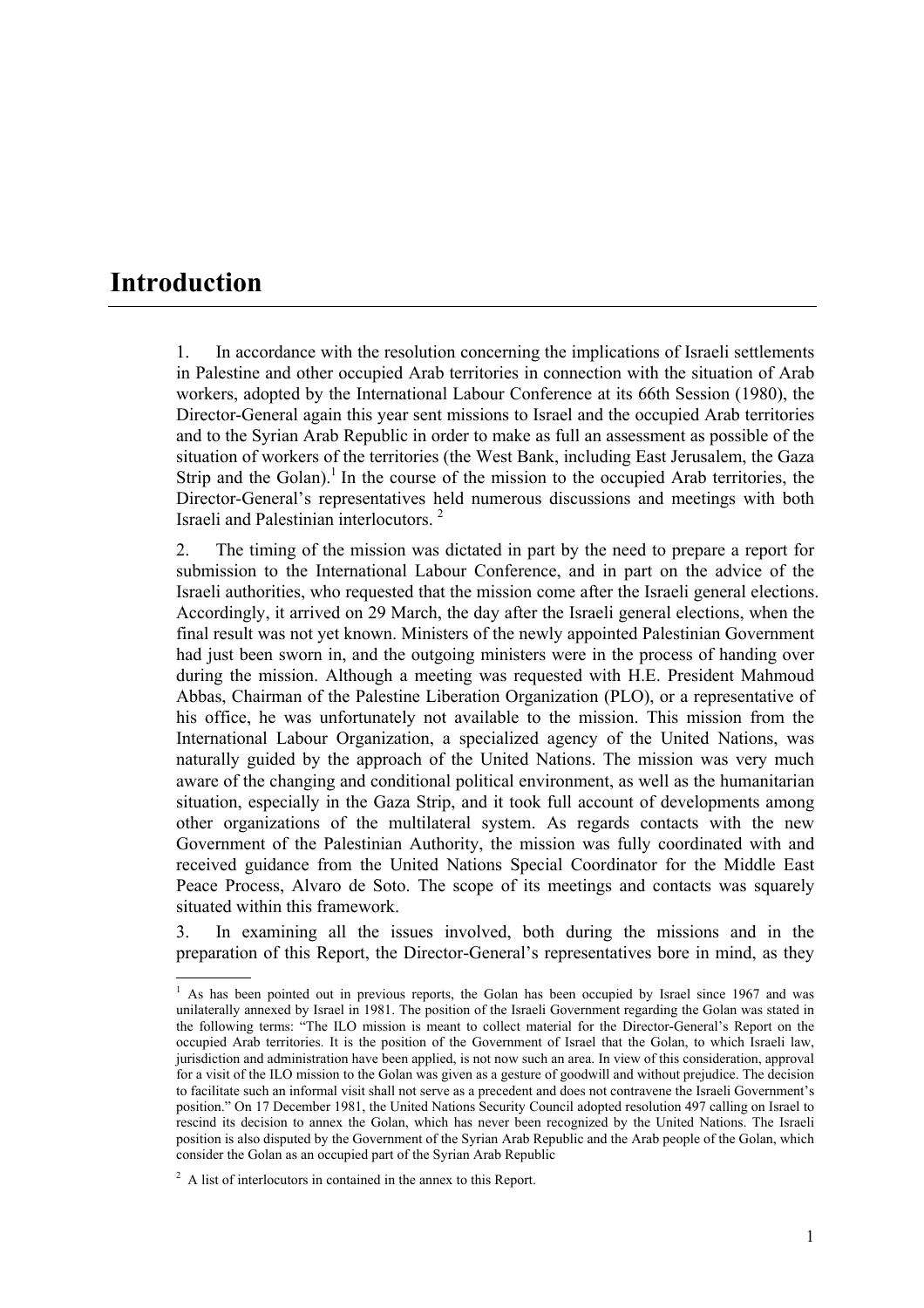# Introduction

1. In accordance with the resolution concerning the implications of Israeli settlements in Palestine and other occupied Arab territories in connection with the situation of Arab workers, adopted by the International Labour Conference at its 66th Session (1980), the Director-General again this year sent missions to Israel and the occupied Arab territories and to the Syrian Arab Republic in order to make as full an assessment as possible of the situation of workers of the territories (the West Bank, including East Jerusalem, the Gaza Strip and the Golan).[1] In the course of the mission to the occupied Arab territories, the Director-General's representatives held numerous discussions and meetings with both Israeli and Palestinian interlocutors.[2]

2. The timing of the mission was dictated in part by the need to prepare a report for submission to the International Labour Conference, and in part on the advice of the Israeli authorities, who requested that the mission come after the Israeli general elections. Accordingly, it arrived on 29 March, the day after the Israeli general elections, when the final result was not yet known. Ministers of the newly appointed Palestinian Government had just been sworn in, and the outgoing ministers were in the process of handing over during the mission. Although a meeting was requested with H.E. President Mahmoud Abbas, Chairman of the Palestine Liberation Organization (PLO), or a representative of his office, he was unfortunately not available to the mission. This mission from the International Labour Organization, a specialized agency of the United Nations, was naturally guided by the approach of the United Nations. The mission was very much aware of the changing and conditional political environment, as well as the humanitarian situation, especially in the Gaza Strip, and it took full account of developments among other organizations of the multilateral system. As regards contacts with the new Government of the Palestinian Authority, the mission was fully coordinated with and received guidance from the United Nations Special Coordinator for the Middle East Peace Process, Alvaro de Soto. The scope of its meetings and contacts was squarely situated within this framework.

3. In examining all the issues involved, both during the missions and in the preparation of this Report, the Director-General's representatives bore in mind, as they

---

[1] As has been pointed out in previous reports, the Golan has been occupied by Israel since 1967 and was unilaterally annexed by Israel in 1981. The position of the Israeli Government regarding the Golan was stated in the following terms: "The ILO mission is meant to collect material for the Director-General's Report on the occupied Arab territories. It is the position of the Government of Israel that the Golan, to which Israeli law, jurisdiction and administration have been applied, is not now such an area. In view of this consideration, approval for a visit of the ILO mission to the Golan was given as a gesture of goodwill and without prejudice. The decision to facilitate such an informal visit shall not serve as a precedent and does not contravene the Israeli Government's position." On 17 December 1981, the United Nations Security Council adopted resolution 497 calling on Israel to rescind its decision to annex the Golan, which has never been recognized by the United Nations. The Israeli position is also disputed by the Government of the Syrian Arab Republic and the Arab people of the Golan, which consider the Golan as an occupied part of the Syrian Arab Republic

[2] A list of interlocutors in contained in the annex to this Report.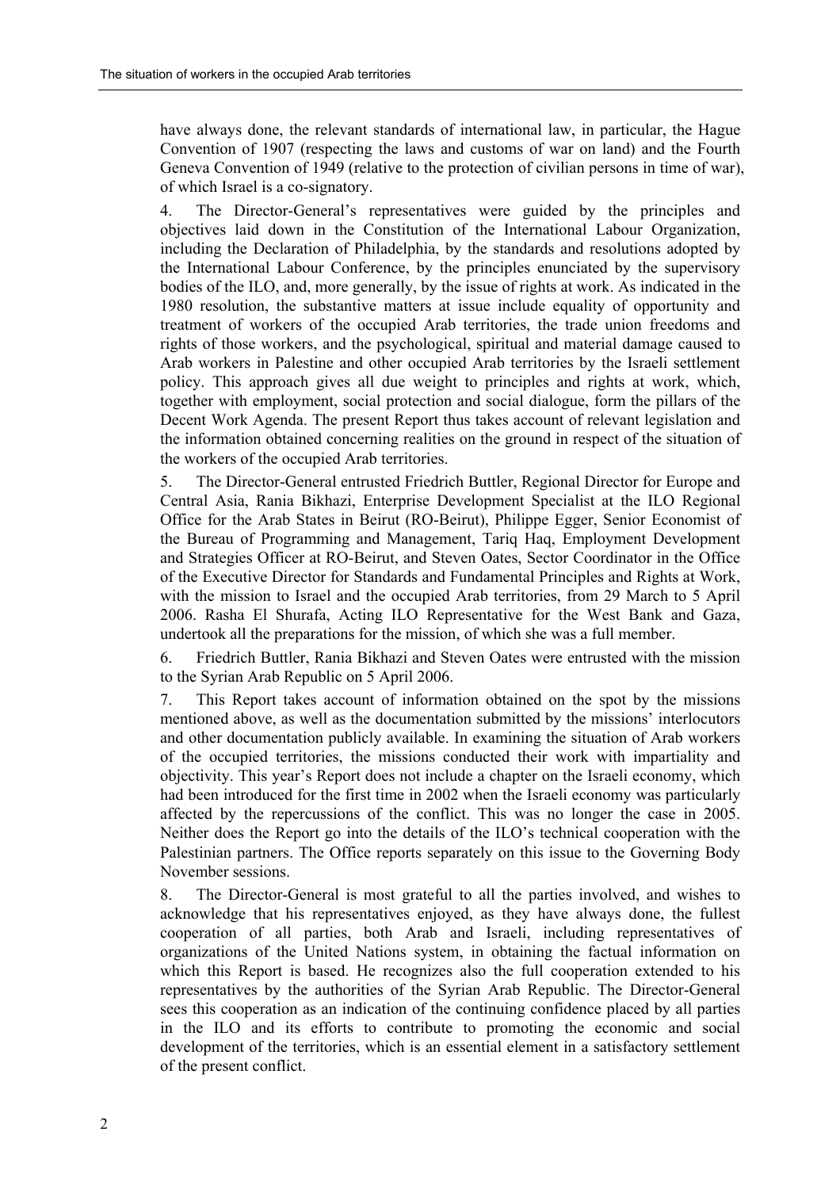have always done, the relevant standards of international law, in particular, the Hague Convention of 1907 (respecting the laws and customs of war on land) and the Fourth Geneva Convention of 1949 (relative to the protection of civilian persons in time of war), of which Israel is a co-signatory.

4. The Director-General's representatives were guided by the principles and objectives laid down in the Constitution of the International Labour Organization, including the Declaration of Philadelphia, by the standards and resolutions adopted by the International Labour Conference, by the principles enunciated by the supervisory bodies of the ILO, and, more generally, by the issue of rights at work. As indicated in the 1980 resolution, the substantive matters at issue include equality of opportunity and treatment of workers of the occupied Arab territories, the trade union freedoms and rights of those workers, and the psychological, spiritual and material damage caused to Arab workers in Palestine and other occupied Arab territories by the Israeli settlement policy. This approach gives all due weight to principles and rights at work, which, together with employment, social protection and social dialogue, form the pillars of the Decent Work Agenda. The present Report thus takes account of relevant legislation and the information obtained concerning realities on the ground in respect of the situation of the workers of the occupied Arab territories.

5. The Director-General entrusted Friedrich Buttler, Regional Director for Europe and Central Asia, Rania Bikhazi, Enterprise Development Specialist at the ILO Regional Office for the Arab States in Beirut (RO-Beirut), Philippe Egger, Senior Economist of the Bureau of Programming and Management, Tariq Haq, Employment Development and Strategies Officer at RO-Beirut, and Steven Oates, Sector Coordinator in the Office of the Executive Director for Standards and Fundamental Principles and Rights at Work, with the mission to Israel and the occupied Arab territories, from 29 March to 5 April 2006. Rasha El Shurafa, Acting ILO Representative for the West Bank and Gaza, undertook all the preparations for the mission, of which she was a full member.

6. Friedrich Buttler, Rania Bikhazi and Steven Oates were entrusted with the mission to the Syrian Arab Republic on 5 April 2006.

7. This Report takes account of information obtained on the spot by the missions mentioned above, as well as the documentation submitted by the missions' interlocutors and other documentation publicly available. In examining the situation of Arab workers of the occupied territories, the missions conducted their work with impartiality and objectivity. This year's Report does not include a chapter on the Israeli economy, which had been introduced for the first time in 2002 when the Israeli economy was particularly affected by the repercussions of the conflict. This was no longer the case in 2005. Neither does the Report go into the details of the ILO's technical cooperation with the Palestinian partners. The Office reports separately on this issue to the Governing Body November sessions.

8. The Director-General is most grateful to all the parties involved, and wishes to acknowledge that his representatives enjoyed, as they have always done, the fullest cooperation of all parties, both Arab and Israeli, including representatives of organizations of the United Nations system, in obtaining the factual information on which this Report is based. He recognizes also the full cooperation extended to his representatives by the authorities of the Syrian Arab Republic. The Director-General sees this cooperation as an indication of the continuing confidence placed by all parties in the ILO and its efforts to contribute to promoting the economic and social development of the territories, which is an essential element in a satisfactory settlement of the present conflict.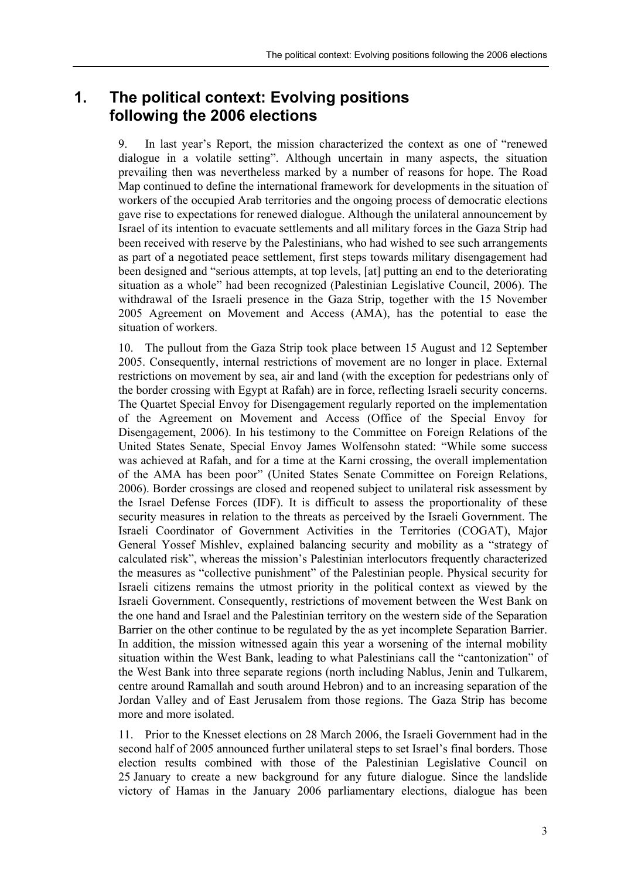# 1. The political context: Evolving positions following the 2006 elections

9. In last year's Report, the mission characterized the context as one of "renewed dialogue in a volatile setting". Although uncertain in many aspects, the situation prevailing then was nevertheless marked by a number of reasons for hope. The Road Map continued to define the international framework for developments in the situation of workers of the occupied Arab territories and the ongoing process of democratic elections gave rise to expectations for renewed dialogue. Although the unilateral announcement by Israel of its intention to evacuate settlements and all military forces in the Gaza Strip had been received with reserve by the Palestinians, who had wished to see such arrangements as part of a negotiated peace settlement, first steps towards military disengagement had been designed and "serious attempts, at top levels, [at] putting an end to the deteriorating situation as a whole" had been recognized (Palestinian Legislative Council, 2006). The withdrawal of the Israeli presence in the Gaza Strip, together with the 15 November 2005 Agreement on Movement and Access (AMA), has the potential to ease the situation of workers.

10. The pullout from the Gaza Strip took place between 15 August and 12 September 2005. Consequently, internal restrictions of movement are no longer in place. External restrictions on movement by sea, air and land (with the exception for pedestrians only of the border crossing with Egypt at Rafah) are in force, reflecting Israeli security concerns. The Quartet Special Envoy for Disengagement regularly reported on the implementation of the Agreement on Movement and Access (Office of the Special Envoy for Disengagement, 2006). In his testimony to the Committee on Foreign Relations of the United States Senate, Special Envoy James Wolfensohn stated: "While some success was achieved at Rafah, and for a time at the Karni crossing, the overall implementation of the AMA has been poor" (United States Senate Committee on Foreign Relations, 2006). Border crossings are closed and reopened subject to unilateral risk assessment by the Israel Defense Forces (IDF). It is difficult to assess the proportionality of these security measures in relation to the threats as perceived by the Israeli Government. The Israeli Coordinator of Government Activities in the Territories (COGAT), Major General Yossef Mishlev, explained balancing security and mobility as a "strategy of calculated risk", whereas the mission's Palestinian interlocutors frequently characterized the measures as "collective punishment" of the Palestinian people. Physical security for Israeli citizens remains the utmost priority in the political context as viewed by the Israeli Government. Consequently, restrictions of movement between the West Bank on the one hand and Israel and the Palestinian territory on the western side of the Separation Barrier on the other continue to be regulated by the as yet incomplete Separation Barrier. In addition, the mission witnessed again this year a worsening of the internal mobility situation within the West Bank, leading to what Palestinians call the "cantonization" of the West Bank into three separate regions (north including Nablus, Jenin and Tulkarem, centre around Ramallah and south around Hebron) and to an increasing separation of the Jordan Valley and of East Jerusalem from those regions. The Gaza Strip has become more and more isolated.

11. Prior to the Knesset elections on 28 March 2006, the Israeli Government had in the second half of 2005 announced further unilateral steps to set Israel's final borders. Those election results combined with those of the Palestinian Legislative Council on 25 January to create a new background for any future dialogue. Since the landslide victory of Hamas in the January 2006 parliamentary elections, dialogue has been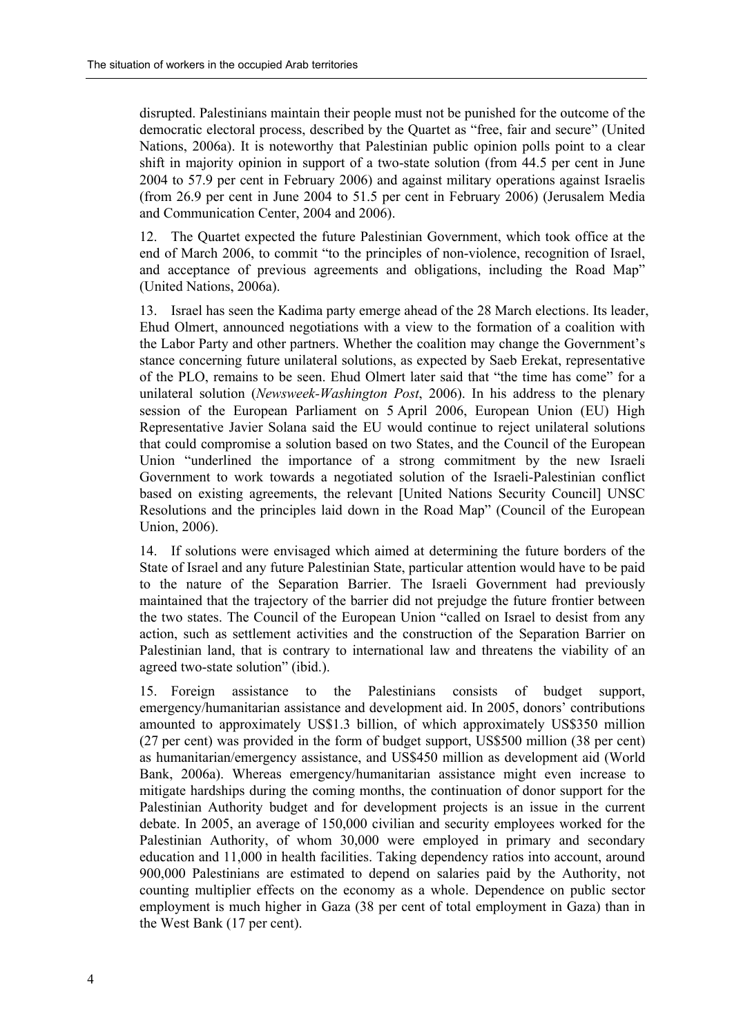disrupted. Palestinians maintain their people must not be punished for the outcome of the democratic electoral process, described by the Quartet as "free, fair and secure" (United Nations, 2006a). It is noteworthy that Palestinian public opinion polls point to a clear shift in majority opinion in support of a two-state solution (from 44.5 per cent in June 2004 to 57.9 per cent in February 2006) and against military operations against Israelis (from 26.9 per cent in June 2004 to 51.5 per cent in February 2006) (Jerusalem Media and Communication Center, 2004 and 2006).

12. The Quartet expected the future Palestinian Government, which took office at the end of March 2006, to commit "to the principles of non-violence, recognition of Israel, and acceptance of previous agreements and obligations, including the Road Map" (United Nations, 2006a).

13. Israel has seen the Kadima party emerge ahead of the 28 March elections. Its leader, Ehud Olmert, announced negotiations with a view to the formation of a coalition with the Labor Party and other partners. Whether the coalition may change the Government's stance concerning future unilateral solutions, as expected by Saeb Erekat, representative of the PLO, remains to be seen. Ehud Olmert later said that "the time has come" for a unilateral solution (*Newsweek-Washington Post*, 2006). In his address to the plenary session of the European Parliament on 5 April 2006, European Union (EU) High Representative Javier Solana said the EU would continue to reject unilateral solutions that could compromise a solution based on two States, and the Council of the European Union "underlined the importance of a strong commitment by the new Israeli Government to work towards a negotiated solution of the Israeli-Palestinian conflict based on existing agreements, the relevant [United Nations Security Council] UNSC Resolutions and the principles laid down in the Road Map" (Council of the European Union, 2006).

14. If solutions were envisaged which aimed at determining the future borders of the State of Israel and any future Palestinian State, particular attention would have to be paid to the nature of the Separation Barrier. The Israeli Government had previously maintained that the trajectory of the barrier did not prejudge the future frontier between the two states. The Council of the European Union "called on Israel to desist from any action, such as settlement activities and the construction of the Separation Barrier on Palestinian land, that is contrary to international law and threatens the viability of an agreed two-state solution" (ibid.).

15. Foreign assistance to the Palestinians consists of budget support, emergency/humanitarian assistance and development aid. In 2005, donors' contributions amounted to approximately US$1.3 billion, of which approximately US$350 million (27 per cent) was provided in the form of budget support, US$500 million (38 per cent) as humanitarian/emergency assistance, and US$450 million as development aid (World Bank, 2006a). Whereas emergency/humanitarian assistance might even increase to mitigate hardships during the coming months, the continuation of donor support for the Palestinian Authority budget and for development projects is an issue in the current debate. In 2005, an average of 150,000 civilian and security employees worked for the Palestinian Authority, of whom 30,000 were employed in primary and secondary education and 11,000 in health facilities. Taking dependency ratios into account, around 900,000 Palestinians are estimated to depend on salaries paid by the Authority, not counting multiplier effects on the economy as a whole. Dependence on public sector employment is much higher in Gaza (38 per cent of total employment in Gaza) than in the West Bank (17 per cent).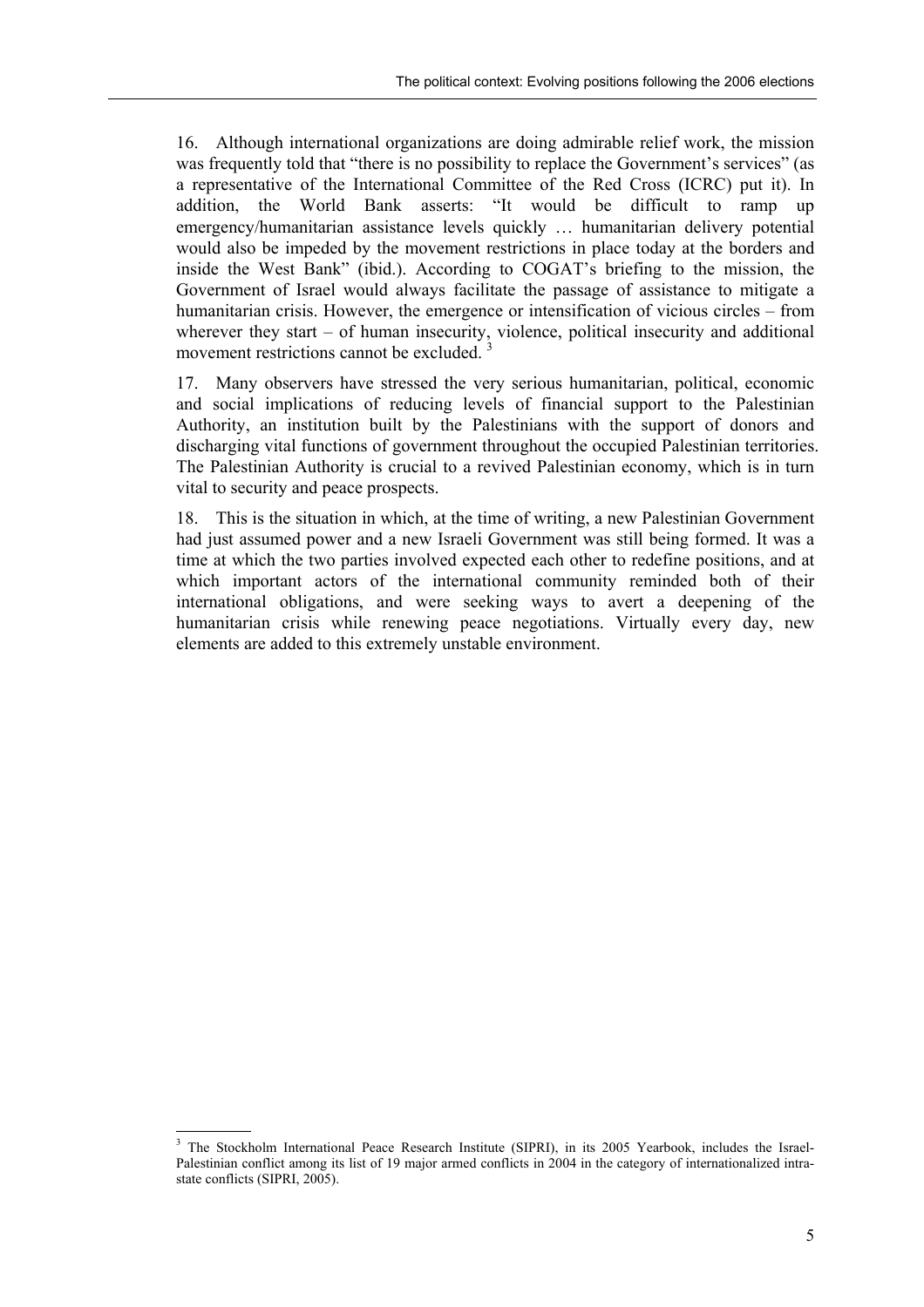16. Although international organizations are doing admirable relief work, the mission was frequently told that "there is no possibility to replace the Government's services" (as a representative of the International Committee of the Red Cross (ICRC) put it). In addition, the World Bank asserts: "It would be difficult to ramp up emergency/humanitarian assistance levels quickly … humanitarian delivery potential would also be impeded by the movement restrictions in place today at the borders and inside the West Bank" (ibid.). According to COGAT's briefing to the mission, the Government of Israel would always facilitate the passage of assistance to mitigate a humanitarian crisis. However, the emergence or intensification of vicious circles – from wherever they start – of human insecurity, violence, political insecurity and additional movement restrictions cannot be excluded. [3]

17. Many observers have stressed the very serious humanitarian, political, economic and social implications of reducing levels of financial support to the Palestinian Authority, an institution built by the Palestinians with the support of donors and discharging vital functions of government throughout the occupied Palestinian territories. The Palestinian Authority is crucial to a revived Palestinian economy, which is in turn vital to security and peace prospects.

18. This is the situation in which, at the time of writing, a new Palestinian Government had just assumed power and a new Israeli Government was still being formed. It was a time at which the two parties involved expected each other to redefine positions, and at which important actors of the international community reminded both of their international obligations, and were seeking ways to avert a deepening of the humanitarian crisis while renewing peace negotiations. Virtually every day, new elements are added to this extremely unstable environment.

---

[3] The Stockholm International Peace Research Institute (SIPRI), in its 2005 Yearbook, includes the Israel-Palestinian conflict among its list of 19 major armed conflicts in 2004 in the category of internationalized intra-state conflicts (SIPRI, 2005).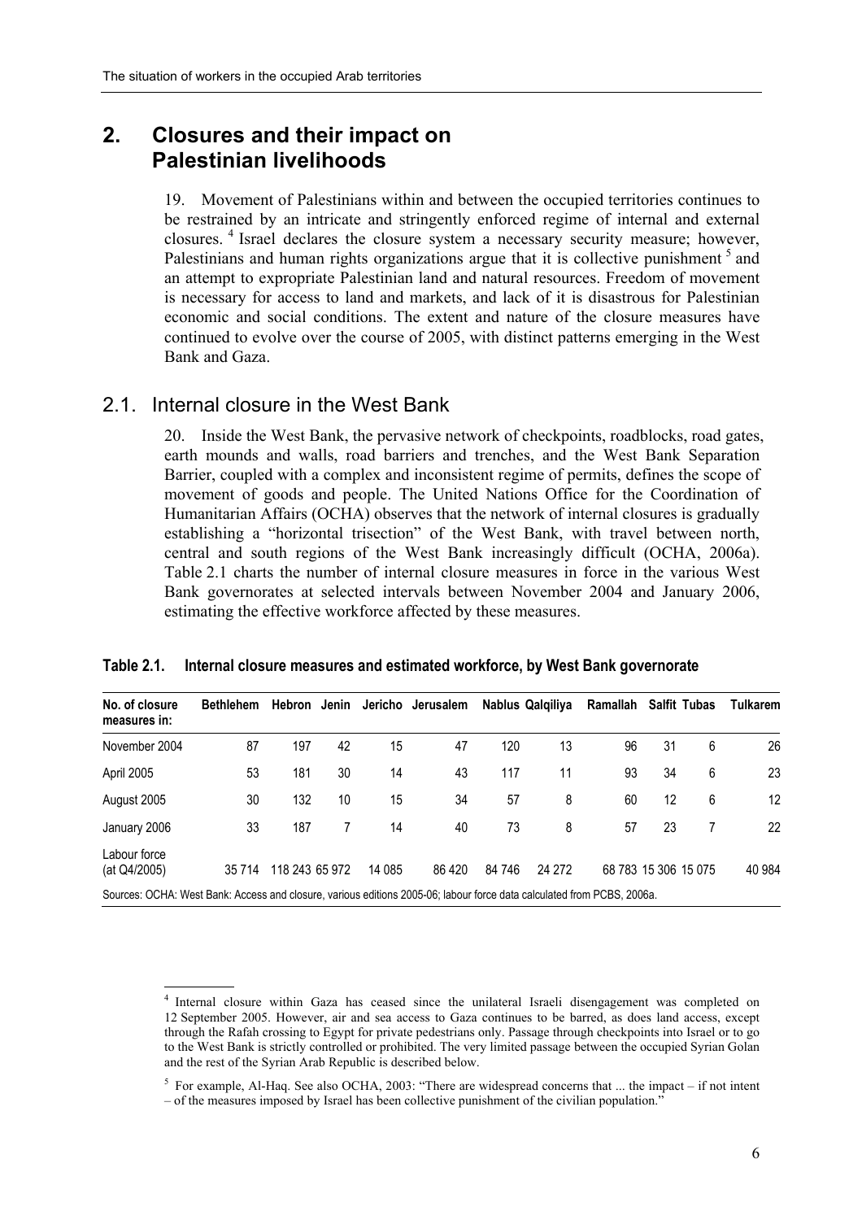## 2. Closures and their impact on Palestinian livelihoods

19. Movement of Palestinians within and between the occupied territories continues to be restrained by an intricate and stringently enforced regime of internal and external closures. [4] Israel declares the closure system a necessary security measure; however, Palestinians and human rights organizations argue that it is collective punishment [5] and an attempt to expropriate Palestinian land and natural resources. Freedom of movement is necessary for access to land and markets, and lack of it is disastrous for Palestinian economic and social conditions. The extent and nature of the closure measures have continued to evolve over the course of 2005, with distinct patterns emerging in the West Bank and Gaza.

### 2.1. Internal closure in the West Bank

20. Inside the West Bank, the pervasive network of checkpoints, roadblocks, road gates, earth mounds and walls, road barriers and trenches, and the West Bank Separation Barrier, coupled with a complex and inconsistent regime of permits, defines the scope of movement of goods and people. The United Nations Office for the Coordination of Humanitarian Affairs (OCHA) observes that the network of internal closures is gradually establishing a "horizontal trisection" of the West Bank, with travel between north, central and south regions of the West Bank increasingly difficult (OCHA, 2006a). Table 2.1 charts the number of internal closure measures in force in the various West Bank governorates at selected intervals between November 2004 and January 2006, estimating the effective workforce affected by these measures.

**Table 2.1. Internal closure measures and estimated workforce, by West Bank governorate**

| No. of closure measures in: | Bethlehem | Hebron | Jenin | Jericho | Jerusalem | Nablus | Qalqiliya | Ramallah | Salfit | Tubas | Tulkarem |
|---|---|---|---|---|---|---|---|---|---|---|---|
| November 2004 | 87 | 197 | 42 | 15 | 47 | 120 | 13 | 96 | 31 | 6 | 26 |
| April 2005 | 53 | 181 | 30 | 14 | 43 | 117 | 11 | 93 | 34 | 6 | 23 |
| August 2005 | 30 | 132 | 10 | 15 | 34 | 57 | 8 | 60 | 12 | 6 | 12 |
| January 2006 | 33 | 187 | 7 | 14 | 40 | 73 | 8 | 57 | 23 | 7 | 22 |
| Labour force (at Q4/2005) | 35 714 | 118 243 | 65 972 | 14 085 | 86 420 | 84 746 | 24 272 | 68 783 | 15 306 | 15 075 | 40 984 |

Sources: OCHA: West Bank: Access and closure, various editions 2005-06; labour force data calculated from PCBS, 2006a.

[4] Internal closure within Gaza has ceased since the unilateral Israeli disengagement was completed on 12 September 2005. However, air and sea access to Gaza continues to be barred, as does land access, except through the Rafah crossing to Egypt for private pedestrians only. Passage through checkpoints into Israel or to go to the West Bank is strictly controlled or prohibited. The very limited passage between the occupied Syrian Golan and the rest of the Syrian Arab Republic is described below.

[5] For example, Al-Haq. See also OCHA, 2003: "There are widespread concerns that ... the impact – if not intent – of the measures imposed by Israel has been collective punishment of the civilian population."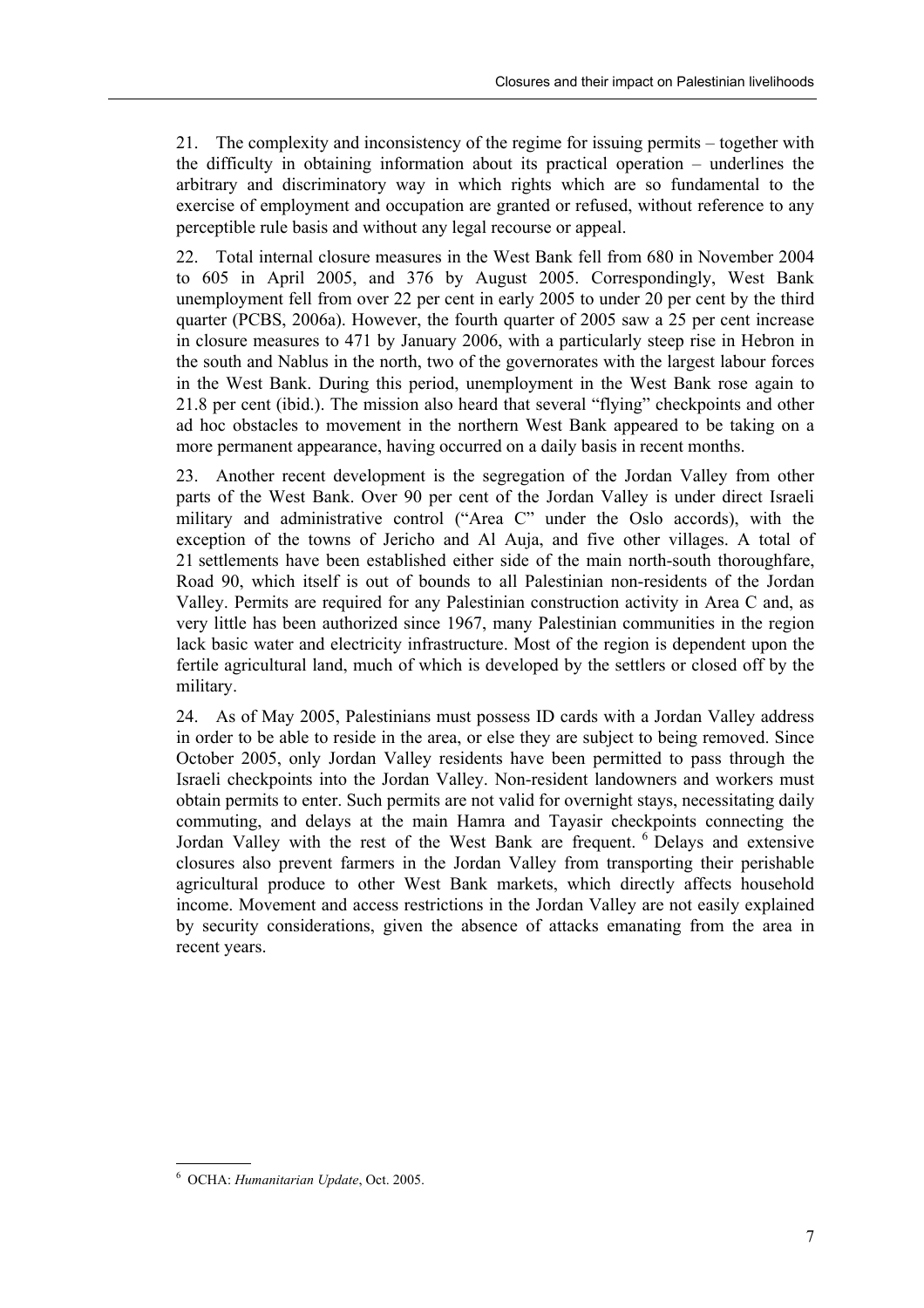21. The complexity and inconsistency of the regime for issuing permits – together with the difficulty in obtaining information about its practical operation – underlines the arbitrary and discriminatory way in which rights which are so fundamental to the exercise of employment and occupation are granted or refused, without reference to any perceptible rule basis and without any legal recourse or appeal.

22. Total internal closure measures in the West Bank fell from 680 in November 2004 to 605 in April 2005, and 376 by August 2005. Correspondingly, West Bank unemployment fell from over 22 per cent in early 2005 to under 20 per cent by the third quarter (PCBS, 2006a). However, the fourth quarter of 2005 saw a 25 per cent increase in closure measures to 471 by January 2006, with a particularly steep rise in Hebron in the south and Nablus in the north, two of the governorates with the largest labour forces in the West Bank. During this period, unemployment in the West Bank rose again to 21.8 per cent (ibid.). The mission also heard that several "flying" checkpoints and other ad hoc obstacles to movement in the northern West Bank appeared to be taking on a more permanent appearance, having occurred on a daily basis in recent months.

23. Another recent development is the segregation of the Jordan Valley from other parts of the West Bank. Over 90 per cent of the Jordan Valley is under direct Israeli military and administrative control ("Area C" under the Oslo accords), with the exception of the towns of Jericho and Al Auja, and five other villages. A total of 21 settlements have been established either side of the main north-south thoroughfare, Road 90, which itself is out of bounds to all Palestinian non-residents of the Jordan Valley. Permits are required for any Palestinian construction activity in Area C and, as very little has been authorized since 1967, many Palestinian communities in the region lack basic water and electricity infrastructure. Most of the region is dependent upon the fertile agricultural land, much of which is developed by the settlers or closed off by the military.

24. As of May 2005, Palestinians must possess ID cards with a Jordan Valley address in order to be able to reside in the area, or else they are subject to being removed. Since October 2005, only Jordan Valley residents have been permitted to pass through the Israeli checkpoints into the Jordan Valley. Non-resident landowners and workers must obtain permits to enter. Such permits are not valid for overnight stays, necessitating daily commuting, and delays at the main Hamra and Tayasir checkpoints connecting the Jordan Valley with the rest of the West Bank are frequent. [6] Delays and extensive closures also prevent farmers in the Jordan Valley from transporting their perishable agricultural produce to other West Bank markets, which directly affects household income. Movement and access restrictions in the Jordan Valley are not easily explained by security considerations, given the absence of attacks emanating from the area in recent years.

---

[6] OCHA: *Humanitarian Update*, Oct. 2005.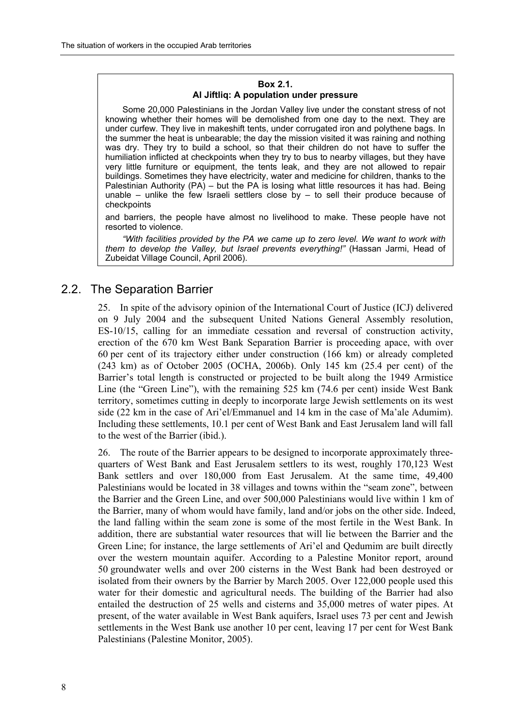**Box 2.1.**
**Al Jiftliq: A population under pressure**

Some 20,000 Palestinians in the Jordan Valley live under the constant stress of not knowing whether their homes will be demolished from one day to the next. They are under curfew. They live in makeshift tents, under corrugated iron and polythene bags. In the summer the heat is unbearable; the day the mission visited it was raining and nothing was dry. They try to build a school, so that their children do not have to suffer the humiliation inflicted at checkpoints when they try to bus to nearby villages, but they have very little furniture or equipment, the tents leak, and they are not allowed to repair buildings. Sometimes they have electricity, water and medicine for children, thanks to the Palestinian Authority (PA) – but the PA is losing what little resources it has had. Being unable – unlike the few Israeli settlers close by – to sell their produce because of checkpoints and barriers, the people have almost no livelihood to make. These people have not resorted to violence.

*"With facilities provided by the PA we came up to zero level. We want to work with them to develop the Valley, but Israel prevents everything!"* (Hassan Jarmi, Head of Zubeidat Village Council, April 2006).

## 2.2. The Separation Barrier

25. In spite of the advisory opinion of the International Court of Justice (ICJ) delivered on 9 July 2004 and the subsequent United Nations General Assembly resolution, ES-10/15, calling for an immediate cessation and reversal of construction activity, erection of the 670 km West Bank Separation Barrier is proceeding apace, with over 60 per cent of its trajectory either under construction (166 km) or already completed (243 km) as of October 2005 (OCHA, 2006b). Only 145 km (25.4 per cent) of the Barrier's total length is constructed or projected to be built along the 1949 Armistice Line (the "Green Line"), with the remaining 525 km (74.6 per cent) inside West Bank territory, sometimes cutting in deeply to incorporate large Jewish settlements on its west side (22 km in the case of Ari'el/Emmanuel and 14 km in the case of Ma'ale Adumim). Including these settlements, 10.1 per cent of West Bank and East Jerusalem land will fall to the west of the Barrier (ibid.).

26. The route of the Barrier appears to be designed to incorporate approximately three-quarters of West Bank and East Jerusalem settlers to its west, roughly 170,123 West Bank settlers and over 180,000 from East Jerusalem. At the same time, 49,400 Palestinians would be located in 38 villages and towns within the "seam zone", between the Barrier and the Green Line, and over 500,000 Palestinians would live within 1 km of the Barrier, many of whom would have family, land and/or jobs on the other side. Indeed, the land falling within the seam zone is some of the most fertile in the West Bank. In addition, there are substantial water resources that will lie between the Barrier and the Green Line; for instance, the large settlements of Ari'el and Qedumim are built directly over the western mountain aquifer. According to a Palestine Monitor report, around 50 groundwater wells and over 200 cisterns in the West Bank had been destroyed or isolated from their owners by the Barrier by March 2005. Over 122,000 people used this water for their domestic and agricultural needs. The building of the Barrier had also entailed the destruction of 25 wells and cisterns and 35,000 metres of water pipes. At present, of the water available in West Bank aquifers, Israel uses 73 per cent and Jewish settlements in the West Bank use another 10 per cent, leaving 17 per cent for West Bank Palestinians (Palestine Monitor, 2005).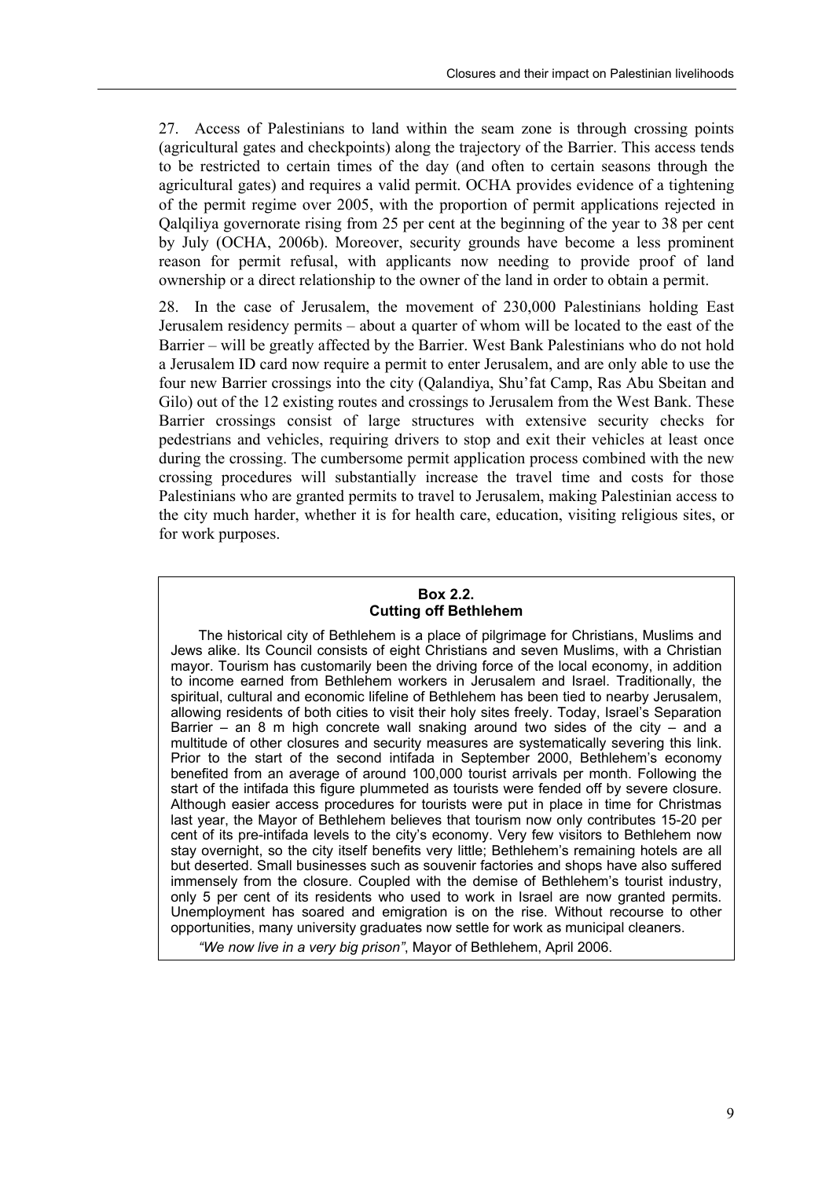27. Access of Palestinians to land within the seam zone is through crossing points (agricultural gates and checkpoints) along the trajectory of the Barrier. This access tends to be restricted to certain times of the day (and often to certain seasons through the agricultural gates) and requires a valid permit. OCHA provides evidence of a tightening of the permit regime over 2005, with the proportion of permit applications rejected in Qalqiliya governorate rising from 25 per cent at the beginning of the year to 38 per cent by July (OCHA, 2006b). Moreover, security grounds have become a less prominent reason for permit refusal, with applicants now needing to provide proof of land ownership or a direct relationship to the owner of the land in order to obtain a permit.

28. In the case of Jerusalem, the movement of 230,000 Palestinians holding East Jerusalem residency permits – about a quarter of whom will be located to the east of the Barrier – will be greatly affected by the Barrier. West Bank Palestinians who do not hold a Jerusalem ID card now require a permit to enter Jerusalem, and are only able to use the four new Barrier crossings into the city (Qalandiya, Shu'fat Camp, Ras Abu Sbeitan and Gilo) out of the 12 existing routes and crossings to Jerusalem from the West Bank. These Barrier crossings consist of large structures with extensive security checks for pedestrians and vehicles, requiring drivers to stop and exit their vehicles at least once during the crossing. The cumbersome permit application process combined with the new crossing procedures will substantially increase the travel time and costs for those Palestinians who are granted permits to travel to Jerusalem, making Palestinian access to the city much harder, whether it is for health care, education, visiting religious sites, or for work purposes.

**Box 2.2.**
**Cutting off Bethlehem**

The historical city of Bethlehem is a place of pilgrimage for Christians, Muslims and Jews alike. Its Council consists of eight Christians and seven Muslims, with a Christian mayor. Tourism has customarily been the driving force of the local economy, in addition to income earned from Bethlehem workers in Jerusalem and Israel. Traditionally, the spiritual, cultural and economic lifeline of Bethlehem has been tied to nearby Jerusalem, allowing residents of both cities to visit their holy sites freely. Today, Israel's Separation Barrier – an 8 m high concrete wall snaking around two sides of the city – and a multitude of other closures and security measures are systematically severing this link. Prior to the start of the second intifada in September 2000, Bethlehem's economy benefited from an average of around 100,000 tourist arrivals per month. Following the start of the intifada this figure plummeted as tourists were fended off by severe closure. Although easier access procedures for tourists were put in place in time for Christmas last year, the Mayor of Bethlehem believes that tourism now only contributes 15-20 per cent of its pre-intifada levels to the city's economy. Very few visitors to Bethlehem now stay overnight, so the city itself benefits very little; Bethlehem's remaining hotels are all but deserted. Small businesses such as souvenir factories and shops have also suffered immensely from the closure. Coupled with the demise of Bethlehem's tourist industry, only 5 per cent of its residents who used to work in Israel are now granted permits. Unemployment has soared and emigration is on the rise. Without recourse to other opportunities, many university graduates now settle for work as municipal cleaners.

*"We now live in a very big prison"*, Mayor of Bethlehem, April 2006.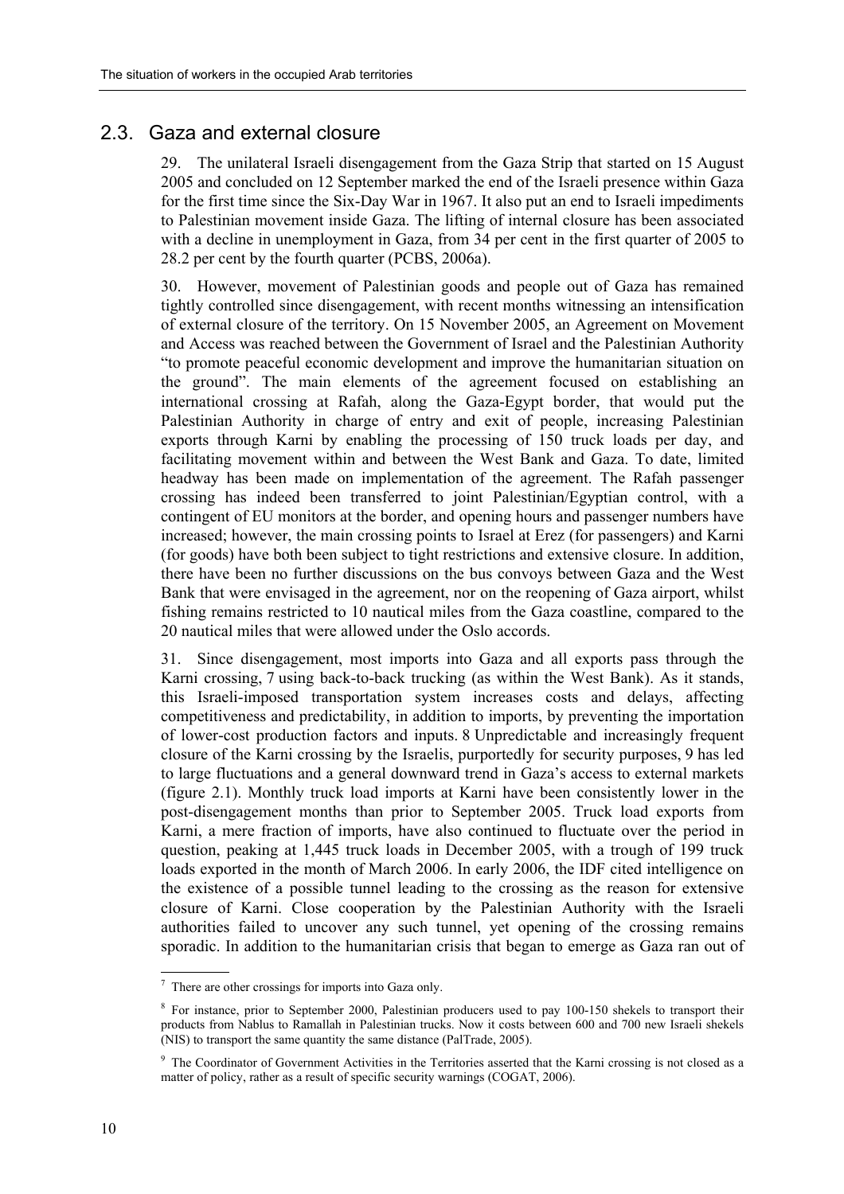## 2.3. Gaza and external closure

29. The unilateral Israeli disengagement from the Gaza Strip that started on 15 August 2005 and concluded on 12 September marked the end of the Israeli presence within Gaza for the first time since the Six-Day War in 1967. It also put an end to Israeli impediments to Palestinian movement inside Gaza. The lifting of internal closure has been associated with a decline in unemployment in Gaza, from 34 per cent in the first quarter of 2005 to 28.2 per cent by the fourth quarter (PCBS, 2006a).

30. However, movement of Palestinian goods and people out of Gaza has remained tightly controlled since disengagement, with recent months witnessing an intensification of external closure of the territory. On 15 November 2005, an Agreement on Movement and Access was reached between the Government of Israel and the Palestinian Authority "to promote peaceful economic development and improve the humanitarian situation on the ground". The main elements of the agreement focused on establishing an international crossing at Rafah, along the Gaza-Egypt border, that would put the Palestinian Authority in charge of entry and exit of people, increasing Palestinian exports through Karni by enabling the processing of 150 truck loads per day, and facilitating movement within and between the West Bank and Gaza. To date, limited headway has been made on implementation of the agreement. The Rafah passenger crossing has indeed been transferred to joint Palestinian/Egyptian control, with a contingent of EU monitors at the border, and opening hours and passenger numbers have increased; however, the main crossing points to Israel at Erez (for passengers) and Karni (for goods) have both been subject to tight restrictions and extensive closure. In addition, there have been no further discussions on the bus convoys between Gaza and the West Bank that were envisaged in the agreement, nor on the reopening of Gaza airport, whilst fishing remains restricted to 10 nautical miles from the Gaza coastline, compared to the 20 nautical miles that were allowed under the Oslo accords.

31. Since disengagement, most imports into Gaza and all exports pass through the Karni crossing,[7] using back-to-back trucking (as within the West Bank). As it stands, this Israeli-imposed transportation system increases costs and delays, affecting competitiveness and predictability, in addition to imports, by preventing the importation of lower-cost production factors and inputs.[8] Unpredictable and increasingly frequent closure of the Karni crossing by the Israelis, purportedly for security purposes,[9] has led to large fluctuations and a general downward trend in Gaza's access to external markets (figure 2.1). Monthly truck load imports at Karni have been consistently lower in the post-disengagement months than prior to September 2005. Truck load exports from Karni, a mere fraction of imports, have also continued to fluctuate over the period in question, peaking at 1,445 truck loads in December 2005, with a trough of 199 truck loads exported in the month of March 2006. In early 2006, the IDF cited intelligence on the existence of a possible tunnel leading to the crossing as the reason for extensive closure of Karni. Close cooperation by the Palestinian Authority with the Israeli authorities failed to uncover any such tunnel, yet opening of the crossing remains sporadic. In addition to the humanitarian crisis that began to emerge as Gaza ran out of

---

[7] There are other crossings for imports into Gaza only.

[8] For instance, prior to September 2000, Palestinian producers used to pay 100-150 shekels to transport their products from Nablus to Ramallah in Palestinian trucks. Now it costs between 600 and 700 new Israeli shekels (NIS) to transport the same quantity the same distance (PalTrade, 2005).

[9] The Coordinator of Government Activities in the Territories asserted that the Karni crossing is not closed as a matter of policy, rather as a result of specific security warnings (COGAT, 2006).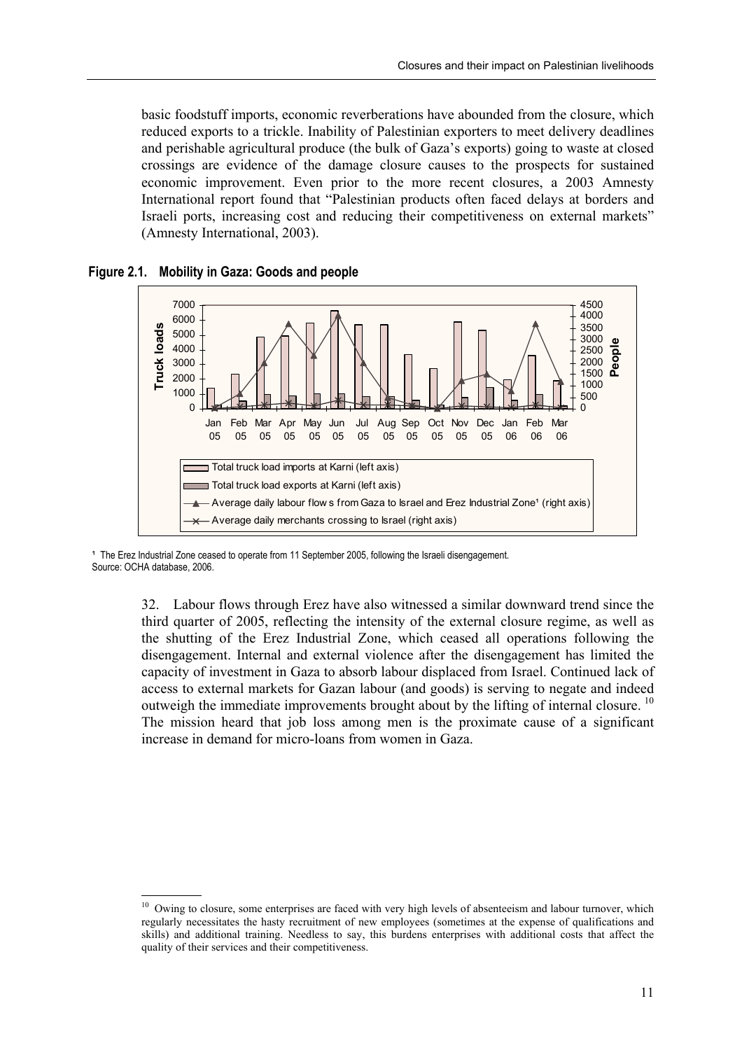basic foodstuff imports, economic reverberations have abounded from the closure, which reduced exports to a trickle. Inability of Palestinian exporters to meet delivery deadlines and perishable agricultural produce (the bulk of Gaza's exports) going to waste at closed crossings are evidence of the damage closure causes to the prospects for sustained economic improvement. Even prior to the more recent closures, a 2003 Amnesty International report found that "Palestinian products often faced delays at borders and Israeli ports, increasing cost and reducing their competitiveness on external markets" (Amnesty International, 2003).

**Figure 2.1. Mobility in Gaza: Goods and people**

[1] The Erez Industrial Zone ceased to operate from 11 September 2005, following the Israeli disengagement.
Source: OCHA database, 2006.

32. Labour flows through Erez have also witnessed a similar downward trend since the third quarter of 2005, reflecting the intensity of the external closure regime, as well as the shutting of the Erez Industrial Zone, which ceased all operations following the disengagement. Internal and external violence after the disengagement has limited the capacity of investment in Gaza to absorb labour displaced from Israel. Continued lack of access to external markets for Gazan labour (and goods) is serving to negate and indeed outweigh the immediate improvements brought about by the lifting of internal closure. [10] The mission heard that job loss among men is the proximate cause of a significant increase in demand for micro-loans from women in Gaza.

[10] Owing to closure, some enterprises are faced with very high levels of absenteeism and labour turnover, which regularly necessitates the hasty recruitment of new employees (sometimes at the expense of qualifications and skills) and additional training. Needless to say, this burdens enterprises with additional costs that affect the quality of their services and their competitiveness.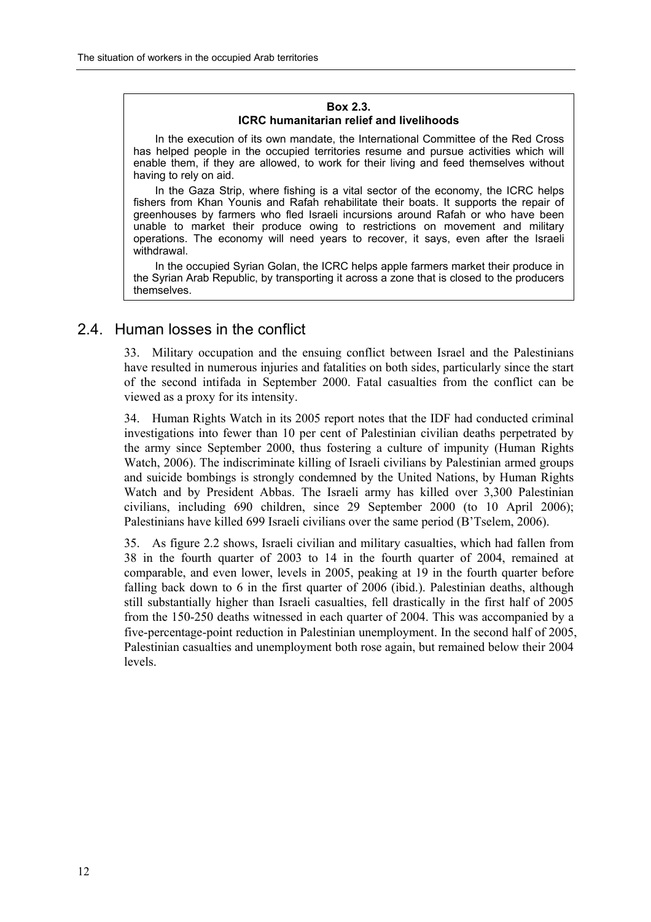**Box 2.3.**
**ICRC humanitarian relief and livelihoods**

In the execution of its own mandate, the International Committee of the Red Cross has helped people in the occupied territories resume and pursue activities which will enable them, if they are allowed, to work for their living and feed themselves without having to rely on aid.

In the Gaza Strip, where fishing is a vital sector of the economy, the ICRC helps fishers from Khan Younis and Rafah rehabilitate their boats. It supports the repair of greenhouses by farmers who fled Israeli incursions around Rafah or who have been unable to market their produce owing to restrictions on movement and military operations. The economy will need years to recover, it says, even after the Israeli withdrawal.

In the occupied Syrian Golan, the ICRC helps apple farmers market their produce in the Syrian Arab Republic, by transporting it across a zone that is closed to the producers themselves.

## 2.4. Human losses in the conflict

33. Military occupation and the ensuing conflict between Israel and the Palestinians have resulted in numerous injuries and fatalities on both sides, particularly since the start of the second intifada in September 2000. Fatal casualties from the conflict can be viewed as a proxy for its intensity.

34. Human Rights Watch in its 2005 report notes that the IDF had conducted criminal investigations into fewer than 10 per cent of Palestinian civilian deaths perpetrated by the army since September 2000, thus fostering a culture of impunity (Human Rights Watch, 2006). The indiscriminate killing of Israeli civilians by Palestinian armed groups and suicide bombings is strongly condemned by the United Nations, by Human Rights Watch and by President Abbas. The Israeli army has killed over 3,300 Palestinian civilians, including 690 children, since 29 September 2000 (to 10 April 2006); Palestinians have killed 699 Israeli civilians over the same period (B'Tselem, 2006).

35. As figure 2.2 shows, Israeli civilian and military casualties, which had fallen from 38 in the fourth quarter of 2003 to 14 in the fourth quarter of 2004, remained at comparable, and even lower, levels in 2005, peaking at 19 in the fourth quarter before falling back down to 6 in the first quarter of 2006 (ibid.). Palestinian deaths, although still substantially higher than Israeli casualties, fell drastically in the first half of 2005 from the 150-250 deaths witnessed in each quarter of 2004. This was accompanied by a five-percentage-point reduction in Palestinian unemployment. In the second half of 2005, Palestinian casualties and unemployment both rose again, but remained below their 2004 levels.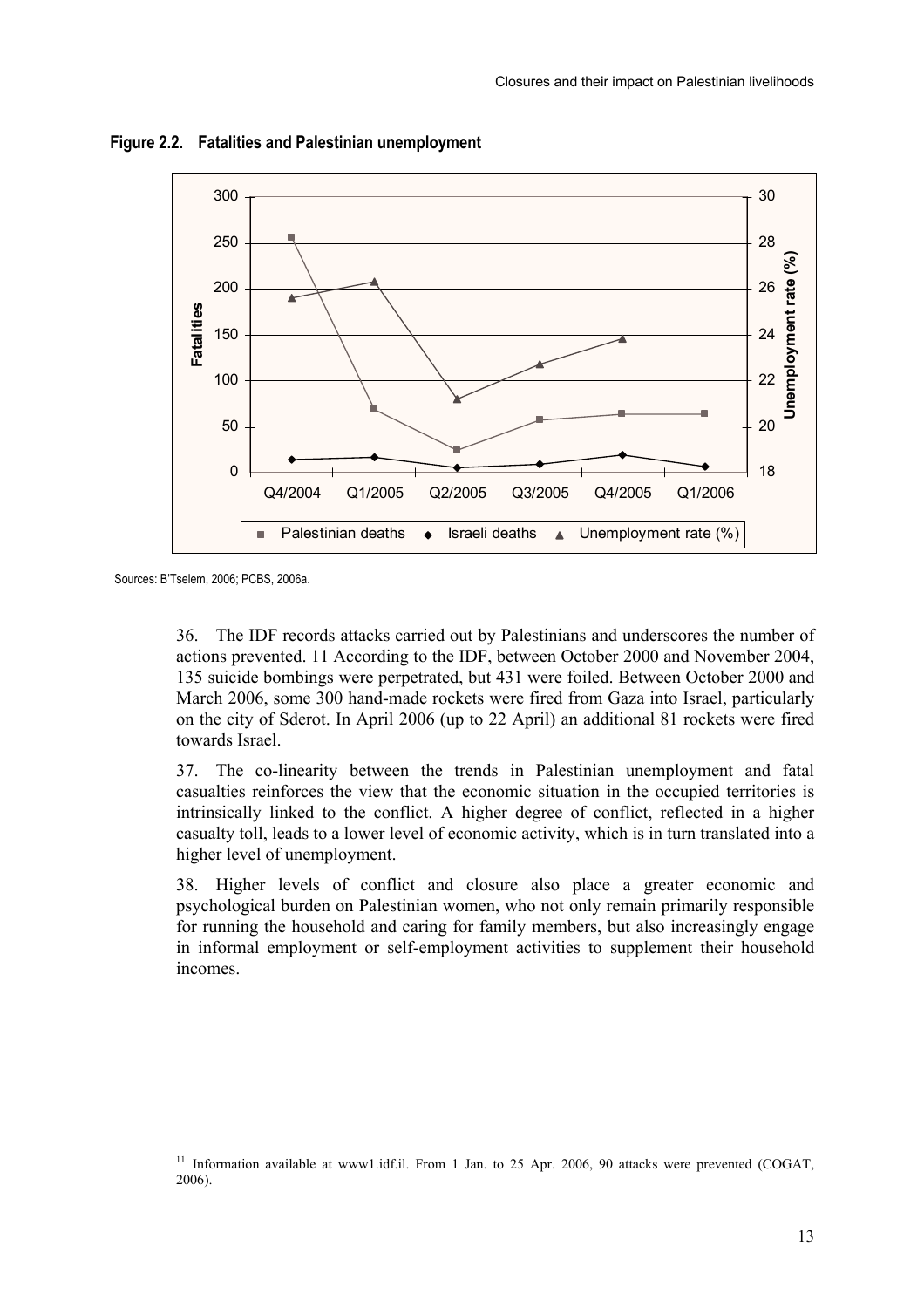**Figure 2.2. Fatalities and Palestinian unemployment**

Sources: B'Tselem, 2006; PCBS, 2006a.

36. The IDF records attacks carried out by Palestinians and underscores the number of actions prevented. 11 According to the IDF, between October 2000 and November 2004, 135 suicide bombings were perpetrated, but 431 were foiled. Between October 2000 and March 2006, some 300 hand-made rockets were fired from Gaza into Israel, particularly on the city of Sderot. In April 2006 (up to 22 April) an additional 81 rockets were fired towards Israel.

37. The co-linearity between the trends in Palestinian unemployment and fatal casualties reinforces the view that the economic situation in the occupied territories is intrinsically linked to the conflict. A higher degree of conflict, reflected in a higher casualty toll, leads to a lower level of economic activity, which is in turn translated into a higher level of unemployment.

38. Higher levels of conflict and closure also place a greater economic and psychological burden on Palestinian women, who not only remain primarily responsible for running the household and caring for family members, but also increasingly engage in informal employment or self-employment activities to supplement their household incomes.

[11] Information available at www1.idf.il. From 1 Jan. to 25 Apr. 2006, 90 attacks were prevented (COGAT, 2006).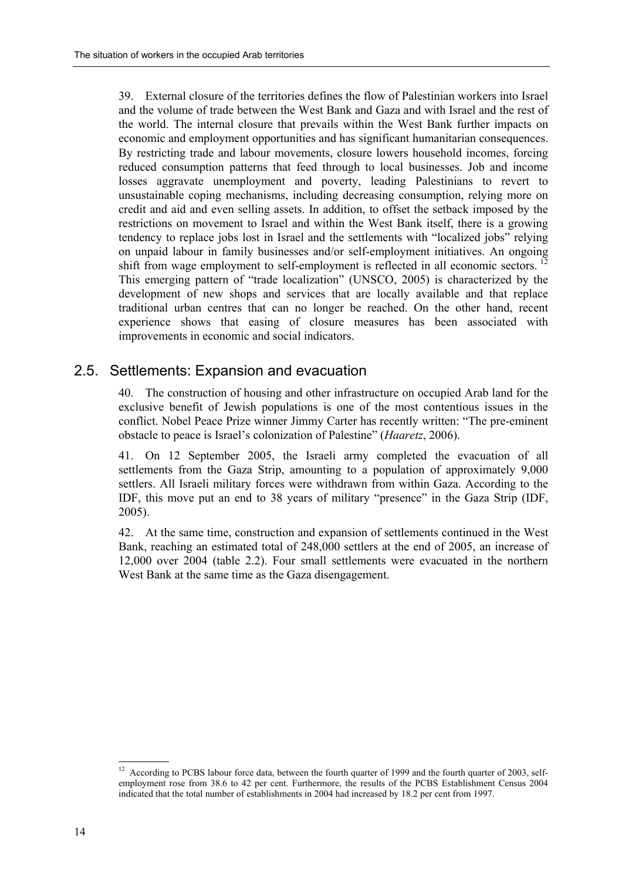39. External closure of the territories defines the flow of Palestinian workers into Israel and the volume of trade between the West Bank and Gaza and with Israel and the rest of the world. The internal closure that prevails within the West Bank further impacts on economic and employment opportunities and has significant humanitarian consequences. By restricting trade and labour movements, closure lowers household incomes, forcing reduced consumption patterns that feed through to local businesses. Job and income losses aggravate unemployment and poverty, leading Palestinians to revert to unsustainable coping mechanisms, including decreasing consumption, relying more on credit and aid and even selling assets. In addition, to offset the setback imposed by the restrictions on movement to Israel and within the West Bank itself, there is a growing tendency to replace jobs lost in Israel and the settlements with "localized jobs" relying on unpaid labour in family businesses and/or self-employment initiatives. An ongoing shift from wage employment to self-employment is reflected in all economic sectors. [12] This emerging pattern of "trade localization" (UNSCO, 2005) is characterized by the development of new shops and services that are locally available and that replace traditional urban centres that can no longer be reached. On the other hand, recent experience shows that easing of closure measures has been associated with improvements in economic and social indicators.

## 2.5. Settlements: Expansion and evacuation

40. The construction of housing and other infrastructure on occupied Arab land for the exclusive benefit of Jewish populations is one of the most contentious issues in the conflict. Nobel Peace Prize winner Jimmy Carter has recently written: "The pre-eminent obstacle to peace is Israel's colonization of Palestine" (*Haaretz*, 2006).

41. On 12 September 2005, the Israeli army completed the evacuation of all settlements from the Gaza Strip, amounting to a population of approximately 9,000 settlers. All Israeli military forces were withdrawn from within Gaza. According to the IDF, this move put an end to 38 years of military "presence" in the Gaza Strip (IDF, 2005).

42. At the same time, construction and expansion of settlements continued in the West Bank, reaching an estimated total of 248,000 settlers at the end of 2005, an increase of 12,000 over 2004 (table 2.2). Four small settlements were evacuated in the northern West Bank at the same time as the Gaza disengagement.

---

[12] According to PCBS labour force data, between the fourth quarter of 1999 and the fourth quarter of 2003, self-employment rose from 38.6 to 42 per cent. Furthermore, the results of the PCBS Establishment Census 2004 indicated that the total number of establishments in 2004 had increased by 18.2 per cent from 1997.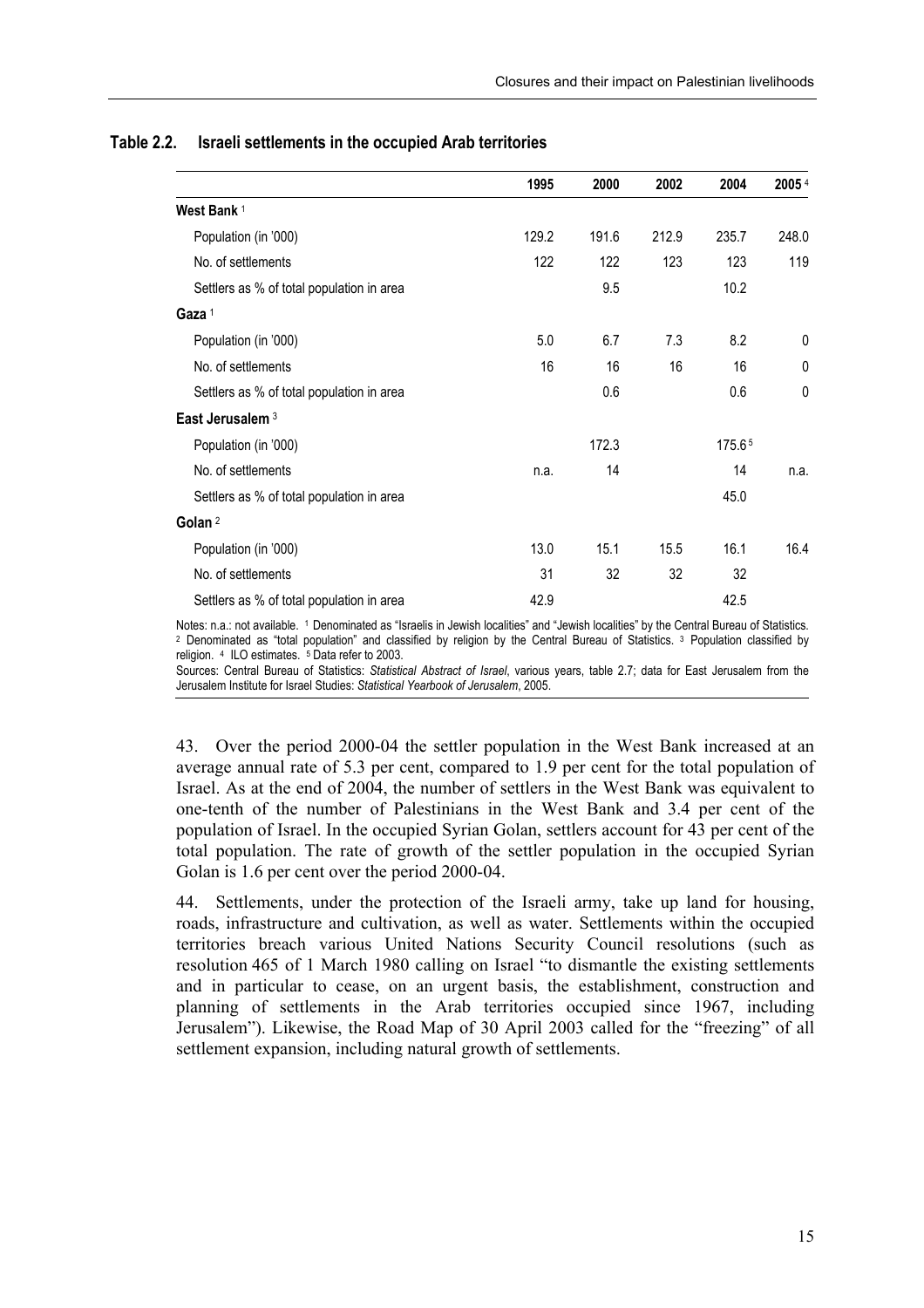**Table 2.2. Israeli settlements in the occupied Arab territories**

| | 1995 | 2000 | 2002 | 2004 | 2005 [4] |
|---|---|---|---|---|---|
| **West Bank** [1] | | | | | |
| Population (in '000) | 129.2 | 191.6 | 212.9 | 235.7 | 248.0 |
| No. of settlements | 122 | 122 | 123 | 123 | 119 |
| Settlers as % of total population in area | | 9.5 | | 10.2 | |
| **Gaza** [1] | | | | | |
| Population (in '000) | 5.0 | 6.7 | 7.3 | 8.2 | 0 |
| No. of settlements | 16 | 16 | 16 | 16 | 0 |
| Settlers as % of total population in area | | 0.6 | | 0.6 | 0 |
| **East Jerusalem** [3] | | | | | |
| Population (in '000) | | 172.3 | | 175.6 [5] | |
| No. of settlements | n.a. | 14 | | 14 | n.a. |
| Settlers as % of total population in area | | | | 45.0 | |
| **Golan** [2] | | | | | |
| Population (in '000) | 13.0 | 15.1 | 15.5 | 16.1 | 16.4 |
| No. of settlements | 31 | 32 | 32 | 32 | |
| Settlers as % of total population in area | 42.9 | | | 42.5 | |

Notes: n.a.: not available. [1] Denominated as "Israelis in Jewish localities" and "Jewish localities" by the Central Bureau of Statistics. [2] Denominated as "total population" and classified by religion by the Central Bureau of Statistics. [3] Population classified by religion. [4] ILO estimates. [5] Data refer to 2003.

Sources: Central Bureau of Statistics: *Statistical Abstract of Israel*, various years, table 2.7; data for East Jerusalem from the Jerusalem Institute for Israel Studies: *Statistical Yearbook of Jerusalem*, 2005.

43. Over the period 2000-04 the settler population in the West Bank increased at an average annual rate of 5.3 per cent, compared to 1.9 per cent for the total population of Israel. As at the end of 2004, the number of settlers in the West Bank was equivalent to one-tenth of the number of Palestinians in the West Bank and 3.4 per cent of the population of Israel. In the occupied Syrian Golan, settlers account for 43 per cent of the total population. The rate of growth of the settler population in the occupied Syrian Golan is 1.6 per cent over the period 2000-04.

44. Settlements, under the protection of the Israeli army, take up land for housing, roads, infrastructure and cultivation, as well as water. Settlements within the occupied territories breach various United Nations Security Council resolutions (such as resolution 465 of 1 March 1980 calling on Israel "to dismantle the existing settlements and in particular to cease, on an urgent basis, the establishment, construction and planning of settlements in the Arab territories occupied since 1967, including Jerusalem"). Likewise, the Road Map of 30 April 2003 called for the "freezing" of all settlement expansion, including natural growth of settlements.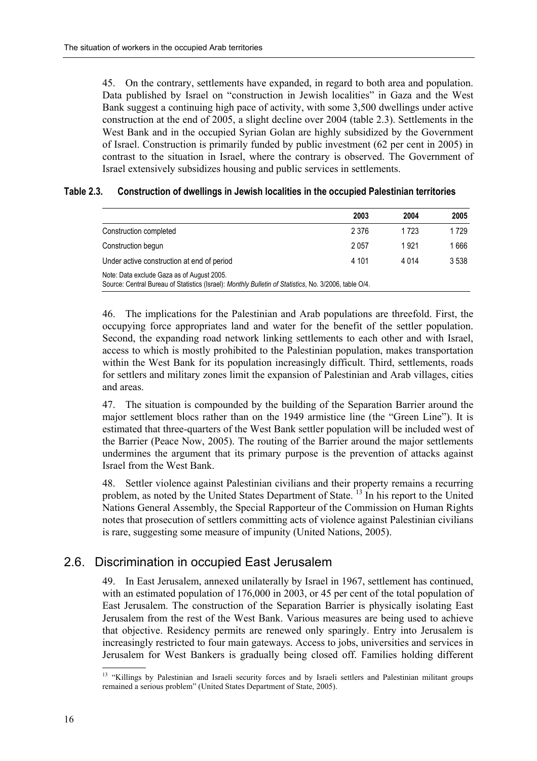45. On the contrary, settlements have expanded, in regard to both area and population. Data published by Israel on "construction in Jewish localities" in Gaza and the West Bank suggest a continuing high pace of activity, with some 3,500 dwellings under active construction at the end of 2005, a slight decline over 2004 (table 2.3). Settlements in the West Bank and in the occupied Syrian Golan are highly subsidized by the Government of Israel. Construction is primarily funded by public investment (62 per cent in 2005) in contrast to the situation in Israel, where the contrary is observed. The Government of Israel extensively subsidizes housing and public services in settlements.

**Table 2.3. Construction of dwellings in Jewish localities in the occupied Palestinian territories**

| | 2003 | 2004 | 2005 |
|---|---|---|---|
| Construction completed | 2 376 | 1 723 | 1 729 |
| Construction begun | 2 057 | 1 921 | 1 666 |
| Under active construction at end of period | 4 101 | 4 014 | 3 538 |

Note: Data exclude Gaza as of August 2005.
Source: Central Bureau of Statistics (Israel): *Monthly Bulletin of Statistics*, No. 3/2006, table O/4.

46. The implications for the Palestinian and Arab populations are threefold. First, the occupying force appropriates land and water for the benefit of the settler population. Second, the expanding road network linking settlements to each other and with Israel, access to which is mostly prohibited to the Palestinian population, makes transportation within the West Bank for its population increasingly difficult. Third, settlements, roads for settlers and military zones limit the expansion of Palestinian and Arab villages, cities and areas.

47. The situation is compounded by the building of the Separation Barrier around the major settlement blocs rather than on the 1949 armistice line (the "Green Line"). It is estimated that three-quarters of the West Bank settler population will be included west of the Barrier (Peace Now, 2005). The routing of the Barrier around the major settlements undermines the argument that its primary purpose is the prevention of attacks against Israel from the West Bank.

48. Settler violence against Palestinian civilians and their property remains a recurring problem, as noted by the United States Department of State. [13] In his report to the United Nations General Assembly, the Special Rapporteur of the Commission on Human Rights notes that prosecution of settlers committing acts of violence against Palestinian civilians is rare, suggesting some measure of impunity (United Nations, 2005).

## 2.6. Discrimination in occupied East Jerusalem

49. In East Jerusalem, annexed unilaterally by Israel in 1967, settlement has continued, with an estimated population of 176,000 in 2003, or 45 per cent of the total population of East Jerusalem. The construction of the Separation Barrier is physically isolating East Jerusalem from the rest of the West Bank. Various measures are being used to achieve that objective. Residency permits are renewed only sparingly. Entry into Jerusalem is increasingly restricted to four main gateways. Access to jobs, universities and services in Jerusalem for West Bankers is gradually being closed off. Families holding different

[13] "Killings by Palestinian and Israeli security forces and by Israeli settlers and Palestinian militant groups remained a serious problem" (United States Department of State, 2005).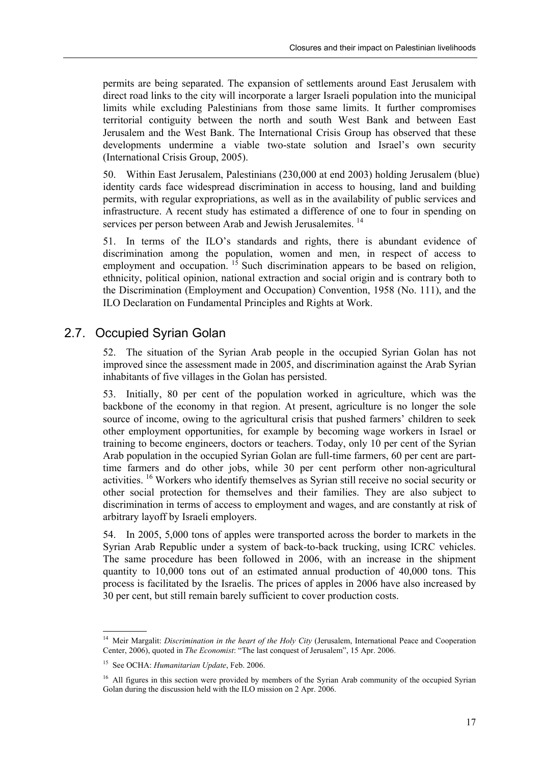permits are being separated. The expansion of settlements around East Jerusalem with direct road links to the city will incorporate a larger Israeli population into the municipal limits while excluding Palestinians from those same limits. It further compromises territorial contiguity between the north and south West Bank and between East Jerusalem and the West Bank. The International Crisis Group has observed that these developments undermine a viable two-state solution and Israel's own security (International Crisis Group, 2005).

50. Within East Jerusalem, Palestinians (230,000 at end 2003) holding Jerusalem (blue) identity cards face widespread discrimination in access to housing, land and building permits, with regular expropriations, as well as in the availability of public services and infrastructure. A recent study has estimated a difference of one to four in spending on services per person between Arab and Jewish Jerusalemites. [14]

51. In terms of the ILO's standards and rights, there is abundant evidence of discrimination among the population, women and men, in respect of access to employment and occupation. [15] Such discrimination appears to be based on religion, ethnicity, political opinion, national extraction and social origin and is contrary both to the Discrimination (Employment and Occupation) Convention, 1958 (No. 111), and the ILO Declaration on Fundamental Principles and Rights at Work.

## 2.7. Occupied Syrian Golan

52. The situation of the Syrian Arab people in the occupied Syrian Golan has not improved since the assessment made in 2005, and discrimination against the Arab Syrian inhabitants of five villages in the Golan has persisted.

53. Initially, 80 per cent of the population worked in agriculture, which was the backbone of the economy in that region. At present, agriculture is no longer the sole source of income, owing to the agricultural crisis that pushed farmers' children to seek other employment opportunities, for example by becoming wage workers in Israel or training to become engineers, doctors or teachers. Today, only 10 per cent of the Syrian Arab population in the occupied Syrian Golan are full-time farmers, 60 per cent are part-time farmers and do other jobs, while 30 per cent perform other non-agricultural activities. [16] Workers who identify themselves as Syrian still receive no social security or other social protection for themselves and their families. They are also subject to discrimination in terms of access to employment and wages, and are constantly at risk of arbitrary layoff by Israeli employers.

54. In 2005, 5,000 tons of apples were transported across the border to markets in the Syrian Arab Republic under a system of back-to-back trucking, using ICRC vehicles. The same procedure has been followed in 2006, with an increase in the shipment quantity to 10,000 tons out of an estimated annual production of 40,000 tons. This process is facilitated by the Israelis. The prices of apples in 2006 have also increased by 30 per cent, but still remain barely sufficient to cover production costs.

---

[14] Meir Margalit: *Discrimination in the heart of the Holy City* (Jerusalem, International Peace and Cooperation Center, 2006), quoted in *The Economist*: "The last conquest of Jerusalem", 15 Apr. 2006.

[15] See OCHA: *Humanitarian Update*, Feb. 2006.

[16] All figures in this section were provided by members of the Syrian Arab community of the occupied Syrian Golan during the discussion held with the ILO mission on 2 Apr. 2006.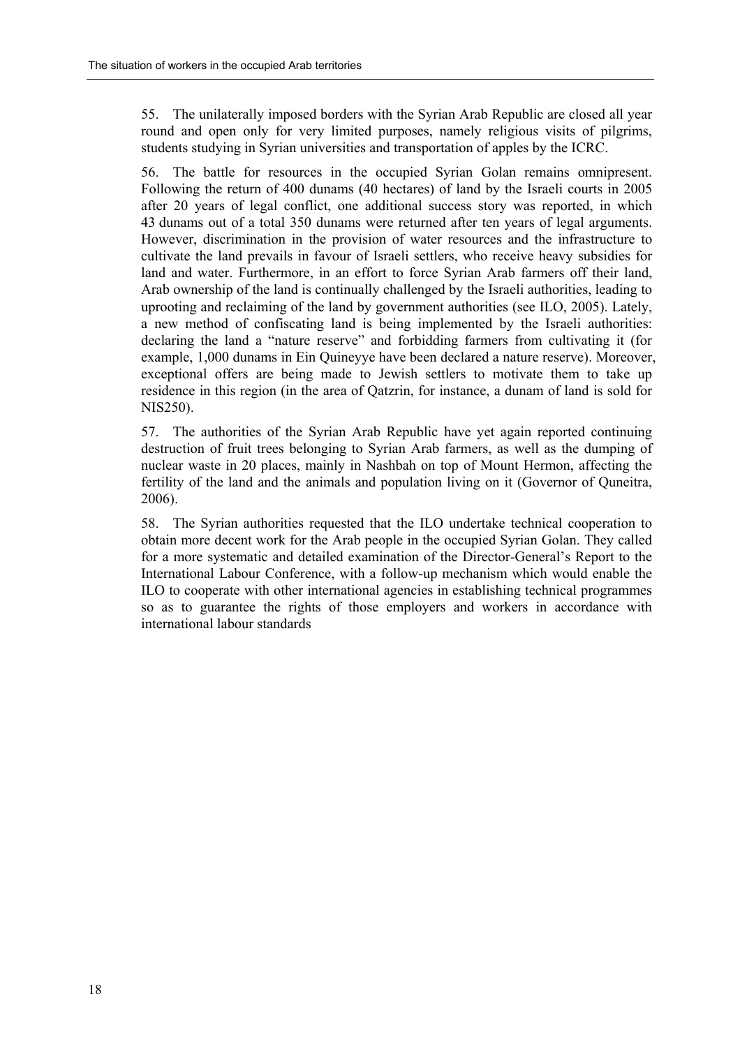55. The unilaterally imposed borders with the Syrian Arab Republic are closed all year round and open only for very limited purposes, namely religious visits of pilgrims, students studying in Syrian universities and transportation of apples by the ICRC.

56. The battle for resources in the occupied Syrian Golan remains omnipresent. Following the return of 400 dunams (40 hectares) of land by the Israeli courts in 2005 after 20 years of legal conflict, one additional success story was reported, in which 43 dunams out of a total 350 dunams were returned after ten years of legal arguments. However, discrimination in the provision of water resources and the infrastructure to cultivate the land prevails in favour of Israeli settlers, who receive heavy subsidies for land and water. Furthermore, in an effort to force Syrian Arab farmers off their land, Arab ownership of the land is continually challenged by the Israeli authorities, leading to uprooting and reclaiming of the land by government authorities (see ILO, 2005). Lately, a new method of confiscating land is being implemented by the Israeli authorities: declaring the land a "nature reserve" and forbidding farmers from cultivating it (for example, 1,000 dunams in Ein Quineyye have been declared a nature reserve). Moreover, exceptional offers are being made to Jewish settlers to motivate them to take up residence in this region (in the area of Qatzrin, for instance, a dunam of land is sold for NIS250).

57. The authorities of the Syrian Arab Republic have yet again reported continuing destruction of fruit trees belonging to Syrian Arab farmers, as well as the dumping of nuclear waste in 20 places, mainly in Nashbah on top of Mount Hermon, affecting the fertility of the land and the animals and population living on it (Governor of Quneitra, 2006).

58. The Syrian authorities requested that the ILO undertake technical cooperation to obtain more decent work for the Arab people in the occupied Syrian Golan. They called for a more systematic and detailed examination of the Director-General's Report to the International Labour Conference, with a follow-up mechanism which would enable the ILO to cooperate with other international agencies in establishing technical programmes so as to guarantee the rights of those employers and workers in accordance with international labour standards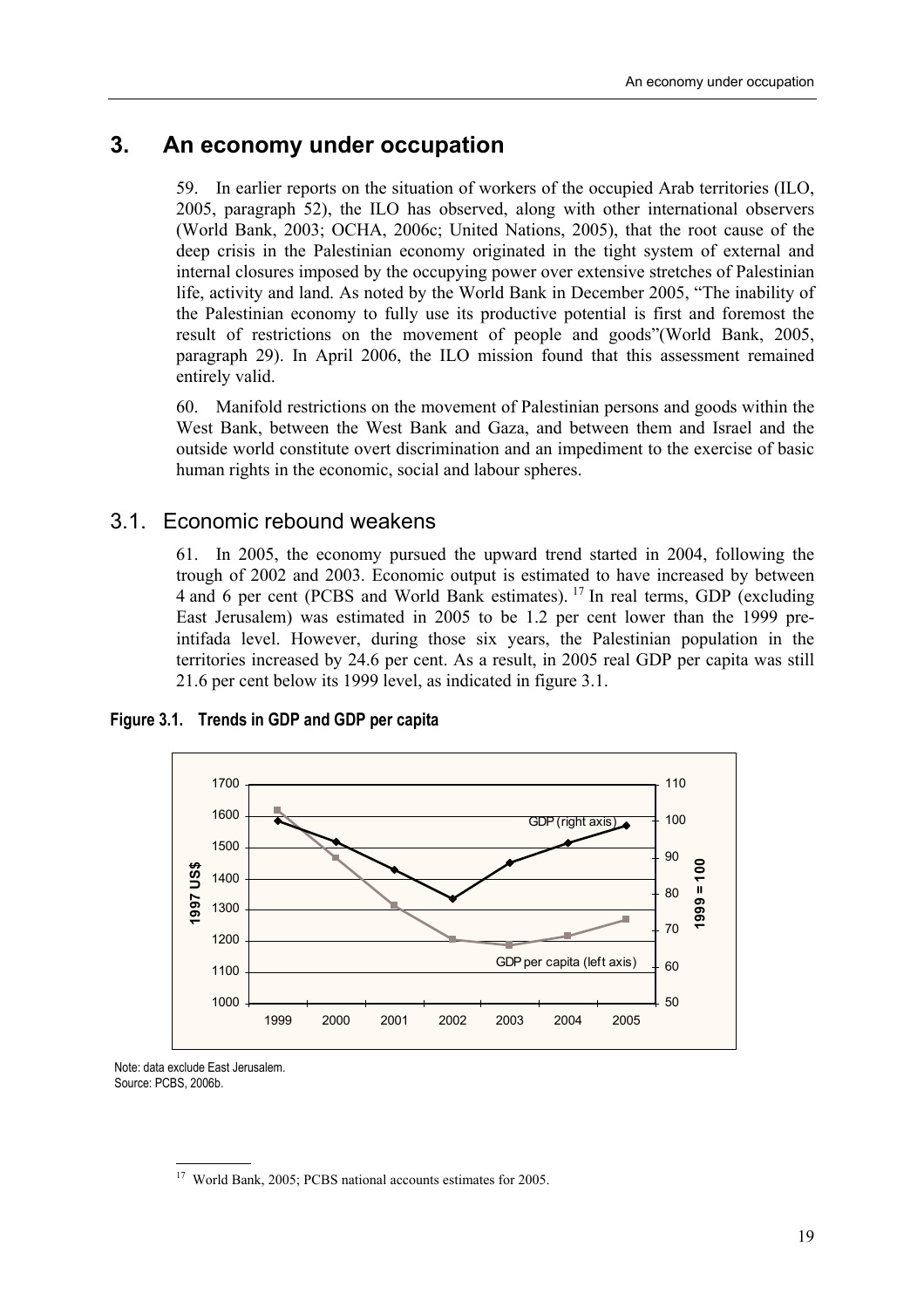# 3. An economy under occupation

59. In earlier reports on the situation of workers of the occupied Arab territories (ILO, 2005, paragraph 52), the ILO has observed, along with other international observers (World Bank, 2003; OCHA, 2006c; United Nations, 2005), that the root cause of the deep crisis in the Palestinian economy originated in the tight system of external and internal closures imposed by the occupying power over extensive stretches of Palestinian life, activity and land. As noted by the World Bank in December 2005, "The inability of the Palestinian economy to fully use its productive potential is first and foremost the result of restrictions on the movement of people and goods"(World Bank, 2005, paragraph 29). In April 2006, the ILO mission found that this assessment remained entirely valid.

60. Manifold restrictions on the movement of Palestinian persons and goods within the West Bank, between the West Bank and Gaza, and between them and Israel and the outside world constitute overt discrimination and an impediment to the exercise of basic human rights in the economic, social and labour spheres.

## 3.1. Economic rebound weakens

61. In 2005, the economy pursued the upward trend started in 2004, following the trough of 2002 and 2003. Economic output is estimated to have increased by between 4 and 6 per cent (PCBS and World Bank estimates). [17] In real terms, GDP (excluding East Jerusalem) was estimated in 2005 to be 1.2 per cent lower than the 1999 pre-intifada level. However, during those six years, the Palestinian population in the territories increased by 24.6 per cent. As a result, in 2005 real GDP per capita was still 21.6 per cent below its 1999 level, as indicated in figure 3.1.

**Figure 3.1. Trends in GDP and GDP per capita**

Note: data exclude East Jerusalem.
Source: PCBS, 2006b.

[17] World Bank, 2005; PCBS national accounts estimates for 2005.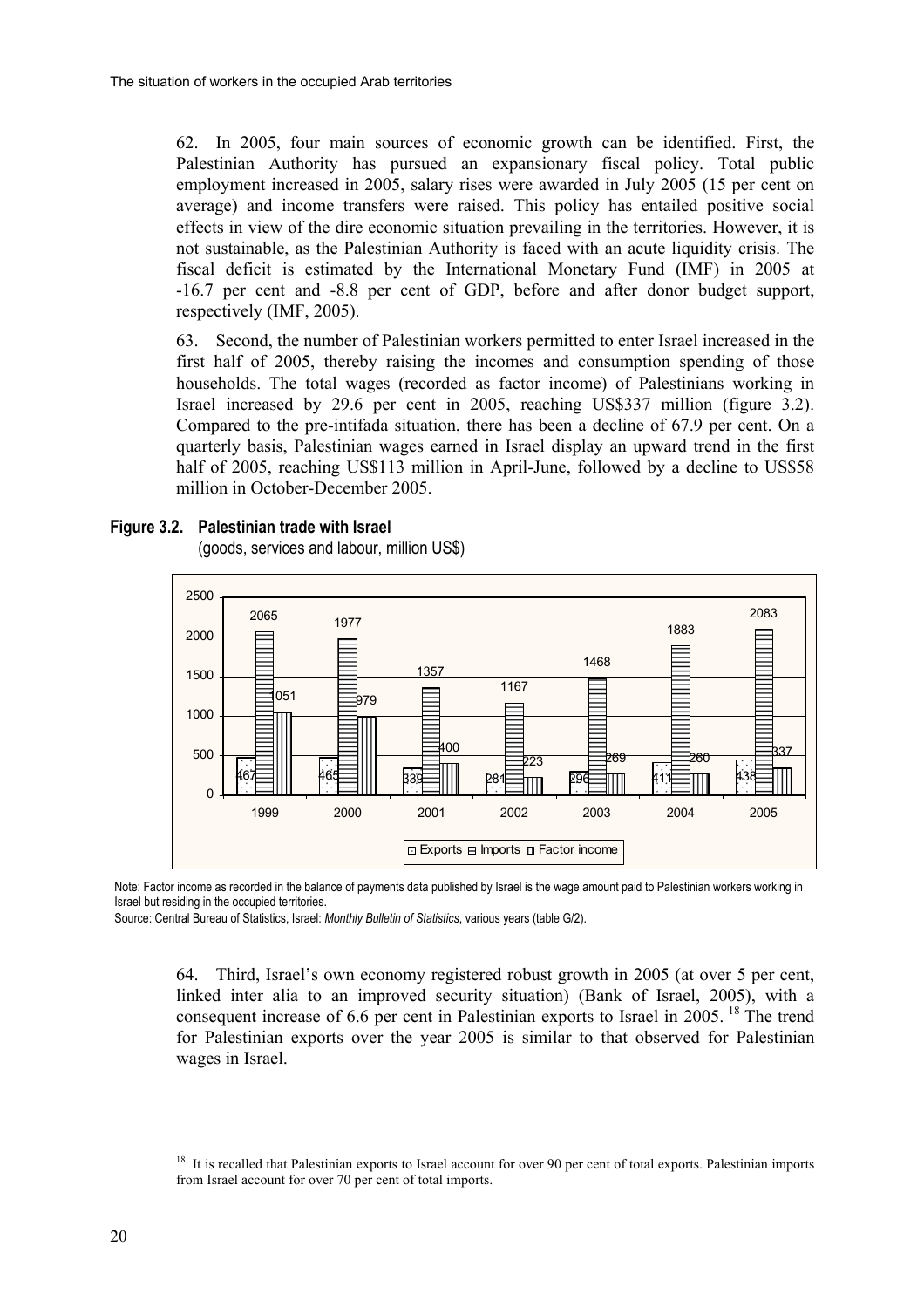62. In 2005, four main sources of economic growth can be identified. First, the Palestinian Authority has pursued an expansionary fiscal policy. Total public employment increased in 2005, salary rises were awarded in July 2005 (15 per cent on average) and income transfers were raised. This policy has entailed positive social effects in view of the dire economic situation prevailing in the territories. However, it is not sustainable, as the Palestinian Authority is faced with an acute liquidity crisis. The fiscal deficit is estimated by the International Monetary Fund (IMF) in 2005 at -16.7 per cent and -8.8 per cent of GDP, before and after donor budget support, respectively (IMF, 2005).

63. Second, the number of Palestinian workers permitted to enter Israel increased in the first half of 2005, thereby raising the incomes and consumption spending of those households. The total wages (recorded as factor income) of Palestinians working in Israel increased by 29.6 per cent in 2005, reaching US$337 million (figure 3.2). Compared to the pre-intifada situation, there has been a decline of 67.9 per cent. On a quarterly basis, Palestinian wages earned in Israel display an upward trend in the first half of 2005, reaching US$113 million in April-June, followed by a decline to US$58 million in October-December 2005.

**Figure 3.2. Palestinian trade with Israel**
(goods, services and labour, million US$)

| Year | Exports | Imports | Factor income |
|---|---|---|---|
| 1999 | 467 | 2065 | 1051 |
| 2000 | 465 | 1977 | 979 |
| 2001 | 339 | 1357 | 400 |
| 2002 | 281 | 1167 | 223 |
| 2003 | 296 | 1468 | 269 |
| 2004 | 411 | 1883 | 260 |
| 2005 | 438 | 2083 | 337 |

Note: Factor income as recorded in the balance of payments data published by Israel is the wage amount paid to Palestinian workers working in Israel but residing in the occupied territories.
Source: Central Bureau of Statistics, Israel: *Monthly Bulletin of Statistics*, various years (table G/2).

64. Third, Israel's own economy registered robust growth in 2005 (at over 5 per cent, linked inter alia to an improved security situation) (Bank of Israel, 2005), with a consequent increase of 6.6 per cent in Palestinian exports to Israel in 2005.[18] The trend for Palestinian exports over the year 2005 is similar to that observed for Palestinian wages in Israel.

[18] It is recalled that Palestinian exports to Israel account for over 90 per cent of total exports. Palestinian imports from Israel account for over 70 per cent of total imports.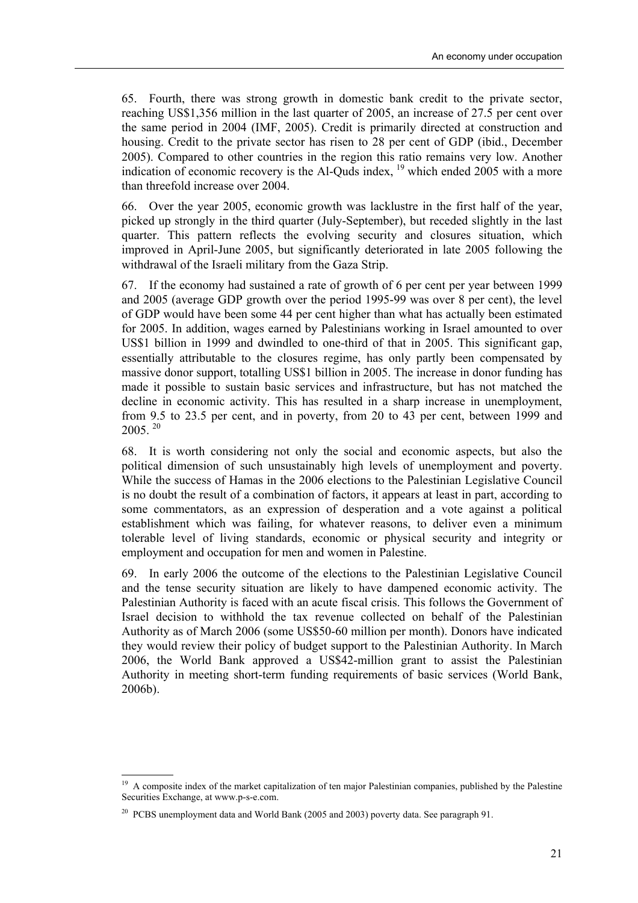65. Fourth, there was strong growth in domestic bank credit to the private sector, reaching US$1,356 million in the last quarter of 2005, an increase of 27.5 per cent over the same period in 2004 (IMF, 2005). Credit is primarily directed at construction and housing. Credit to the private sector has risen to 28 per cent of GDP (ibid., December 2005). Compared to other countries in the region this ratio remains very low. Another indication of economic recovery is the Al-Quds index, [19] which ended 2005 with a more than threefold increase over 2004.

66. Over the year 2005, economic growth was lacklustre in the first half of the year, picked up strongly in the third quarter (July-September), but receded slightly in the last quarter. This pattern reflects the evolving security and closures situation, which improved in April-June 2005, but significantly deteriorated in late 2005 following the withdrawal of the Israeli military from the Gaza Strip.

67. If the economy had sustained a rate of growth of 6 per cent per year between 1999 and 2005 (average GDP growth over the period 1995-99 was over 8 per cent), the level of GDP would have been some 44 per cent higher than what has actually been estimated for 2005. In addition, wages earned by Palestinians working in Israel amounted to over US$1 billion in 1999 and dwindled to one-third of that in 2005. This significant gap, essentially attributable to the closures regime, has only partly been compensated by massive donor support, totalling US$1 billion in 2005. The increase in donor funding has made it possible to sustain basic services and infrastructure, but has not matched the decline in economic activity. This has resulted in a sharp increase in unemployment, from 9.5 to 23.5 per cent, and in poverty, from 20 to 43 per cent, between 1999 and 2005. [20]

68. It is worth considering not only the social and economic aspects, but also the political dimension of such unsustainably high levels of unemployment and poverty. While the success of Hamas in the 2006 elections to the Palestinian Legislative Council is no doubt the result of a combination of factors, it appears at least in part, according to some commentators, as an expression of desperation and a vote against a political establishment which was failing, for whatever reasons, to deliver even a minimum tolerable level of living standards, economic or physical security and integrity or employment and occupation for men and women in Palestine.

69. In early 2006 the outcome of the elections to the Palestinian Legislative Council and the tense security situation are likely to have dampened economic activity. The Palestinian Authority is faced with an acute fiscal crisis. This follows the Government of Israel decision to withhold the tax revenue collected on behalf of the Palestinian Authority as of March 2006 (some US$50-60 million per month). Donors have indicated they would review their policy of budget support to the Palestinian Authority. In March 2006, the World Bank approved a US$42-million grant to assist the Palestinian Authority in meeting short-term funding requirements of basic services (World Bank, 2006b).

---

[19] A composite index of the market capitalization of ten major Palestinian companies, published by the Palestine Securities Exchange, at www.p-s-e.com.

[20] PCBS unemployment data and World Bank (2005 and 2003) poverty data. See paragraph 91.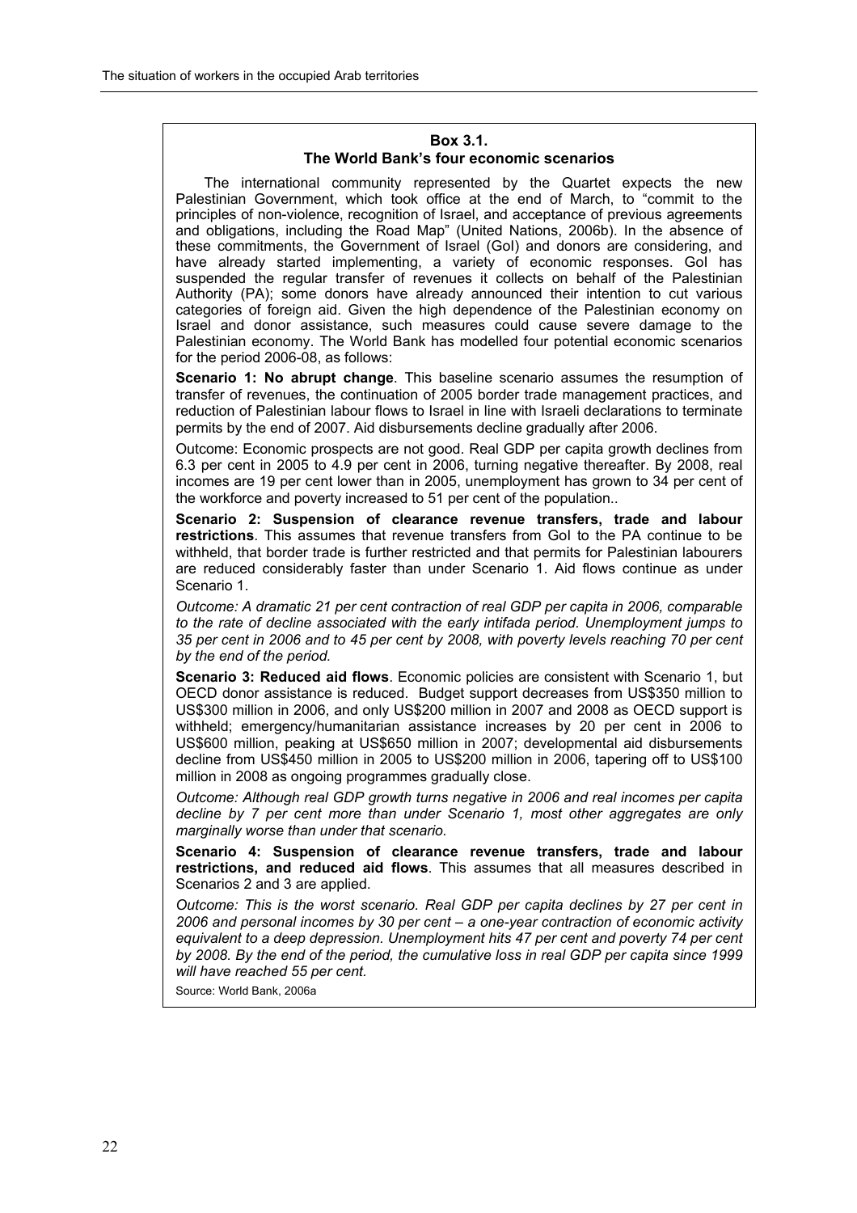**Box 3.1.**
**The World Bank's four economic scenarios**

The international community represented by the Quartet expects the new Palestinian Government, which took office at the end of March, to "commit to the principles of non-violence, recognition of Israel, and acceptance of previous agreements and obligations, including the Road Map" (United Nations, 2006b). In the absence of these commitments, the Government of Israel (GoI) and donors are considering, and have already started implementing, a variety of economic responses. GoI has suspended the regular transfer of revenues it collects on behalf of the Palestinian Authority (PA); some donors have already announced their intention to cut various categories of foreign aid. Given the high dependence of the Palestinian economy on Israel and donor assistance, such measures could cause severe damage to the Palestinian economy. The World Bank has modelled four potential economic scenarios for the period 2006-08, as follows:

**Scenario 1: No abrupt change**. This baseline scenario assumes the resumption of transfer of revenues, the continuation of 2005 border trade management practices, and reduction of Palestinian labour flows to Israel in line with Israeli declarations to terminate permits by the end of 2007. Aid disbursements decline gradually after 2006.

Outcome: Economic prospects are not good. Real GDP per capita growth declines from 6.3 per cent in 2005 to 4.9 per cent in 2006, turning negative thereafter. By 2008, real incomes are 19 per cent lower than in 2005, unemployment has grown to 34 per cent of the workforce and poverty increased to 51 per cent of the population..

**Scenario 2: Suspension of clearance revenue transfers, trade and labour restrictions**. This assumes that revenue transfers from GoI to the PA continue to be withheld, that border trade is further restricted and that permits for Palestinian labourers are reduced considerably faster than under Scenario 1. Aid flows continue as under Scenario 1.

*Outcome: A dramatic 21 per cent contraction of real GDP per capita in 2006, comparable to the rate of decline associated with the early intifada period. Unemployment jumps to 35 per cent in 2006 and to 45 per cent by 2008, with poverty levels reaching 70 per cent by the end of the period.*

**Scenario 3: Reduced aid flows**. Economic policies are consistent with Scenario 1, but OECD donor assistance is reduced. Budget support decreases from US$350 million to US$300 million in 2006, and only US$200 million in 2007 and 2008 as OECD support is withheld; emergency/humanitarian assistance increases by 20 per cent in 2006 to US$600 million, peaking at US$650 million in 2007; developmental aid disbursements decline from US$450 million in 2005 to US$200 million in 2006, tapering off to US$100 million in 2008 as ongoing programmes gradually close.

*Outcome: Although real GDP growth turns negative in 2006 and real incomes per capita decline by 7 per cent more than under Scenario 1, most other aggregates are only marginally worse than under that scenario.*

**Scenario 4: Suspension of clearance revenue transfers, trade and labour restrictions, and reduced aid flows**. This assumes that all measures described in Scenarios 2 and 3 are applied.

*Outcome: This is the worst scenario. Real GDP per capita declines by 27 per cent in 2006 and personal incomes by 30 per cent – a one-year contraction of economic activity equivalent to a deep depression. Unemployment hits 47 per cent and poverty 74 per cent by 2008. By the end of the period, the cumulative loss in real GDP per capita since 1999 will have reached 55 per cent.*

Source: World Bank, 2006a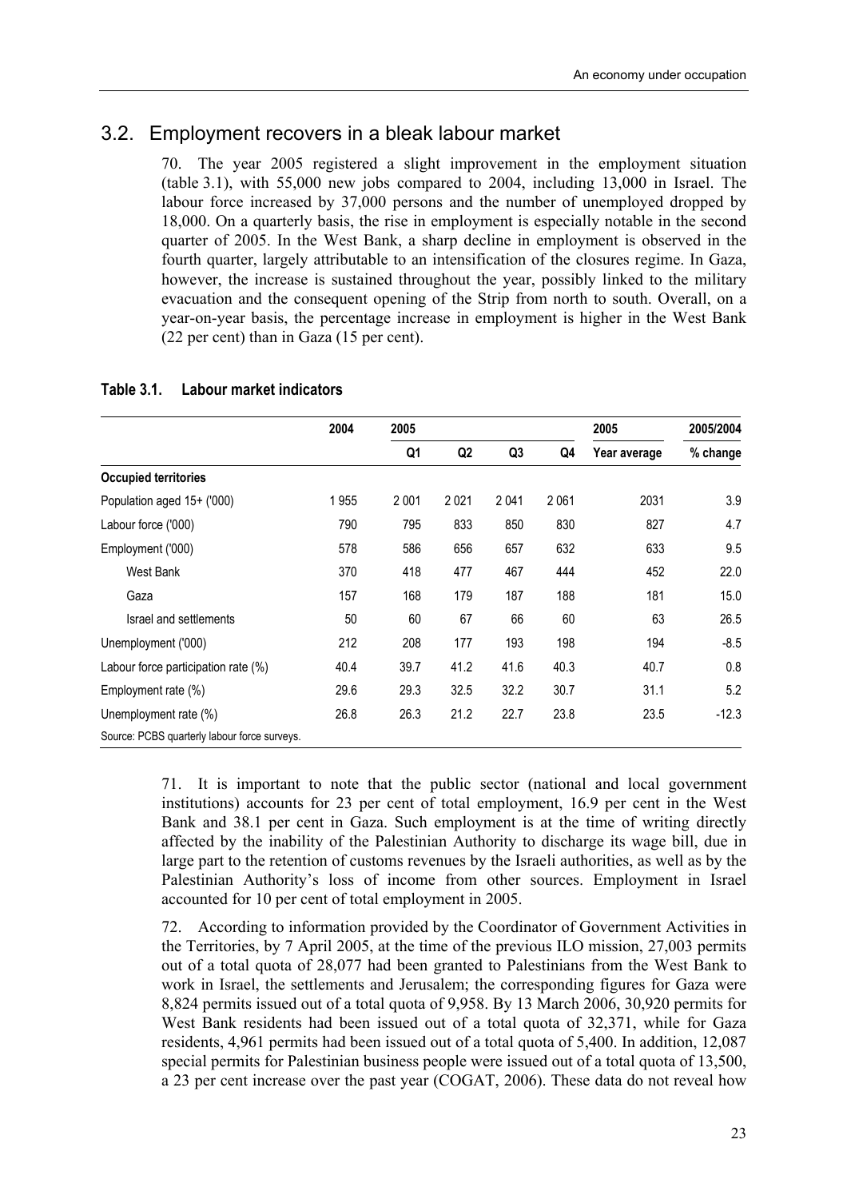## 3.2. Employment recovers in a bleak labour market

70. The year 2005 registered a slight improvement in the employment situation (table 3.1), with 55,000 new jobs compared to 2004, including 13,000 in Israel. The labour force increased by 37,000 persons and the number of unemployed dropped by 18,000. On a quarterly basis, the rise in employment is especially notable in the second quarter of 2005. In the West Bank, a sharp decline in employment is observed in the fourth quarter, largely attributable to an intensification of the closures regime. In Gaza, however, the increase is sustained throughout the year, possibly linked to the military evacuation and the consequent opening of the Strip from north to south. Overall, on a year-on-year basis, the percentage increase in employment is higher in the West Bank (22 per cent) than in Gaza (15 per cent).

**Table 3.1. Labour market indicators**

| | 2004 | 2005 | | | | 2005 | 2005/2004 |
|---|---|---|---|---|---|---|---|
| | | Q1 | Q2 | Q3 | Q4 | Year average | % change |
| **Occupied territories** | | | | | | | |
| Population aged 15+ ('000) | 1 955 | 2 001 | 2 021 | 2 041 | 2 061 | 2031 | 3.9 |
| Labour force ('000) | 790 | 795 | 833 | 850 | 830 | 827 | 4.7 |
| Employment ('000) | 578 | 586 | 656 | 657 | 632 | 633 | 9.5 |
| West Bank | 370 | 418 | 477 | 467 | 444 | 452 | 22.0 |
| Gaza | 157 | 168 | 179 | 187 | 188 | 181 | 15.0 |
| Israel and settlements | 50 | 60 | 67 | 66 | 60 | 63 | 26.5 |
| Unemployment ('000) | 212 | 208 | 177 | 193 | 198 | 194 | -8.5 |
| Labour force participation rate (%) | 40.4 | 39.7 | 41.2 | 41.6 | 40.3 | 40.7 | 0.8 |
| Employment rate (%) | 29.6 | 29.3 | 32.5 | 32.2 | 30.7 | 31.1 | 5.2 |
| Unemployment rate (%) | 26.8 | 26.3 | 21.2 | 22.7 | 23.8 | 23.5 | -12.3 |

Source: PCBS quarterly labour force surveys.

71. It is important to note that the public sector (national and local government institutions) accounts for 23 per cent of total employment, 16.9 per cent in the West Bank and 38.1 per cent in Gaza. Such employment is at the time of writing directly affected by the inability of the Palestinian Authority to discharge its wage bill, due in large part to the retention of customs revenues by the Israeli authorities, as well as by the Palestinian Authority's loss of income from other sources. Employment in Israel accounted for 10 per cent of total employment in 2005.

72. According to information provided by the Coordinator of Government Activities in the Territories, by 7 April 2005, at the time of the previous ILO mission, 27,003 permits out of a total quota of 28,077 had been granted to Palestinians from the West Bank to work in Israel, the settlements and Jerusalem; the corresponding figures for Gaza were 8,824 permits issued out of a total quota of 9,958. By 13 March 2006, 30,920 permits for West Bank residents had been issued out of a total quota of 32,371, while for Gaza residents, 4,961 permits had been issued out of a total quota of 5,400. In addition, 12,087 special permits for Palestinian business people were issued out of a total quota of 13,500, a 23 per cent increase over the past year (COGAT, 2006). These data do not reveal how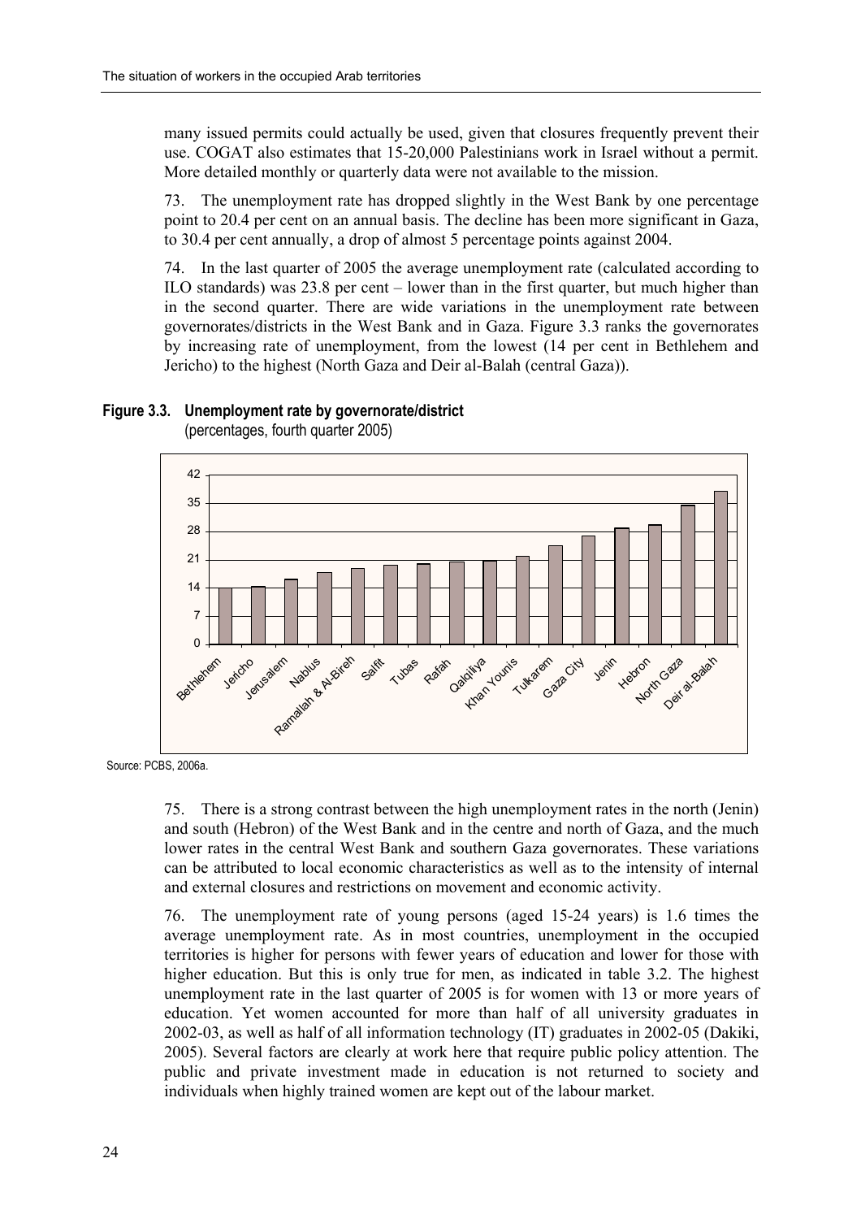many issued permits could actually be used, given that closures frequently prevent their use. COGAT also estimates that 15-20,000 Palestinians work in Israel without a permit. More detailed monthly or quarterly data were not available to the mission.

73. The unemployment rate has dropped slightly in the West Bank by one percentage point to 20.4 per cent on an annual basis. The decline has been more significant in Gaza, to 30.4 per cent annually, a drop of almost 5 percentage points against 2004.

74. In the last quarter of 2005 the average unemployment rate (calculated according to ILO standards) was 23.8 per cent – lower than in the first quarter, but much higher than in the second quarter. There are wide variations in the unemployment rate between governorates/districts in the West Bank and in Gaza. Figure 3.3 ranks the governorates by increasing rate of unemployment, from the lowest (14 per cent in Bethlehem and Jericho) to the highest (North Gaza and Deir al-Balah (central Gaza)).

**Figure 3.3. Unemployment rate by governorate/district**
(percentages, fourth quarter 2005)

Source: PCBS, 2006a.

75. There is a strong contrast between the high unemployment rates in the north (Jenin) and south (Hebron) of the West Bank and in the centre and north of Gaza, and the much lower rates in the central West Bank and southern Gaza governorates. These variations can be attributed to local economic characteristics as well as to the intensity of internal and external closures and restrictions on movement and economic activity.

76. The unemployment rate of young persons (aged 15-24 years) is 1.6 times the average unemployment rate. As in most countries, unemployment in the occupied territories is higher for persons with fewer years of education and lower for those with higher education. But this is only true for men, as indicated in table 3.2. The highest unemployment rate in the last quarter of 2005 is for women with 13 or more years of education. Yet women accounted for more than half of all university graduates in 2002-03, as well as half of all information technology (IT) graduates in 2002-05 (Dakiki, 2005). Several factors are clearly at work here that require public policy attention. The public and private investment made in education is not returned to society and individuals when highly trained women are kept out of the labour market.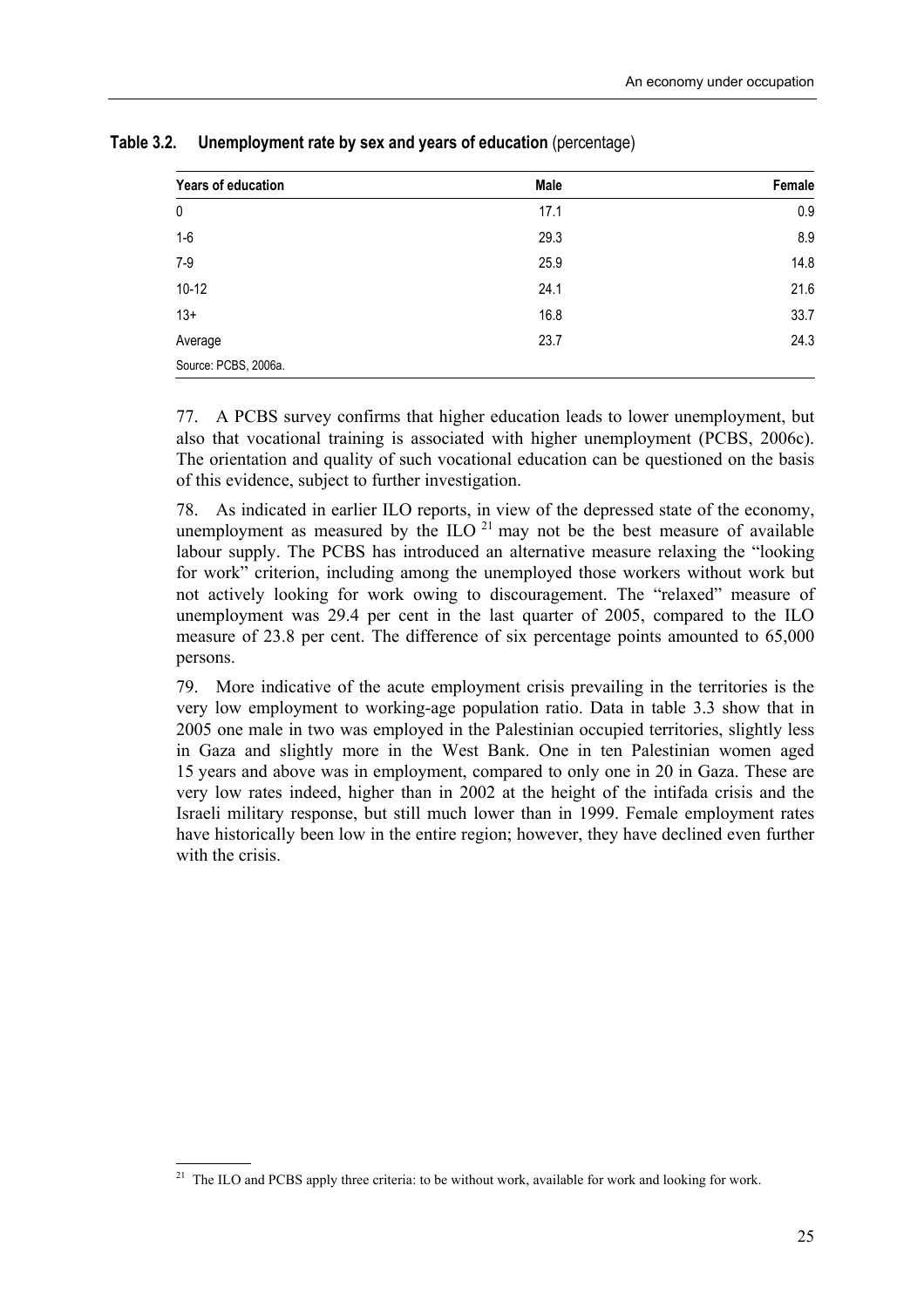**Table 3.2. Unemployment rate by sex and years of education** (percentage)

| Years of education | Male | Female |
|---|---|---|
| 0 | 17.1 | 0.9 |
| 1-6 | 29.3 | 8.9 |
| 7-9 | 25.9 | 14.8 |
| 10-12 | 24.1 | 21.6 |
| 13+ | 16.8 | 33.7 |
| Average | 23.7 | 24.3 |

Source: PCBS, 2006a.

77. A PCBS survey confirms that higher education leads to lower unemployment, but also that vocational training is associated with higher unemployment (PCBS, 2006c). The orientation and quality of such vocational education can be questioned on the basis of this evidence, subject to further investigation.

78. As indicated in earlier ILO reports, in view of the depressed state of the economy, unemployment as measured by the ILO [21] may not be the best measure of available labour supply. The PCBS has introduced an alternative measure relaxing the "looking for work" criterion, including among the unemployed those workers without work but not actively looking for work owing to discouragement. The "relaxed" measure of unemployment was 29.4 per cent in the last quarter of 2005, compared to the ILO measure of 23.8 per cent. The difference of six percentage points amounted to 65,000 persons.

79. More indicative of the acute employment crisis prevailing in the territories is the very low employment to working-age population ratio. Data in table 3.3 show that in 2005 one male in two was employed in the Palestinian occupied territories, slightly less in Gaza and slightly more in the West Bank. One in ten Palestinian women aged 15 years and above was in employment, compared to only one in 20 in Gaza. These are very low rates indeed, higher than in 2002 at the height of the intifada crisis and the Israeli military response, but still much lower than in 1999. Female employment rates have historically been low in the entire region; however, they have declined even further with the crisis.

[21] The ILO and PCBS apply three criteria: to be without work, available for work and looking for work.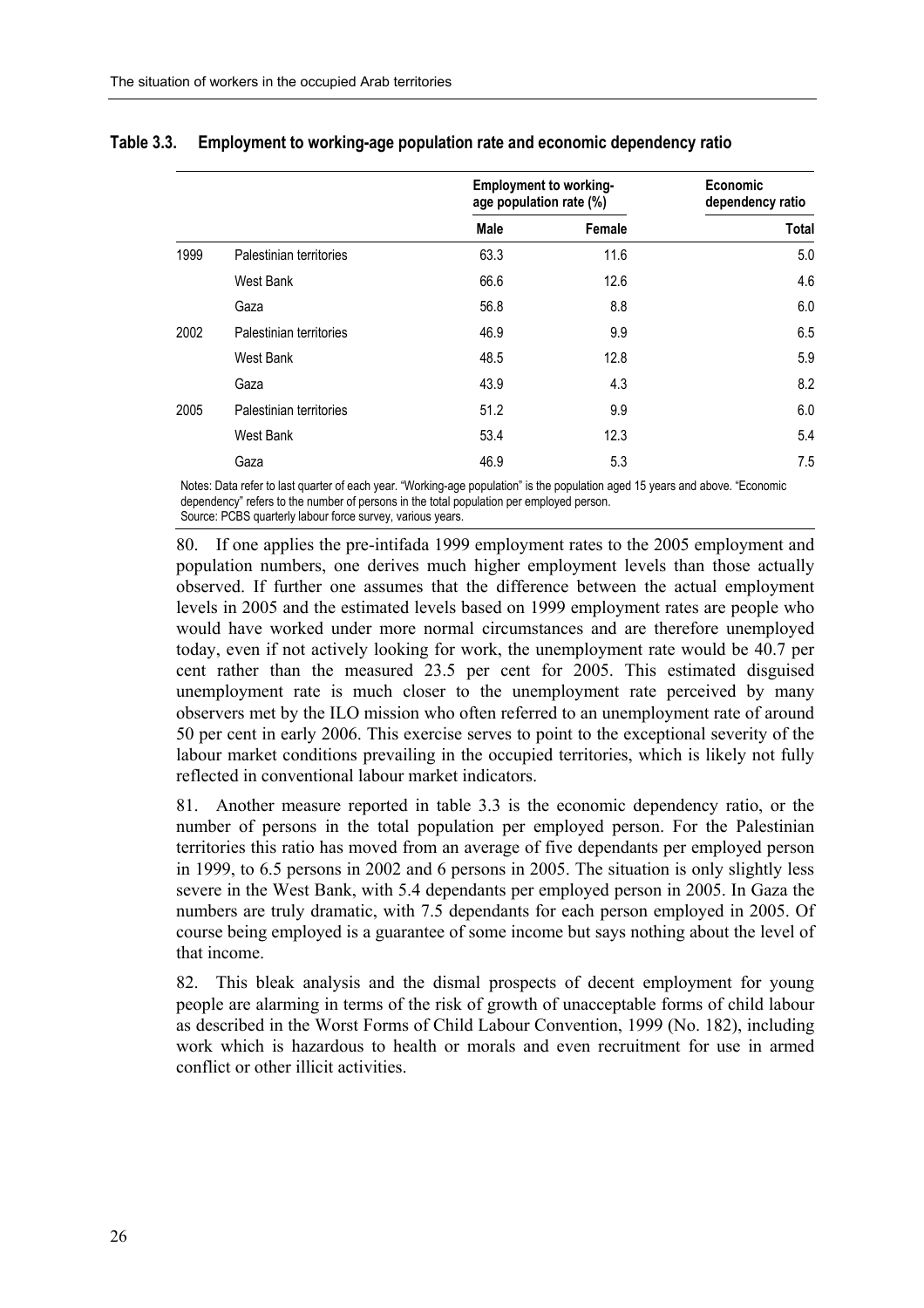**Table 3.3. Employment to working-age population rate and economic dependency ratio**

| | | Employment to working-age population rate (%) | | Economic dependency ratio |
|---|---|---|---|---|
| | | Male | Female | Total |
| 1999 | Palestinian territories | 63.3 | 11.6 | 5.0 |
| | West Bank | 66.6 | 12.6 | 4.6 |
| | Gaza | 56.8 | 8.8 | 6.0 |
| 2002 | Palestinian territories | 46.9 | 9.9 | 6.5 |
| | West Bank | 48.5 | 12.8 | 5.9 |
| | Gaza | 43.9 | 4.3 | 8.2 |
| 2005 | Palestinian territories | 51.2 | 9.9 | 6.0 |
| | West Bank | 53.4 | 12.3 | 5.4 |
| | Gaza | 46.9 | 5.3 | 7.5 |

Notes: Data refer to last quarter of each year. "Working-age population" is the population aged 15 years and above. "Economic dependency" refers to the number of persons in the total population per employed person.
Source: PCBS quarterly labour force survey, various years.

80. If one applies the pre-intifada 1999 employment rates to the 2005 employment and population numbers, one derives much higher employment levels than those actually observed. If further one assumes that the difference between the actual employment levels in 2005 and the estimated levels based on 1999 employment rates are people who would have worked under more normal circumstances and are therefore unemployed today, even if not actively looking for work, the unemployment rate would be 40.7 per cent rather than the measured 23.5 per cent for 2005. This estimated disguised unemployment rate is much closer to the unemployment rate perceived by many observers met by the ILO mission who often referred to an unemployment rate of around 50 per cent in early 2006. This exercise serves to point to the exceptional severity of the labour market conditions prevailing in the occupied territories, which is likely not fully reflected in conventional labour market indicators.

81. Another measure reported in table 3.3 is the economic dependency ratio, or the number of persons in the total population per employed person. For the Palestinian territories this ratio has moved from an average of five dependants per employed person in 1999, to 6.5 persons in 2002 and 6 persons in 2005. The situation is only slightly less severe in the West Bank, with 5.4 dependants per employed person in 2005. In Gaza the numbers are truly dramatic, with 7.5 dependants for each person employed in 2005. Of course being employed is a guarantee of some income but says nothing about the level of that income.

82. This bleak analysis and the dismal prospects of decent employment for young people are alarming in terms of the risk of growth of unacceptable forms of child labour as described in the Worst Forms of Child Labour Convention, 1999 (No. 182), including work which is hazardous to health or morals and even recruitment for use in armed conflict or other illicit activities.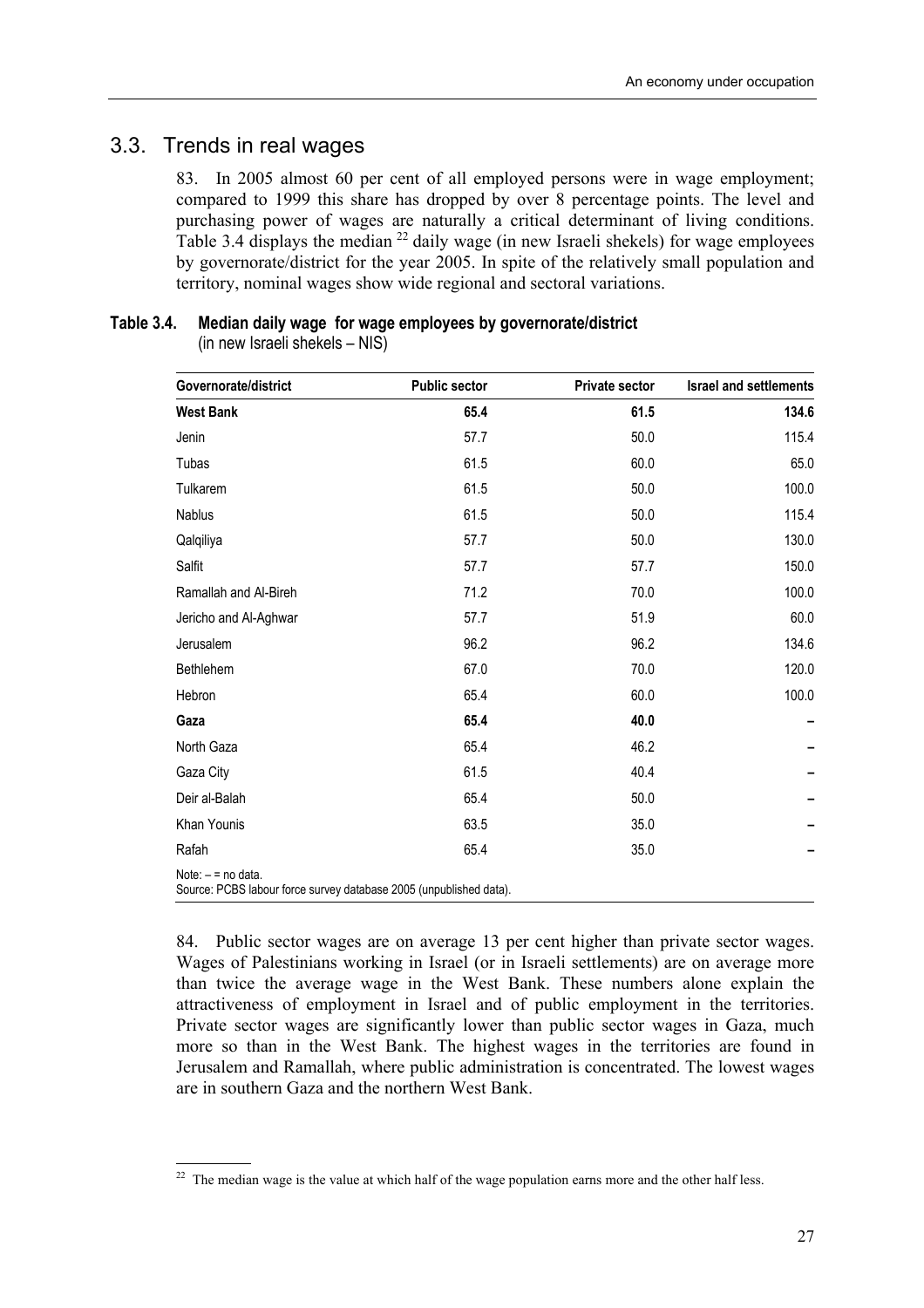## 3.3. Trends in real wages

83. In 2005 almost 60 per cent of all employed persons were in wage employment; compared to 1999 this share has dropped by over 8 percentage points. The level and purchasing power of wages are naturally a critical determinant of living conditions. Table 3.4 displays the median [22] daily wage (in new Israeli shekels) for wage employees by governorate/district for the year 2005. In spite of the relatively small population and territory, nominal wages show wide regional and sectoral variations.

**Table 3.4. Median daily wage for wage employees by governorate/district**
(in new Israeli shekels – NIS)

| Governorate/district | Public sector | Private sector | Israel and settlements |
|---|---|---|---|
| **West Bank** | **65.4** | **61.5** | **134.6** |
| Jenin | 57.7 | 50.0 | 115.4 |
| Tubas | 61.5 | 60.0 | 65.0 |
| Tulkarem | 61.5 | 50.0 | 100.0 |
| Nablus | 61.5 | 50.0 | 115.4 |
| Qalqiliya | 57.7 | 50.0 | 130.0 |
| Salfit | 57.7 | 57.7 | 150.0 |
| Ramallah and Al-Bireh | 71.2 | 70.0 | 100.0 |
| Jericho and Al-Aghwar | 57.7 | 51.9 | 60.0 |
| Jerusalem | 96.2 | 96.2 | 134.6 |
| Bethlehem | 67.0 | 70.0 | 120.0 |
| Hebron | 65.4 | 60.0 | 100.0 |
| **Gaza** | **65.4** | **40.0** | **–** |
| North Gaza | 65.4 | 46.2 | – |
| Gaza City | 61.5 | 40.4 | – |
| Deir al-Balah | 65.4 | 50.0 | – |
| Khan Younis | 63.5 | 35.0 | – |
| Rafah | 65.4 | 35.0 | – |

Note: – = no data.
Source: PCBS labour force survey database 2005 (unpublished data).

84. Public sector wages are on average 13 per cent higher than private sector wages. Wages of Palestinians working in Israel (or in Israeli settlements) are on average more than twice the average wage in the West Bank. These numbers alone explain the attractiveness of employment in Israel and of public employment in the territories. Private sector wages are significantly lower than public sector wages in Gaza, much more so than in the West Bank. The highest wages in the territories are found in Jerusalem and Ramallah, where public administration is concentrated. The lowest wages are in southern Gaza and the northern West Bank.

[22] The median wage is the value at which half of the wage population earns more and the other half less.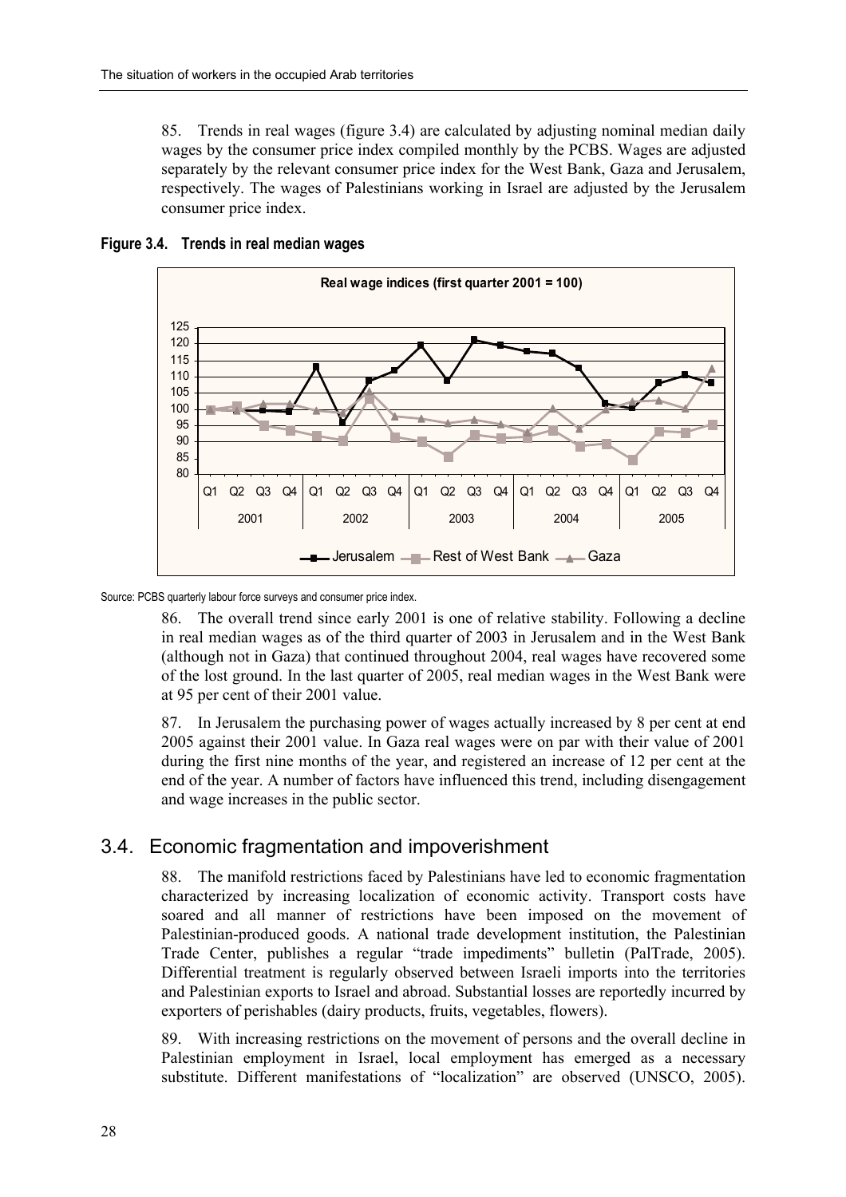85. Trends in real wages (figure 3.4) are calculated by adjusting nominal median daily wages by the consumer price index compiled monthly by the PCBS. Wages are adjusted separately by the relevant consumer price index for the West Bank, Gaza and Jerusalem, respectively. The wages of Palestinians working in Israel are adjusted by the Jerusalem consumer price index.

**Figure 3.4. Trends in real median wages**

Real wage indices (first quarter 2001 = 100)

Source: PCBS quarterly labour force surveys and consumer price index.

86. The overall trend since early 2001 is one of relative stability. Following a decline in real median wages as of the third quarter of 2003 in Jerusalem and in the West Bank (although not in Gaza) that continued throughout 2004, real wages have recovered some of the lost ground. In the last quarter of 2005, real median wages in the West Bank were at 95 per cent of their 2001 value.

87. In Jerusalem the purchasing power of wages actually increased by 8 per cent at end 2005 against their 2001 value. In Gaza real wages were on par with their value of 2001 during the first nine months of the year, and registered an increase of 12 per cent at the end of the year. A number of factors have influenced this trend, including disengagement and wage increases in the public sector.

## 3.4. Economic fragmentation and impoverishment

88. The manifold restrictions faced by Palestinians have led to economic fragmentation characterized by increasing localization of economic activity. Transport costs have soared and all manner of restrictions have been imposed on the movement of Palestinian-produced goods. A national trade development institution, the Palestinian Trade Center, publishes a regular "trade impediments" bulletin (PalTrade, 2005). Differential treatment is regularly observed between Israeli imports into the territories and Palestinian exports to Israel and abroad. Substantial losses are reportedly incurred by exporters of perishables (dairy products, fruits, vegetables, flowers).

89. With increasing restrictions on the movement of persons and the overall decline in Palestinian employment in Israel, local employment has emerged as a necessary substitute. Different manifestations of "localization" are observed (UNSCO, 2005).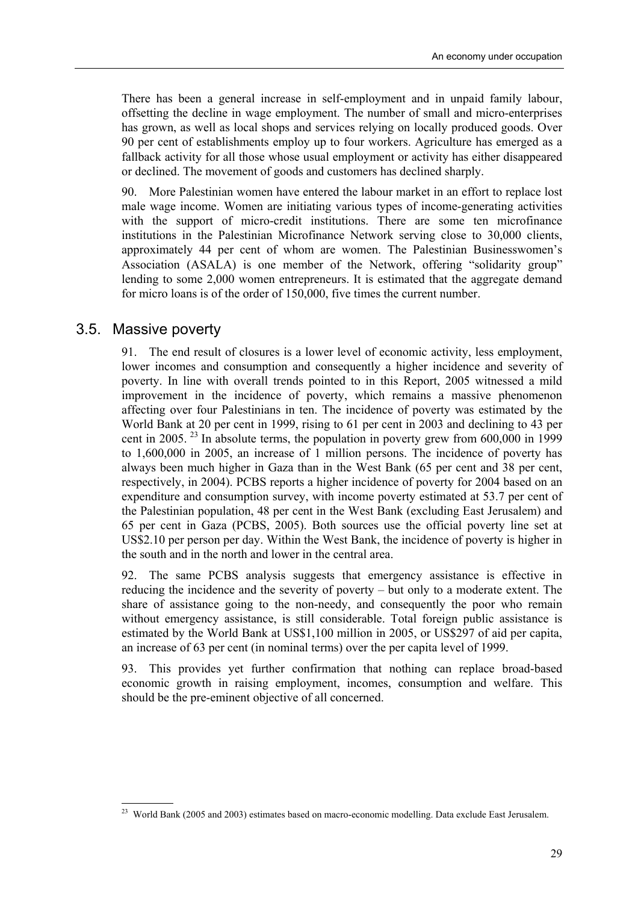There has been a general increase in self-employment and in unpaid family labour, offsetting the decline in wage employment. The number of small and micro-enterprises has grown, as well as local shops and services relying on locally produced goods. Over 90 per cent of establishments employ up to four workers. Agriculture has emerged as a fallback activity for all those whose usual employment or activity has either disappeared or declined. The movement of goods and customers has declined sharply.

90. More Palestinian women have entered the labour market in an effort to replace lost male wage income. Women are initiating various types of income-generating activities with the support of micro-credit institutions. There are some ten microfinance institutions in the Palestinian Microfinance Network serving close to 30,000 clients, approximately 44 per cent of whom are women. The Palestinian Businesswomen's Association (ASALA) is one member of the Network, offering "solidarity group" lending to some 2,000 women entrepreneurs. It is estimated that the aggregate demand for micro loans is of the order of 150,000, five times the current number.

## 3.5. Massive poverty

91. The end result of closures is a lower level of economic activity, less employment, lower incomes and consumption and consequently a higher incidence and severity of poverty. In line with overall trends pointed to in this Report, 2005 witnessed a mild improvement in the incidence of poverty, which remains a massive phenomenon affecting over four Palestinians in ten. The incidence of poverty was estimated by the World Bank at 20 per cent in 1999, rising to 61 per cent in 2003 and declining to 43 per cent in 2005. [23] In absolute terms, the population in poverty grew from 600,000 in 1999 to 1,600,000 in 2005, an increase of 1 million persons. The incidence of poverty has always been much higher in Gaza than in the West Bank (65 per cent and 38 per cent, respectively, in 2004). PCBS reports a higher incidence of poverty for 2004 based on an expenditure and consumption survey, with income poverty estimated at 53.7 per cent of the Palestinian population, 48 per cent in the West Bank (excluding East Jerusalem) and 65 per cent in Gaza (PCBS, 2005). Both sources use the official poverty line set at US$2.10 per person per day. Within the West Bank, the incidence of poverty is higher in the south and in the north and lower in the central area.

92. The same PCBS analysis suggests that emergency assistance is effective in reducing the incidence and the severity of poverty – but only to a moderate extent. The share of assistance going to the non-needy, and consequently the poor who remain without emergency assistance, is still considerable. Total foreign public assistance is estimated by the World Bank at US$1,100 million in 2005, or US$297 of aid per capita, an increase of 63 per cent (in nominal terms) over the per capita level of 1999.

93. This provides yet further confirmation that nothing can replace broad-based economic growth in raising employment, incomes, consumption and welfare. This should be the pre-eminent objective of all concerned.

---

[23] World Bank (2005 and 2003) estimates based on macro-economic modelling. Data exclude East Jerusalem.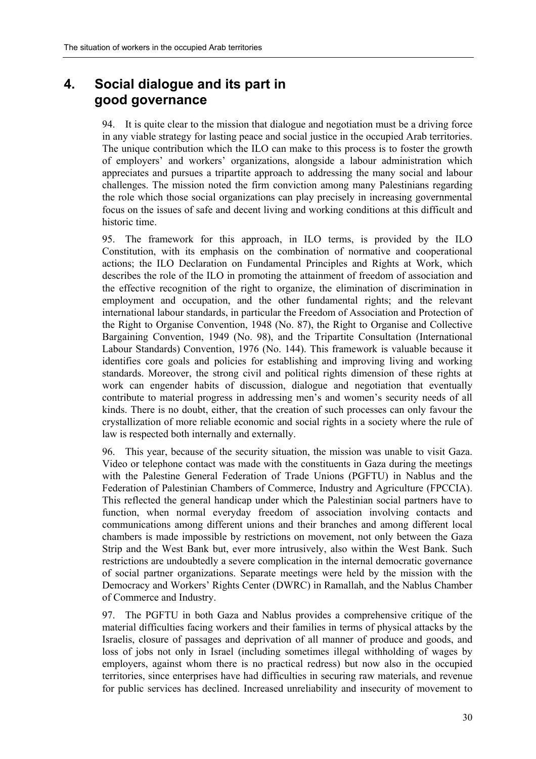## 4. Social dialogue and its part in good governance

94. It is quite clear to the mission that dialogue and negotiation must be a driving force in any viable strategy for lasting peace and social justice in the occupied Arab territories. The unique contribution which the ILO can make to this process is to foster the growth of employers' and workers' organizations, alongside a labour administration which appreciates and pursues a tripartite approach to addressing the many social and labour challenges. The mission noted the firm conviction among many Palestinians regarding the role which those social organizations can play precisely in increasing governmental focus on the issues of safe and decent living and working conditions at this difficult and historic time.

95. The framework for this approach, in ILO terms, is provided by the ILO Constitution, with its emphasis on the combination of normative and cooperational actions; the ILO Declaration on Fundamental Principles and Rights at Work, which describes the role of the ILO in promoting the attainment of freedom of association and the effective recognition of the right to organize, the elimination of discrimination in employment and occupation, and the other fundamental rights; and the relevant international labour standards, in particular the Freedom of Association and Protection of the Right to Organise Convention, 1948 (No. 87), the Right to Organise and Collective Bargaining Convention, 1949 (No. 98), and the Tripartite Consultation (International Labour Standards) Convention, 1976 (No. 144). This framework is valuable because it identifies core goals and policies for establishing and improving living and working standards. Moreover, the strong civil and political rights dimension of these rights at work can engender habits of discussion, dialogue and negotiation that eventually contribute to material progress in addressing men's and women's security needs of all kinds. There is no doubt, either, that the creation of such processes can only favour the crystallization of more reliable economic and social rights in a society where the rule of law is respected both internally and externally.

96. This year, because of the security situation, the mission was unable to visit Gaza. Video or telephone contact was made with the constituents in Gaza during the meetings with the Palestine General Federation of Trade Unions (PGFTU) in Nablus and the Federation of Palestinian Chambers of Commerce, Industry and Agriculture (FPCCIA). This reflected the general handicap under which the Palestinian social partners have to function, when normal everyday freedom of association involving contacts and communications among different unions and their branches and among different local chambers is made impossible by restrictions on movement, not only between the Gaza Strip and the West Bank but, ever more intrusively, also within the West Bank. Such restrictions are undoubtedly a severe complication in the internal democratic governance of social partner organizations. Separate meetings were held by the mission with the Democracy and Workers' Rights Center (DWRC) in Ramallah, and the Nablus Chamber of Commerce and Industry.

97. The PGFTU in both Gaza and Nablus provides a comprehensive critique of the material difficulties facing workers and their families in terms of physical attacks by the Israelis, closure of passages and deprivation of all manner of produce and goods, and loss of jobs not only in Israel (including sometimes illegal withholding of wages by employers, against whom there is no practical redress) but now also in the occupied territories, since enterprises have had difficulties in securing raw materials, and revenue for public services has declined. Increased unreliability and insecurity of movement to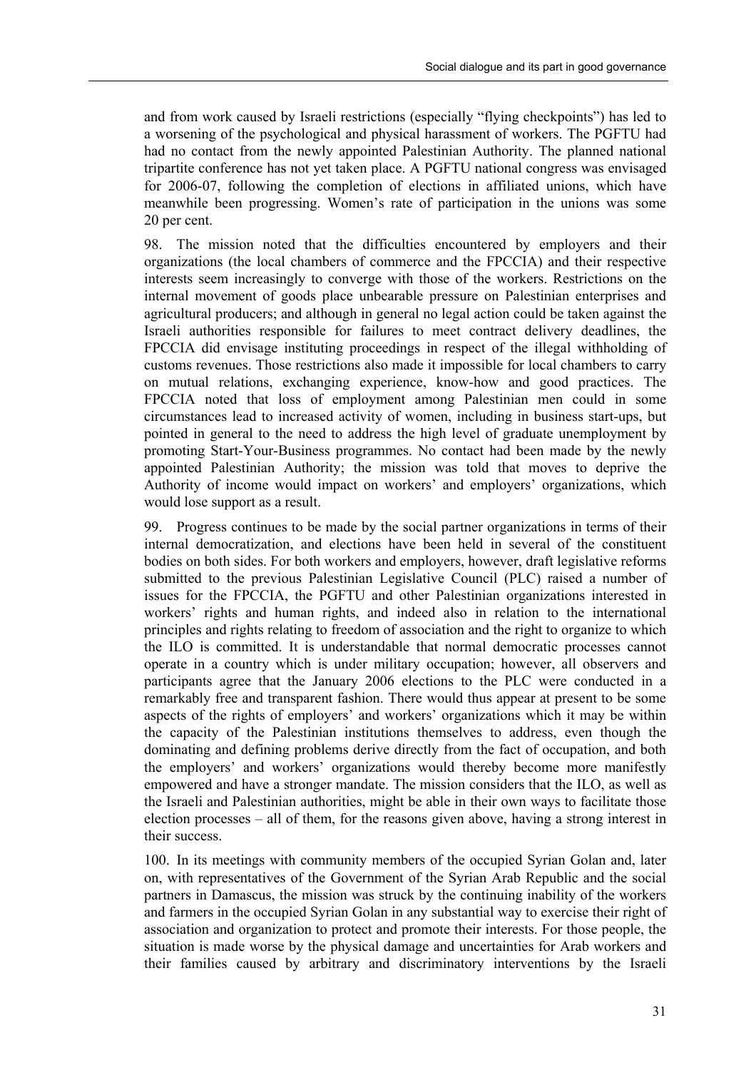and from work caused by Israeli restrictions (especially "flying checkpoints") has led to a worsening of the psychological and physical harassment of workers. The PGFTU had had no contact from the newly appointed Palestinian Authority. The planned national tripartite conference has not yet taken place. A PGFTU national congress was envisaged for 2006-07, following the completion of elections in affiliated unions, which have meanwhile been progressing. Women's rate of participation in the unions was some 20 per cent.

98. The mission noted that the difficulties encountered by employers and their organizations (the local chambers of commerce and the FPCCIA) and their respective interests seem increasingly to converge with those of the workers. Restrictions on the internal movement of goods place unbearable pressure on Palestinian enterprises and agricultural producers; and although in general no legal action could be taken against the Israeli authorities responsible for failures to meet contract delivery deadlines, the FPCCIA did envisage instituting proceedings in respect of the illegal withholding of customs revenues. Those restrictions also made it impossible for local chambers to carry on mutual relations, exchanging experience, know-how and good practices. The FPCCIA noted that loss of employment among Palestinian men could in some circumstances lead to increased activity of women, including in business start-ups, but pointed in general to the need to address the high level of graduate unemployment by promoting Start-Your-Business programmes. No contact had been made by the newly appointed Palestinian Authority; the mission was told that moves to deprive the Authority of income would impact on workers' and employers' organizations, which would lose support as a result.

99. Progress continues to be made by the social partner organizations in terms of their internal democratization, and elections have been held in several of the constituent bodies on both sides. For both workers and employers, however, draft legislative reforms submitted to the previous Palestinian Legislative Council (PLC) raised a number of issues for the FPCCIA, the PGFTU and other Palestinian organizations interested in workers' rights and human rights, and indeed also in relation to the international principles and rights relating to freedom of association and the right to organize to which the ILO is committed. It is understandable that normal democratic processes cannot operate in a country which is under military occupation; however, all observers and participants agree that the January 2006 elections to the PLC were conducted in a remarkably free and transparent fashion. There would thus appear at present to be some aspects of the rights of employers' and workers' organizations which it may be within the capacity of the Palestinian institutions themselves to address, even though the dominating and defining problems derive directly from the fact of occupation, and both the employers' and workers' organizations would thereby become more manifestly empowered and have a stronger mandate. The mission considers that the ILO, as well as the Israeli and Palestinian authorities, might be able in their own ways to facilitate those election processes – all of them, for the reasons given above, having a strong interest in their success.

100. In its meetings with community members of the occupied Syrian Golan and, later on, with representatives of the Government of the Syrian Arab Republic and the social partners in Damascus, the mission was struck by the continuing inability of the workers and farmers in the occupied Syrian Golan in any substantial way to exercise their right of association and organization to protect and promote their interests. For those people, the situation is made worse by the physical damage and uncertainties for Arab workers and their families caused by arbitrary and discriminatory interventions by the Israeli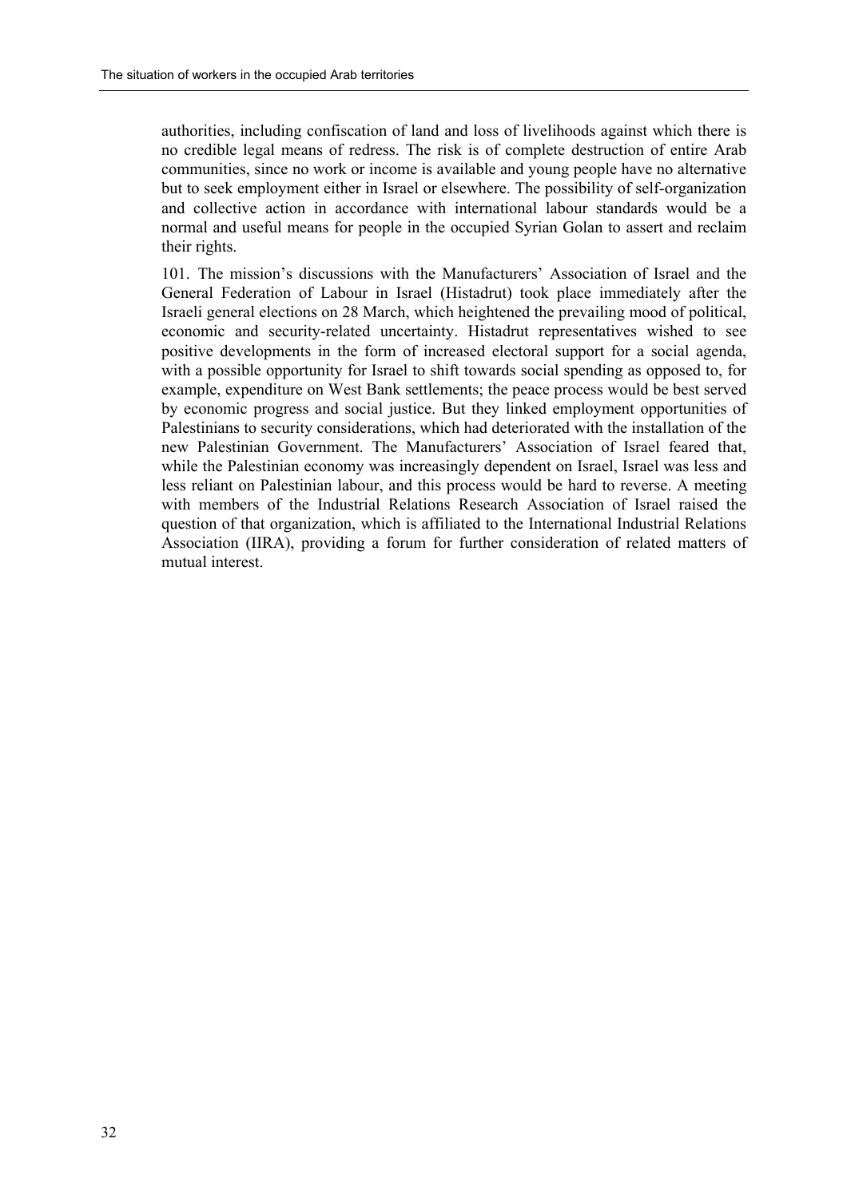authorities, including confiscation of land and loss of livelihoods against which there is no credible legal means of redress. The risk is of complete destruction of entire Arab communities, since no work or income is available and young people have no alternative but to seek employment either in Israel or elsewhere. The possibility of self-organization and collective action in accordance with international labour standards would be a normal and useful means for people in the occupied Syrian Golan to assert and reclaim their rights.

101. The mission's discussions with the Manufacturers' Association of Israel and the General Federation of Labour in Israel (Histadrut) took place immediately after the Israeli general elections on 28 March, which heightened the prevailing mood of political, economic and security-related uncertainty. Histadrut representatives wished to see positive developments in the form of increased electoral support for a social agenda, with a possible opportunity for Israel to shift towards social spending as opposed to, for example, expenditure on West Bank settlements; the peace process would be best served by economic progress and social justice. But they linked employment opportunities of Palestinians to security considerations, which had deteriorated with the installation of the new Palestinian Government. The Manufacturers' Association of Israel feared that, while the Palestinian economy was increasingly dependent on Israel, Israel was less and less reliant on Palestinian labour, and this process would be hard to reverse. A meeting with members of the Industrial Relations Research Association of Israel raised the question of that organization, which is affiliated to the International Industrial Relations Association (IIRA), providing a forum for further consideration of related matters of mutual interest.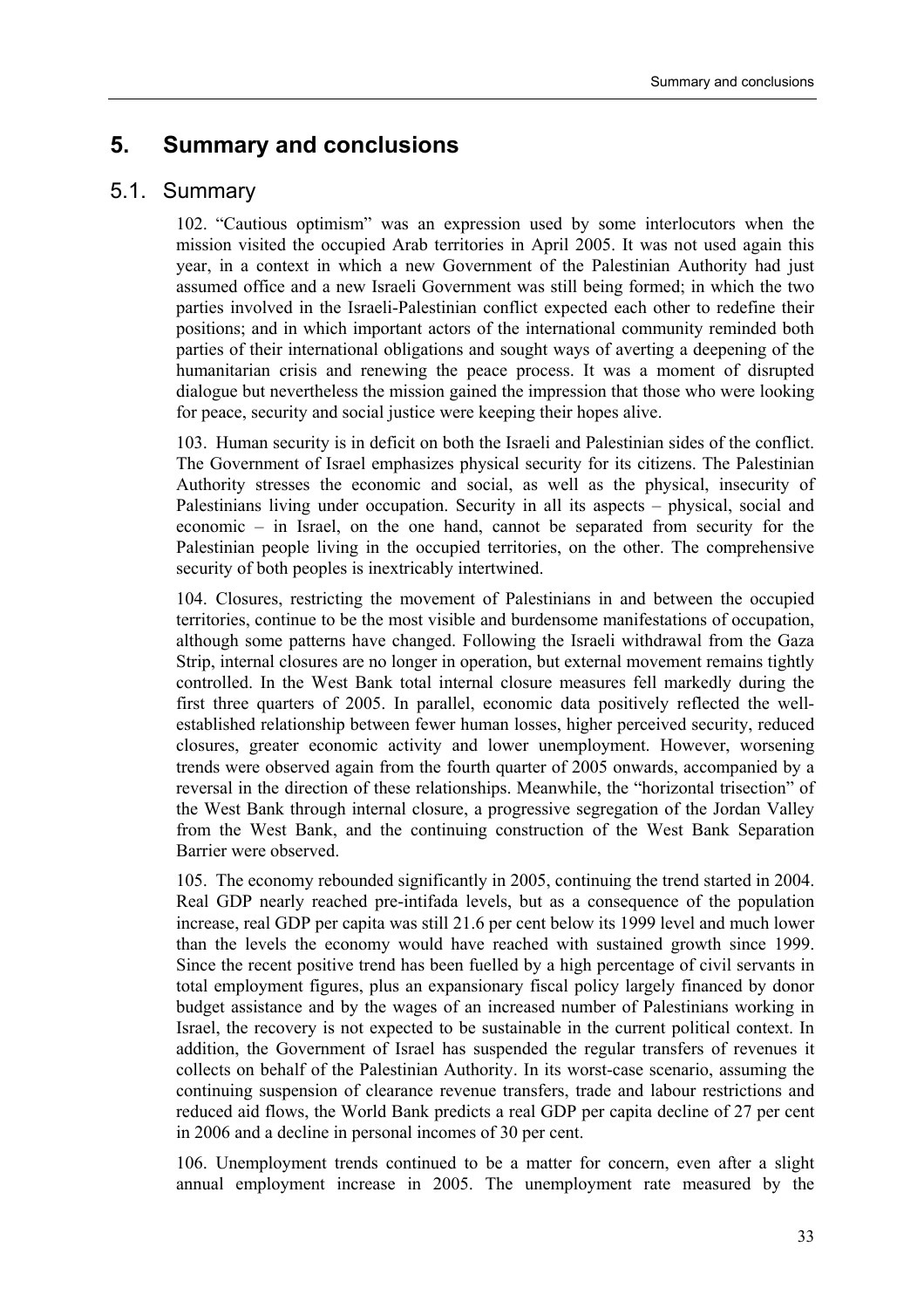# 5. Summary and conclusions

## 5.1. Summary

102. “Cautious optimism” was an expression used by some interlocutors when the mission visited the occupied Arab territories in April 2005. It was not used again this year, in a context in which a new Government of the Palestinian Authority had just assumed office and a new Israeli Government was still being formed; in which the two parties involved in the Israeli-Palestinian conflict expected each other to redefine their positions; and in which important actors of the international community reminded both parties of their international obligations and sought ways of averting a deepening of the humanitarian crisis and renewing the peace process. It was a moment of disrupted dialogue but nevertheless the mission gained the impression that those who were looking for peace, security and social justice were keeping their hopes alive.

103. Human security is in deficit on both the Israeli and Palestinian sides of the conflict. The Government of Israel emphasizes physical security for its citizens. The Palestinian Authority stresses the economic and social, as well as the physical, insecurity of Palestinians living under occupation. Security in all its aspects – physical, social and economic – in Israel, on the one hand, cannot be separated from security for the Palestinian people living in the occupied territories, on the other. The comprehensive security of both peoples is inextricably intertwined.

104. Closures, restricting the movement of Palestinians in and between the occupied territories, continue to be the most visible and burdensome manifestations of occupation, although some patterns have changed. Following the Israeli withdrawal from the Gaza Strip, internal closures are no longer in operation, but external movement remains tightly controlled. In the West Bank total internal closure measures fell markedly during the first three quarters of 2005. In parallel, economic data positively reflected the well-established relationship between fewer human losses, higher perceived security, reduced closures, greater economic activity and lower unemployment. However, worsening trends were observed again from the fourth quarter of 2005 onwards, accompanied by a reversal in the direction of these relationships. Meanwhile, the “horizontal trisection” of the West Bank through internal closure, a progressive segregation of the Jordan Valley from the West Bank, and the continuing construction of the West Bank Separation Barrier were observed.

105. The economy rebounded significantly in 2005, continuing the trend started in 2004. Real GDP nearly reached pre-intifada levels, but as a consequence of the population increase, real GDP per capita was still 21.6 per cent below its 1999 level and much lower than the levels the economy would have reached with sustained growth since 1999. Since the recent positive trend has been fuelled by a high percentage of civil servants in total employment figures, plus an expansionary fiscal policy largely financed by donor budget assistance and by the wages of an increased number of Palestinians working in Israel, the recovery is not expected to be sustainable in the current political context. In addition, the Government of Israel has suspended the regular transfers of revenues it collects on behalf of the Palestinian Authority. In its worst-case scenario, assuming the continuing suspension of clearance revenue transfers, trade and labour restrictions and reduced aid flows, the World Bank predicts a real GDP per capita decline of 27 per cent in 2006 and a decline in personal incomes of 30 per cent.

106. Unemployment trends continued to be a matter for concern, even after a slight annual employment increase in 2005. The unemployment rate measured by the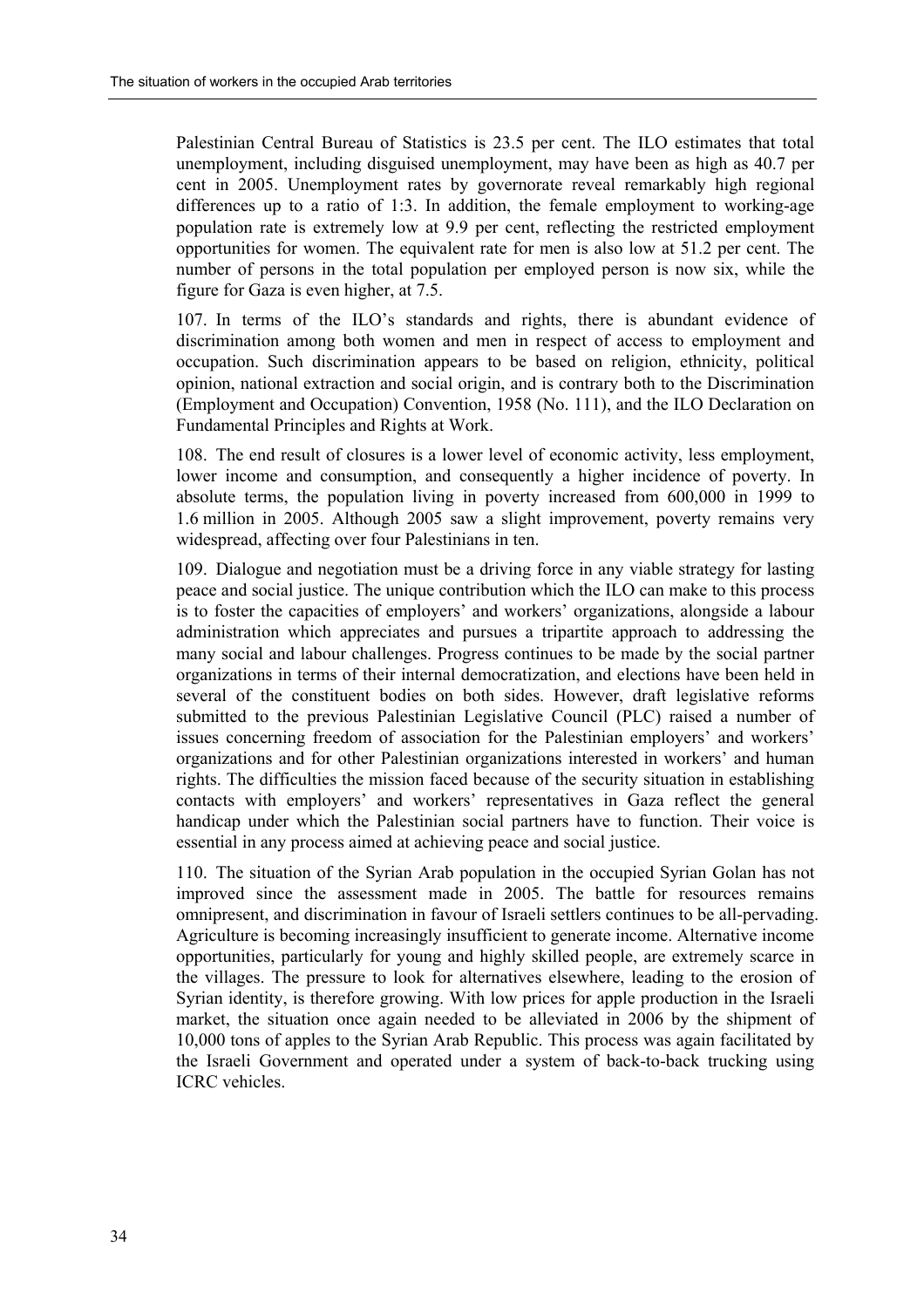Palestinian Central Bureau of Statistics is 23.5 per cent. The ILO estimates that total unemployment, including disguised unemployment, may have been as high as 40.7 per cent in 2005. Unemployment rates by governorate reveal remarkably high regional differences up to a ratio of 1:3. In addition, the female employment to working-age population rate is extremely low at 9.9 per cent, reflecting the restricted employment opportunities for women. The equivalent rate for men is also low at 51.2 per cent. The number of persons in the total population per employed person is now six, while the figure for Gaza is even higher, at 7.5.

107. In terms of the ILO's standards and rights, there is abundant evidence of discrimination among both women and men in respect of access to employment and occupation. Such discrimination appears to be based on religion, ethnicity, political opinion, national extraction and social origin, and is contrary both to the Discrimination (Employment and Occupation) Convention, 1958 (No. 111), and the ILO Declaration on Fundamental Principles and Rights at Work.

108. The end result of closures is a lower level of economic activity, less employment, lower income and consumption, and consequently a higher incidence of poverty. In absolute terms, the population living in poverty increased from 600,000 in 1999 to 1.6 million in 2005. Although 2005 saw a slight improvement, poverty remains very widespread, affecting over four Palestinians in ten.

109. Dialogue and negotiation must be a driving force in any viable strategy for lasting peace and social justice. The unique contribution which the ILO can make to this process is to foster the capacities of employers' and workers' organizations, alongside a labour administration which appreciates and pursues a tripartite approach to addressing the many social and labour challenges. Progress continues to be made by the social partner organizations in terms of their internal democratization, and elections have been held in several of the constituent bodies on both sides. However, draft legislative reforms submitted to the previous Palestinian Legislative Council (PLC) raised a number of issues concerning freedom of association for the Palestinian employers' and workers' organizations and for other Palestinian organizations interested in workers' and human rights. The difficulties the mission faced because of the security situation in establishing contacts with employers' and workers' representatives in Gaza reflect the general handicap under which the Palestinian social partners have to function. Their voice is essential in any process aimed at achieving peace and social justice.

110. The situation of the Syrian Arab population in the occupied Syrian Golan has not improved since the assessment made in 2005. The battle for resources remains omnipresent, and discrimination in favour of Israeli settlers continues to be all-pervading. Agriculture is becoming increasingly insufficient to generate income. Alternative income opportunities, particularly for young and highly skilled people, are extremely scarce in the villages. The pressure to look for alternatives elsewhere, leading to the erosion of Syrian identity, is therefore growing. With low prices for apple production in the Israeli market, the situation once again needed to be alleviated in 2006 by the shipment of 10,000 tons of apples to the Syrian Arab Republic. This process was again facilitated by the Israeli Government and operated under a system of back-to-back trucking using ICRC vehicles.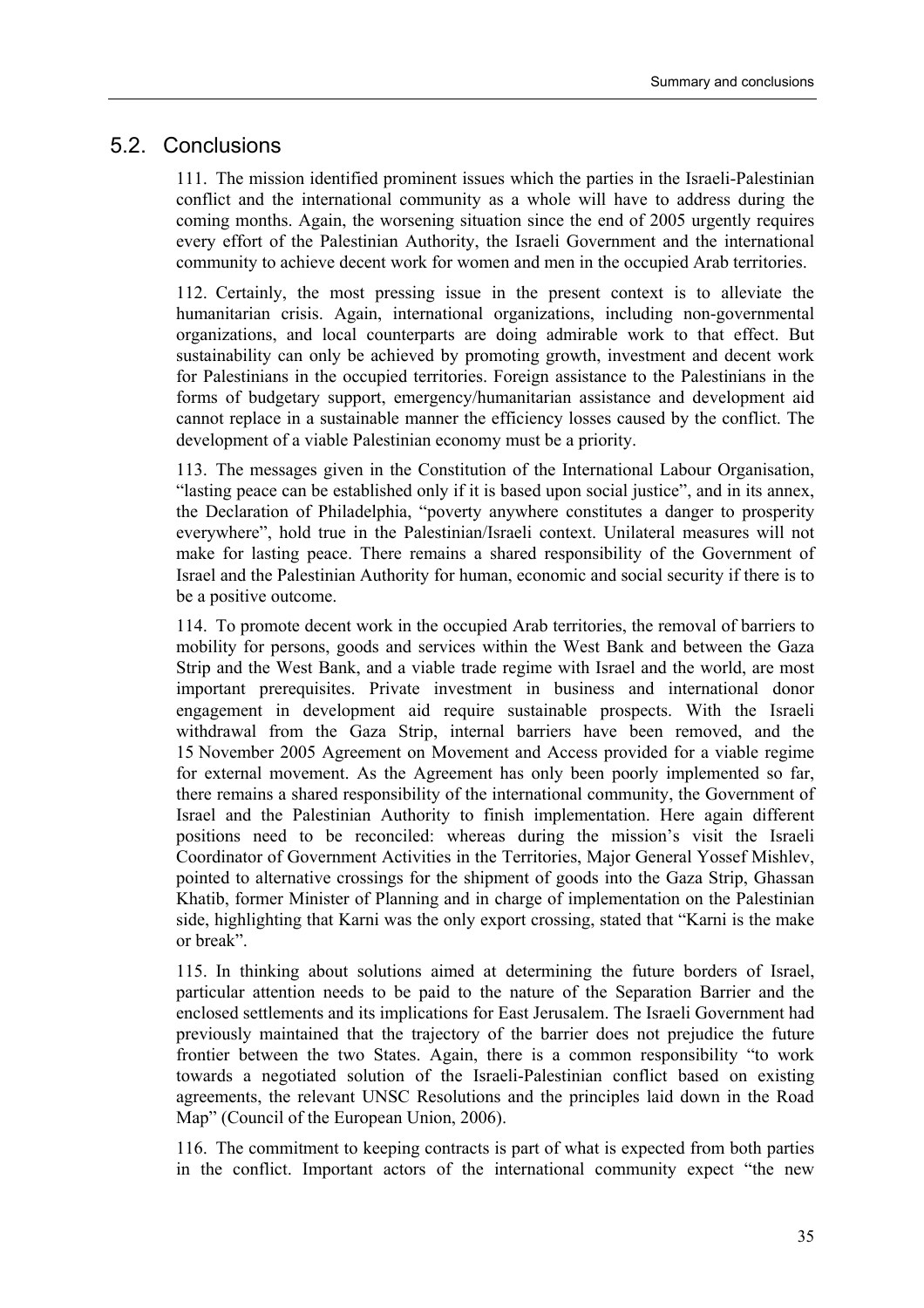## 5.2. Conclusions

111. The mission identified prominent issues which the parties in the Israeli-Palestinian conflict and the international community as a whole will have to address during the coming months. Again, the worsening situation since the end of 2005 urgently requires every effort of the Palestinian Authority, the Israeli Government and the international community to achieve decent work for women and men in the occupied Arab territories.

112. Certainly, the most pressing issue in the present context is to alleviate the humanitarian crisis. Again, international organizations, including non-governmental organizations, and local counterparts are doing admirable work to that effect. But sustainability can only be achieved by promoting growth, investment and decent work for Palestinians in the occupied territories. Foreign assistance to the Palestinians in the forms of budgetary support, emergency/humanitarian assistance and development aid cannot replace in a sustainable manner the efficiency losses caused by the conflict. The development of a viable Palestinian economy must be a priority.

113. The messages given in the Constitution of the International Labour Organisation, "lasting peace can be established only if it is based upon social justice", and in its annex, the Declaration of Philadelphia, "poverty anywhere constitutes a danger to prosperity everywhere", hold true in the Palestinian/Israeli context. Unilateral measures will not make for lasting peace. There remains a shared responsibility of the Government of Israel and the Palestinian Authority for human, economic and social security if there is to be a positive outcome.

114. To promote decent work in the occupied Arab territories, the removal of barriers to mobility for persons, goods and services within the West Bank and between the Gaza Strip and the West Bank, and a viable trade regime with Israel and the world, are most important prerequisites. Private investment in business and international donor engagement in development aid require sustainable prospects. With the Israeli withdrawal from the Gaza Strip, internal barriers have been removed, and the 15 November 2005 Agreement on Movement and Access provided for a viable regime for external movement. As the Agreement has only been poorly implemented so far, there remains a shared responsibility of the international community, the Government of Israel and the Palestinian Authority to finish implementation. Here again different positions need to be reconciled: whereas during the mission's visit the Israeli Coordinator of Government Activities in the Territories, Major General Yossef Mishlev, pointed to alternative crossings for the shipment of goods into the Gaza Strip, Ghassan Khatib, former Minister of Planning and in charge of implementation on the Palestinian side, highlighting that Karni was the only export crossing, stated that "Karni is the make or break".

115. In thinking about solutions aimed at determining the future borders of Israel, particular attention needs to be paid to the nature of the Separation Barrier and the enclosed settlements and its implications for East Jerusalem. The Israeli Government had previously maintained that the trajectory of the barrier does not prejudice the future frontier between the two States. Again, there is a common responsibility "to work towards a negotiated solution of the Israeli-Palestinian conflict based on existing agreements, the relevant UNSC Resolutions and the principles laid down in the Road Map" (Council of the European Union, 2006).

116. The commitment to keeping contracts is part of what is expected from both parties in the conflict. Important actors of the international community expect "the new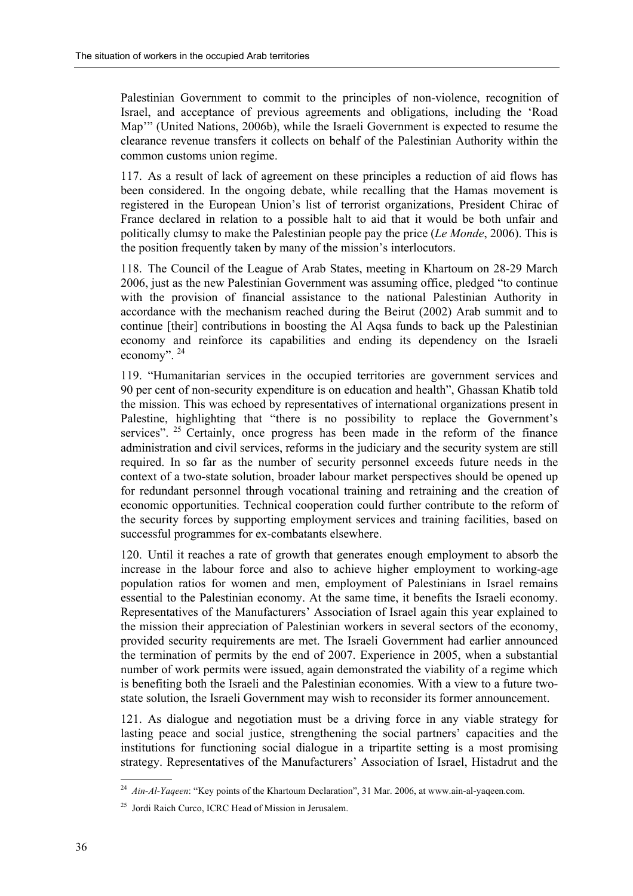Palestinian Government to commit to the principles of non-violence, recognition of Israel, and acceptance of previous agreements and obligations, including the 'Road Map'" (United Nations, 2006b), while the Israeli Government is expected to resume the clearance revenue transfers it collects on behalf of the Palestinian Authority within the common customs union regime.

117. As a result of lack of agreement on these principles a reduction of aid flows has been considered. In the ongoing debate, while recalling that the Hamas movement is registered in the European Union's list of terrorist organizations, President Chirac of France declared in relation to a possible halt to aid that it would be both unfair and politically clumsy to make the Palestinian people pay the price (*Le Monde*, 2006). This is the position frequently taken by many of the mission's interlocutors.

118. The Council of the League of Arab States, meeting in Khartoum on 28-29 March 2006, just as the new Palestinian Government was assuming office, pledged "to continue with the provision of financial assistance to the national Palestinian Authority in accordance with the mechanism reached during the Beirut (2002) Arab summit and to continue [their] contributions in boosting the Al Aqsa funds to back up the Palestinian economy and reinforce its capabilities and ending its dependency on the Israeli economy". [24]

119. "Humanitarian services in the occupied territories are government services and 90 per cent of non-security expenditure is on education and health", Ghassan Khatib told the mission. This was echoed by representatives of international organizations present in Palestine, highlighting that "there is no possibility to replace the Government's services". [25] Certainly, once progress has been made in the reform of the finance administration and civil services, reforms in the judiciary and the security system are still required. In so far as the number of security personnel exceeds future needs in the context of a two-state solution, broader labour market perspectives should be opened up for redundant personnel through vocational training and retraining and the creation of economic opportunities. Technical cooperation could further contribute to the reform of the security forces by supporting employment services and training facilities, based on successful programmes for ex-combatants elsewhere.

120. Until it reaches a rate of growth that generates enough employment to absorb the increase in the labour force and also to achieve higher employment to working-age population ratios for women and men, employment of Palestinians in Israel remains essential to the Palestinian economy. At the same time, it benefits the Israeli economy. Representatives of the Manufacturers' Association of Israel again this year explained to the mission their appreciation of Palestinian workers in several sectors of the economy, provided security requirements are met. The Israeli Government had earlier announced the termination of permits by the end of 2007. Experience in 2005, when a substantial number of work permits were issued, again demonstrated the viability of a regime which is benefiting both the Israeli and the Palestinian economies. With a view to a future two-state solution, the Israeli Government may wish to reconsider its former announcement.

121. As dialogue and negotiation must be a driving force in any viable strategy for lasting peace and social justice, strengthening the social partners' capacities and the institutions for functioning social dialogue in a tripartite setting is a most promising strategy. Representatives of the Manufacturers' Association of Israel, Histadrut and the

---

[24] *Ain-Al-Yaqeen*: "Key points of the Khartoum Declaration", 31 Mar. 2006, at www.ain-al-yaqeen.com.

[25] Jordi Raich Curco, ICRC Head of Mission in Jerusalem.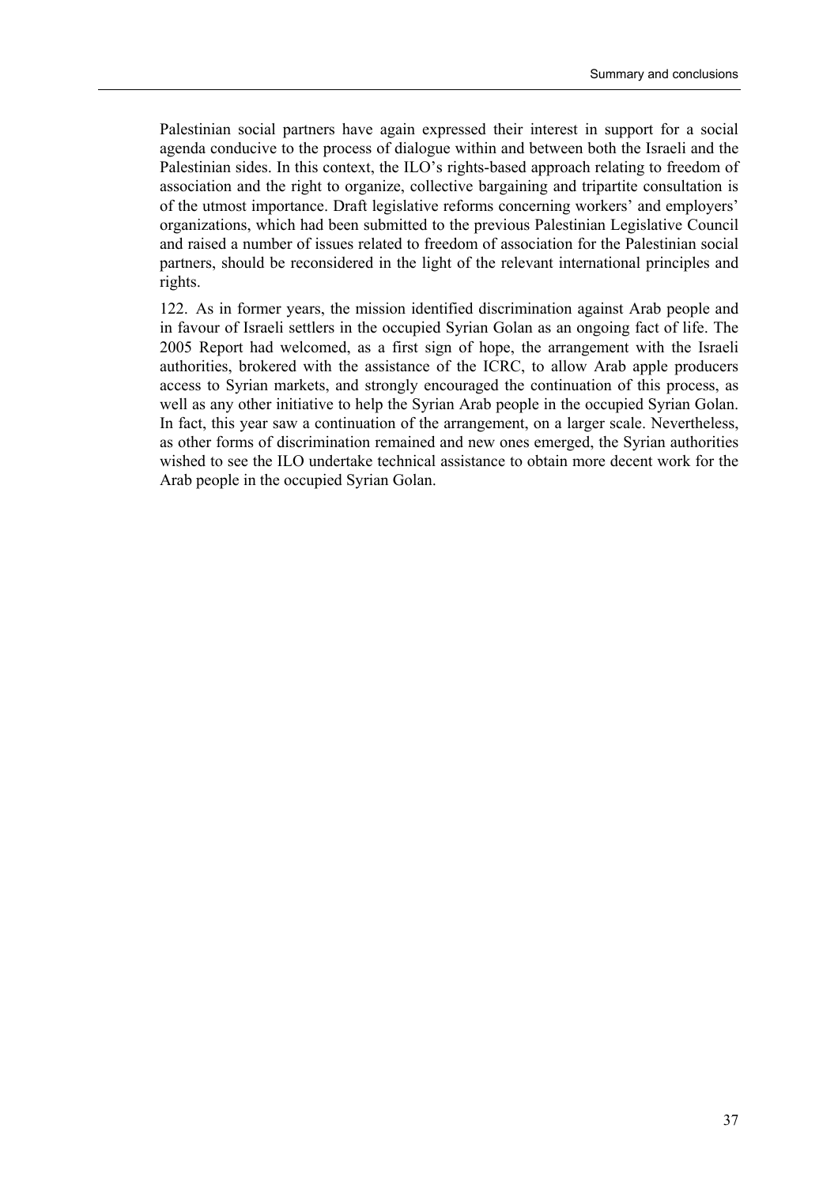Palestinian social partners have again expressed their interest in support for a social agenda conducive to the process of dialogue within and between both the Israeli and the Palestinian sides. In this context, the ILO's rights-based approach relating to freedom of association and the right to organize, collective bargaining and tripartite consultation is of the utmost importance. Draft legislative reforms concerning workers' and employers' organizations, which had been submitted to the previous Palestinian Legislative Council and raised a number of issues related to freedom of association for the Palestinian social partners, should be reconsidered in the light of the relevant international principles and rights.

122. As in former years, the mission identified discrimination against Arab people and in favour of Israeli settlers in the occupied Syrian Golan as an ongoing fact of life. The 2005 Report had welcomed, as a first sign of hope, the arrangement with the Israeli authorities, brokered with the assistance of the ICRC, to allow Arab apple producers access to Syrian markets, and strongly encouraged the continuation of this process, as well as any other initiative to help the Syrian Arab people in the occupied Syrian Golan. In fact, this year saw a continuation of the arrangement, on a larger scale. Nevertheless, as other forms of discrimination remained and new ones emerged, the Syrian authorities wished to see the ILO undertake technical assistance to obtain more decent work for the Arab people in the occupied Syrian Golan.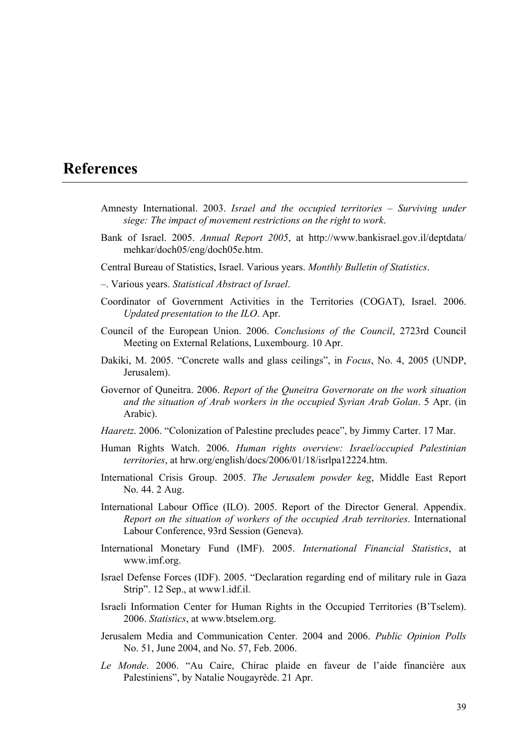# References

Amnesty International. 2003. *Israel and the occupied territories – Surviving under siege: The impact of movement restrictions on the right to work*.

Bank of Israel. 2005. *Annual Report 2005*, at http://www.bankisrael.gov.il/deptdata/mehkar/doch05/eng/doch05e.htm.

Central Bureau of Statistics, Israel. Various years. *Monthly Bulletin of Statistics*.

–. Various years. *Statistical Abstract of Israel*.

Coordinator of Government Activities in the Territories (COGAT), Israel. 2006. *Updated presentation to the ILO*. Apr.

Council of the European Union. 2006. *Conclusions of the Council*, 2723rd Council Meeting on External Relations, Luxembourg. 10 Apr.

Dakiki, M. 2005. "Concrete walls and glass ceilings", in *Focus*, No. 4, 2005 (UNDP, Jerusalem).

Governor of Quneitra. 2006. *Report of the Quneitra Governorate on the work situation and the situation of Arab workers in the occupied Syrian Arab Golan*. 5 Apr. (in Arabic).

*Haaretz*. 2006. "Colonization of Palestine precludes peace", by Jimmy Carter. 17 Mar.

Human Rights Watch. 2006. *Human rights overview: Israel/occupied Palestinian territories*, at hrw.org/english/docs/2006/01/18/isrlpa12224.htm.

International Crisis Group. 2005. *The Jerusalem powder keg*, Middle East Report No. 44. 2 Aug.

International Labour Office (ILO). 2005. Report of the Director General. Appendix. *Report on the situation of workers of the occupied Arab territories*. International Labour Conference, 93rd Session (Geneva).

International Monetary Fund (IMF). 2005. *International Financial Statistics*, at www.imf.org.

Israel Defense Forces (IDF). 2005. "Declaration regarding end of military rule in Gaza Strip". 12 Sep., at www1.idf.il.

Israeli Information Center for Human Rights in the Occupied Territories (B'Tselem). 2006. *Statistics*, at www.btselem.org.

Jerusalem Media and Communication Center. 2004 and 2006. *Public Opinion Polls* No. 51, June 2004, and No. 57, Feb. 2006.

*Le Monde*. 2006. "Au Caire, Chirac plaide en faveur de l'aide financière aux Palestiniens", by Natalie Nougayrède. 21 Apr.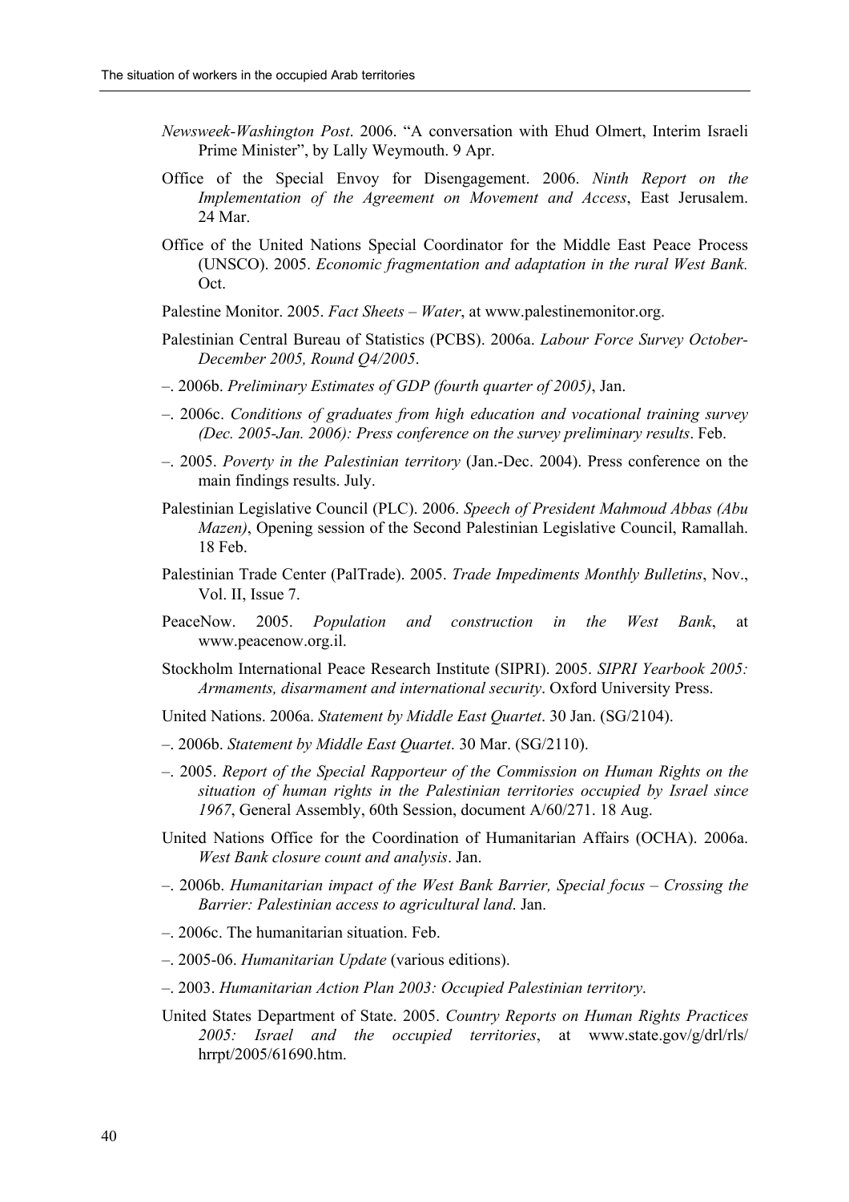*Newsweek-Washington Post*. 2006. "A conversation with Ehud Olmert, Interim Israeli Prime Minister", by Lally Weymouth. 9 Apr.

Office of the Special Envoy for Disengagement. 2006. *Ninth Report on the Implementation of the Agreement on Movement and Access*, East Jerusalem. 24 Mar.

Office of the United Nations Special Coordinator for the Middle East Peace Process (UNSCO). 2005. *Economic fragmentation and adaptation in the rural West Bank.* Oct.

Palestine Monitor. 2005. *Fact Sheets – Water*, at www.palestinemonitor.org.

Palestinian Central Bureau of Statistics (PCBS). 2006a. *Labour Force Survey October-December 2005, Round Q4/2005*.

–. 2006b. *Preliminary Estimates of GDP (fourth quarter of 2005)*, Jan.

–. 2006c. *Conditions of graduates from high education and vocational training survey (Dec. 2005-Jan. 2006): Press conference on the survey preliminary results*. Feb.

–. 2005. *Poverty in the Palestinian territory* (Jan.-Dec. 2004). Press conference on the main findings results. July.

Palestinian Legislative Council (PLC). 2006. *Speech of President Mahmoud Abbas (Abu Mazen)*, Opening session of the Second Palestinian Legislative Council, Ramallah. 18 Feb.

Palestinian Trade Center (PalTrade). 2005. *Trade Impediments Monthly Bulletins*, Nov., Vol. II, Issue 7.

PeaceNow. 2005. *Population and construction in the West Bank*, at www.peacenow.org.il.

Stockholm International Peace Research Institute (SIPRI). 2005. *SIPRI Yearbook 2005: Armaments, disarmament and international security*. Oxford University Press.

United Nations. 2006a. *Statement by Middle East Quartet*. 30 Jan. (SG/2104).

–. 2006b. *Statement by Middle East Quartet*. 30 Mar. (SG/2110).

–. 2005. *Report of the Special Rapporteur of the Commission on Human Rights on the situation of human rights in the Palestinian territories occupied by Israel since 1967*, General Assembly, 60th Session, document A/60/271. 18 Aug.

United Nations Office for the Coordination of Humanitarian Affairs (OCHA). 2006a. *West Bank closure count and analysis*. Jan.

–. 2006b. *Humanitarian impact of the West Bank Barrier, Special focus – Crossing the Barrier: Palestinian access to agricultural land*. Jan.

–. 2006c. The humanitarian situation. Feb.

–. 2005-06. *Humanitarian Update* (various editions).

–. 2003. *Humanitarian Action Plan 2003: Occupied Palestinian territory*.

United States Department of State. 2005. *Country Reports on Human Rights Practices 2005: Israel and the occupied territories*, at www.state.gov/g/drl/rls/hrrpt/2005/61690.htm.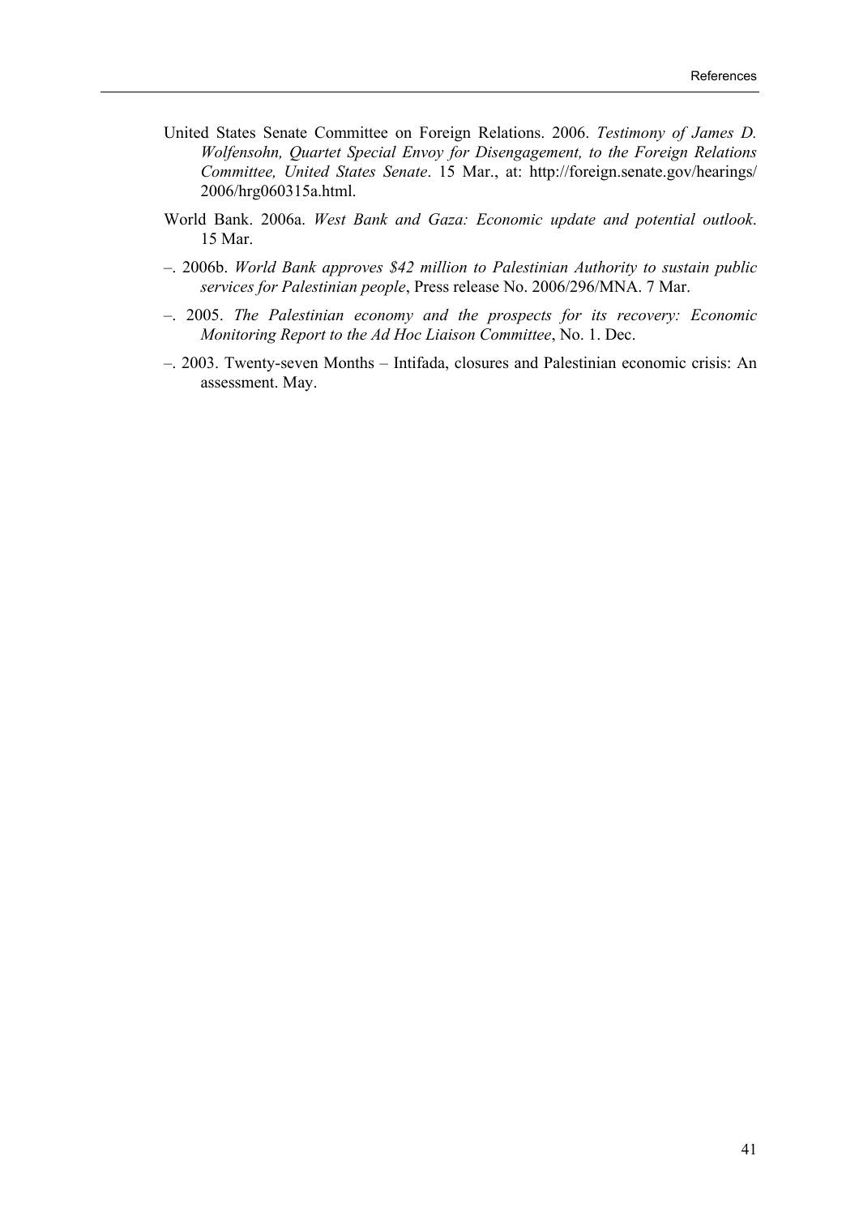United States Senate Committee on Foreign Relations. 2006. *Testimony of James D. Wolfensohn, Quartet Special Envoy for Disengagement, to the Foreign Relations Committee, United States Senate*. 15 Mar., at: http://foreign.senate.gov/hearings/2006/hrg060315a.html.

World Bank. 2006a. *West Bank and Gaza: Economic update and potential outlook*. 15 Mar.

–. 2006b. *World Bank approves $42 million to Palestinian Authority to sustain public services for Palestinian people*, Press release No. 2006/296/MNA. 7 Mar.

–. 2005. *The Palestinian economy and the prospects for its recovery: Economic Monitoring Report to the Ad Hoc Liaison Committee*, No. 1. Dec.

–. 2003. Twenty-seven Months – Intifada, closures and Palestinian economic crisis: An assessment. May.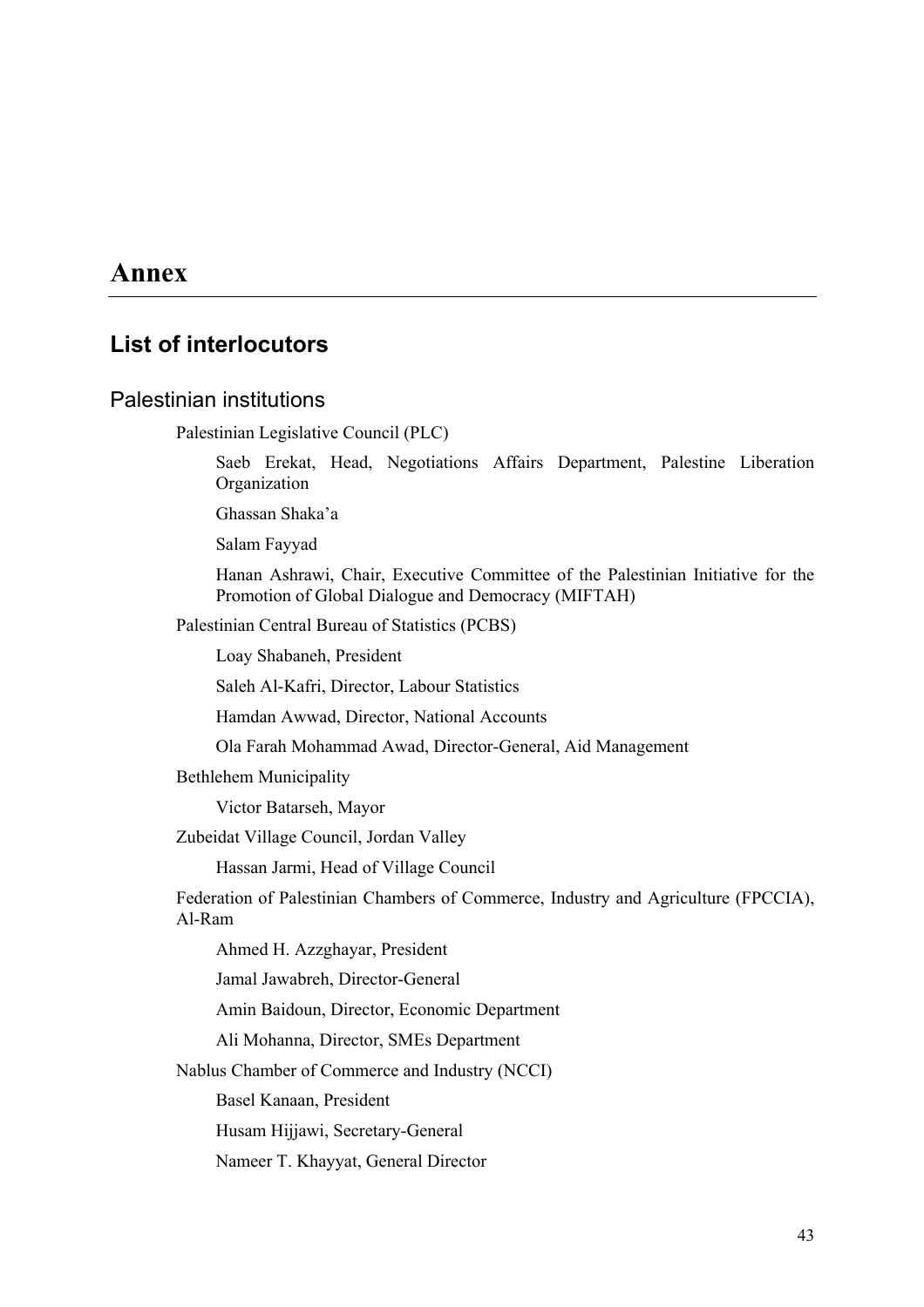# Annex

## List of interlocutors

### Palestinian institutions

Palestinian Legislative Council (PLC)

Saeb Erekat, Head, Negotiations Affairs Department, Palestine Liberation Organization

Ghassan Shaka'a

Salam Fayyad

Hanan Ashrawi, Chair, Executive Committee of the Palestinian Initiative for the Promotion of Global Dialogue and Democracy (MIFTAH)

Palestinian Central Bureau of Statistics (PCBS)

Loay Shabaneh, President

Saleh Al-Kafri, Director, Labour Statistics

Hamdan Awwad, Director, National Accounts

Ola Farah Mohammad Awad, Director-General, Aid Management

Bethlehem Municipality

Victor Batarseh, Mayor

Zubeidat Village Council, Jordan Valley

Hassan Jarmi, Head of Village Council

Federation of Palestinian Chambers of Commerce, Industry and Agriculture (FPCCIA), Al-Ram

Ahmed H. Azzghayar, President

Jamal Jawabreh, Director-General

Amin Baidoun, Director, Economic Department

Ali Mohanna, Director, SMEs Department

Nablus Chamber of Commerce and Industry (NCCI)

Basel Kanaan, President

Husam Hijjawi, Secretary-General

Nameer T. Khayyat, General Director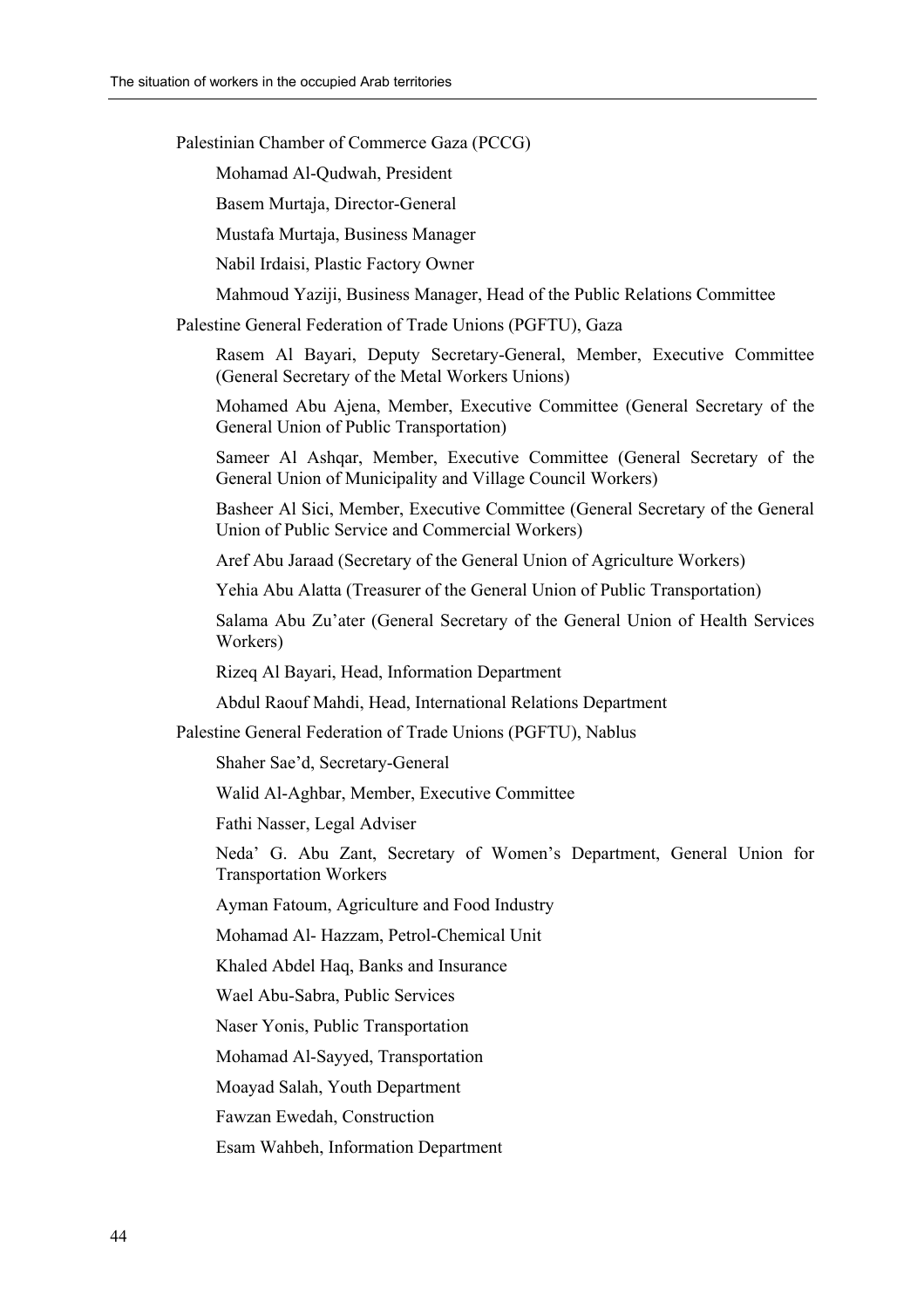Palestinian Chamber of Commerce Gaza (PCCG)

Mohamad Al-Qudwah, President

Basem Murtaja, Director-General

Mustafa Murtaja, Business Manager

Nabil Irdaisi, Plastic Factory Owner

Mahmoud Yaziji, Business Manager, Head of the Public Relations Committee

Palestine General Federation of Trade Unions (PGFTU), Gaza

Rasem Al Bayari, Deputy Secretary-General, Member, Executive Committee (General Secretary of the Metal Workers Unions)

Mohamed Abu Ajena, Member, Executive Committee (General Secretary of the General Union of Public Transportation)

Sameer Al Ashqar, Member, Executive Committee (General Secretary of the General Union of Municipality and Village Council Workers)

Basheer Al Sici, Member, Executive Committee (General Secretary of the General Union of Public Service and Commercial Workers)

Aref Abu Jaraad (Secretary of the General Union of Agriculture Workers)

Yehia Abu Alatta (Treasurer of the General Union of Public Transportation)

Salama Abu Zu'ater (General Secretary of the General Union of Health Services Workers)

Rizeq Al Bayari, Head, Information Department

Abdul Raouf Mahdi, Head, International Relations Department

Palestine General Federation of Trade Unions (PGFTU), Nablus

Shaher Sae'd, Secretary-General

Walid Al-Aghbar, Member, Executive Committee

Fathi Nasser, Legal Adviser

Neda' G. Abu Zant, Secretary of Women's Department, General Union for Transportation Workers

Ayman Fatoum, Agriculture and Food Industry

Mohamad Al- Hazzam, Petrol-Chemical Unit

Khaled Abdel Haq, Banks and Insurance

Wael Abu-Sabra, Public Services

Naser Yonis, Public Transportation

Mohamad Al-Sayyed, Transportation

Moayad Salah, Youth Department

Fawzan Ewedah, Construction

Esam Wahbeh, Information Department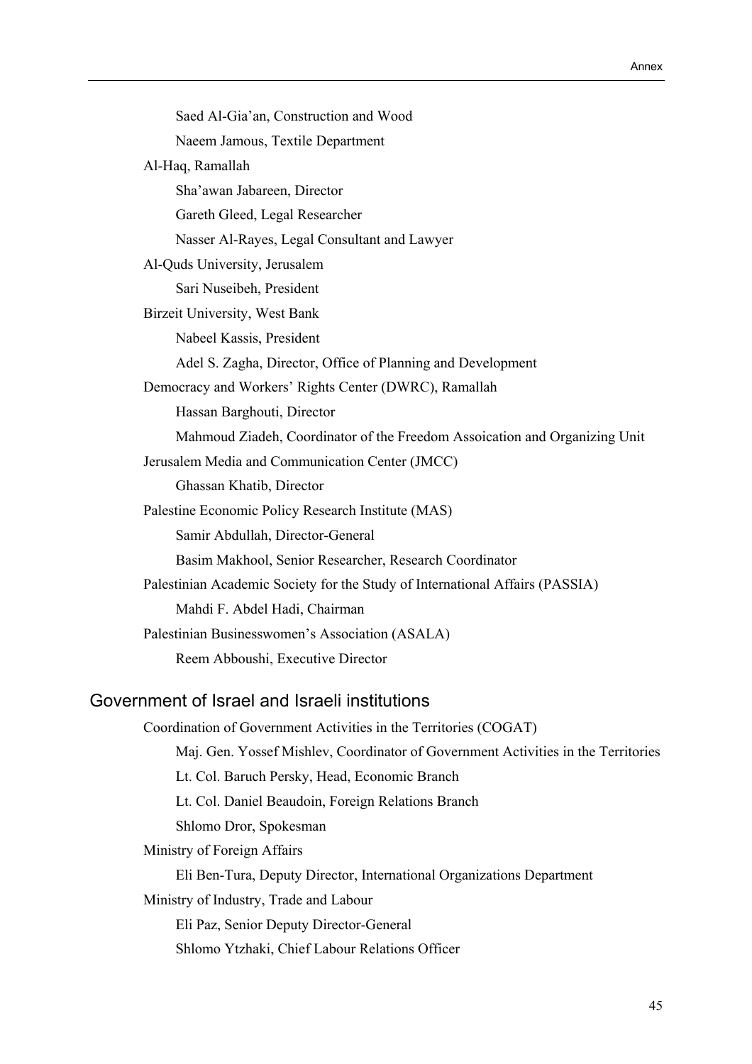Saed Al-Gia'an, Construction and Wood

Naeem Jamous, Textile Department

Al-Haq, Ramallah

Sha'awan Jabareen, Director

Gareth Gleed, Legal Researcher

Nasser Al-Rayes, Legal Consultant and Lawyer

Al-Quds University, Jerusalem

Sari Nuseibeh, President

Birzeit University, West Bank

Nabeel Kassis, President

Adel S. Zagha, Director, Office of Planning and Development

Democracy and Workers' Rights Center (DWRC), Ramallah

Hassan Barghouti, Director

Mahmoud Ziadeh, Coordinator of the Freedom Assoication and Organizing Unit

Jerusalem Media and Communication Center (JMCC)

Ghassan Khatib, Director

Palestine Economic Policy Research Institute (MAS)

Samir Abdullah, Director-General

Basim Makhool, Senior Researcher, Research Coordinator

Palestinian Academic Society for the Study of International Affairs (PASSIA)

Mahdi F. Abdel Hadi, Chairman

Palestinian Businesswomen's Association (ASALA)

Reem Abboushi, Executive Director

## Government of Israel and Israeli institutions

Coordination of Government Activities in the Territories (COGAT)

Maj. Gen. Yossef Mishlev, Coordinator of Government Activities in the Territories

Lt. Col. Baruch Persky, Head, Economic Branch

Lt. Col. Daniel Beaudoin, Foreign Relations Branch

Shlomo Dror, Spokesman

Ministry of Foreign Affairs

Eli Ben-Tura, Deputy Director, International Organizations Department

Ministry of Industry, Trade and Labour

Eli Paz, Senior Deputy Director-General

Shlomo Ytzhaki, Chief Labour Relations Officer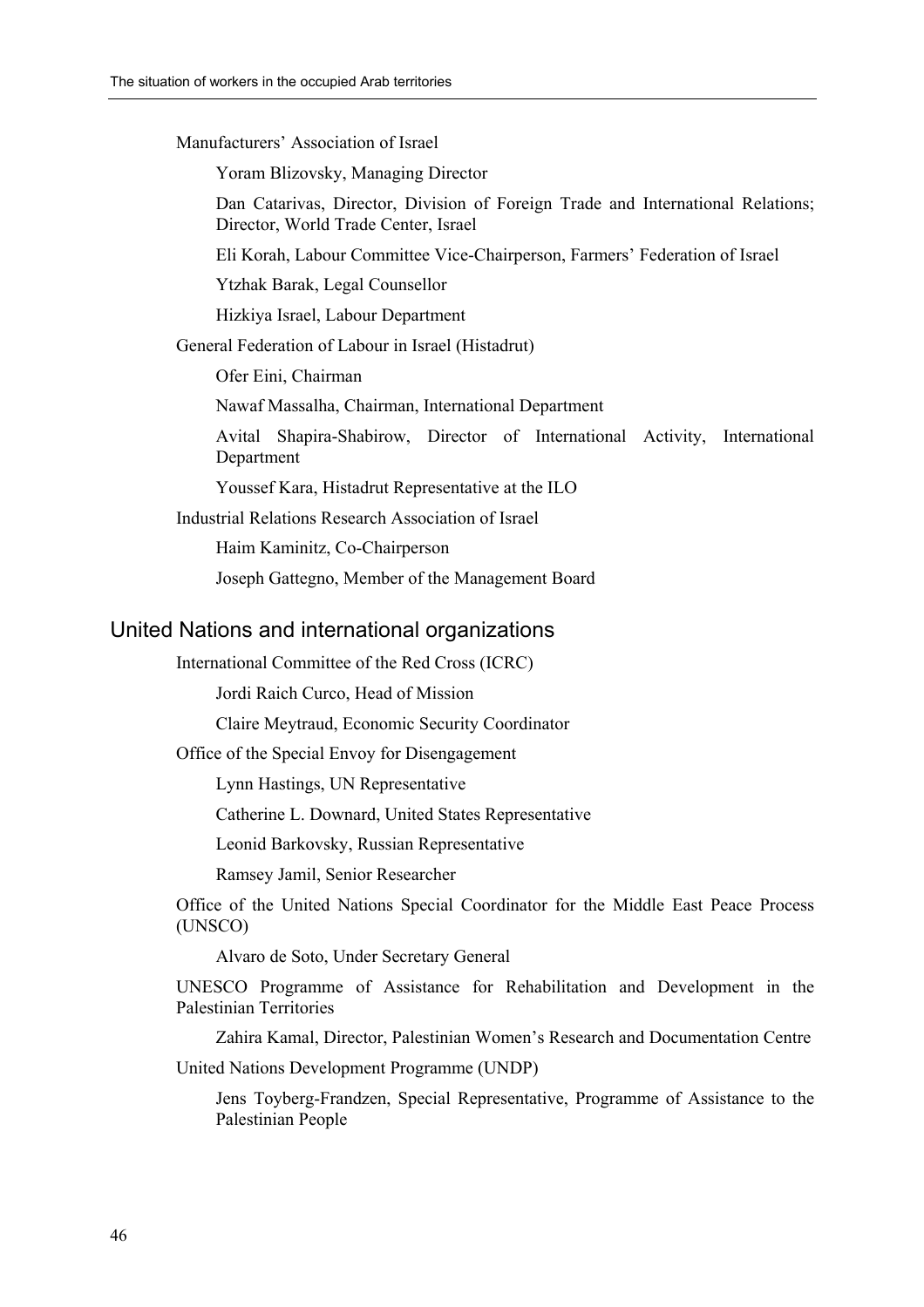Manufacturers' Association of Israel

Yoram Blizovsky, Managing Director

Dan Catarivas, Director, Division of Foreign Trade and International Relations; Director, World Trade Center, Israel

Eli Korah, Labour Committee Vice-Chairperson, Farmers' Federation of Israel

Ytzhak Barak, Legal Counsellor

Hizkiya Israel, Labour Department

General Federation of Labour in Israel (Histadrut)

Ofer Eini, Chairman

Nawaf Massalha, Chairman, International Department

Avital Shapira-Shabirow, Director of International Activity, International Department

Youssef Kara, Histadrut Representative at the ILO

Industrial Relations Research Association of Israel

Haim Kaminitz, Co-Chairperson

Joseph Gattegno, Member of the Management Board

## United Nations and international organizations

International Committee of the Red Cross (ICRC)

Jordi Raich Curco, Head of Mission

Claire Meytraud, Economic Security Coordinator

Office of the Special Envoy for Disengagement

Lynn Hastings, UN Representative

Catherine L. Downard, United States Representative

Leonid Barkovsky, Russian Representative

Ramsey Jamil, Senior Researcher

Office of the United Nations Special Coordinator for the Middle East Peace Process (UNSCO)

Alvaro de Soto, Under Secretary General

UNESCO Programme of Assistance for Rehabilitation and Development in the Palestinian Territories

Zahira Kamal, Director, Palestinian Women's Research and Documentation Centre

United Nations Development Programme (UNDP)

Jens Toyberg-Frandzen, Special Representative, Programme of Assistance to the Palestinian People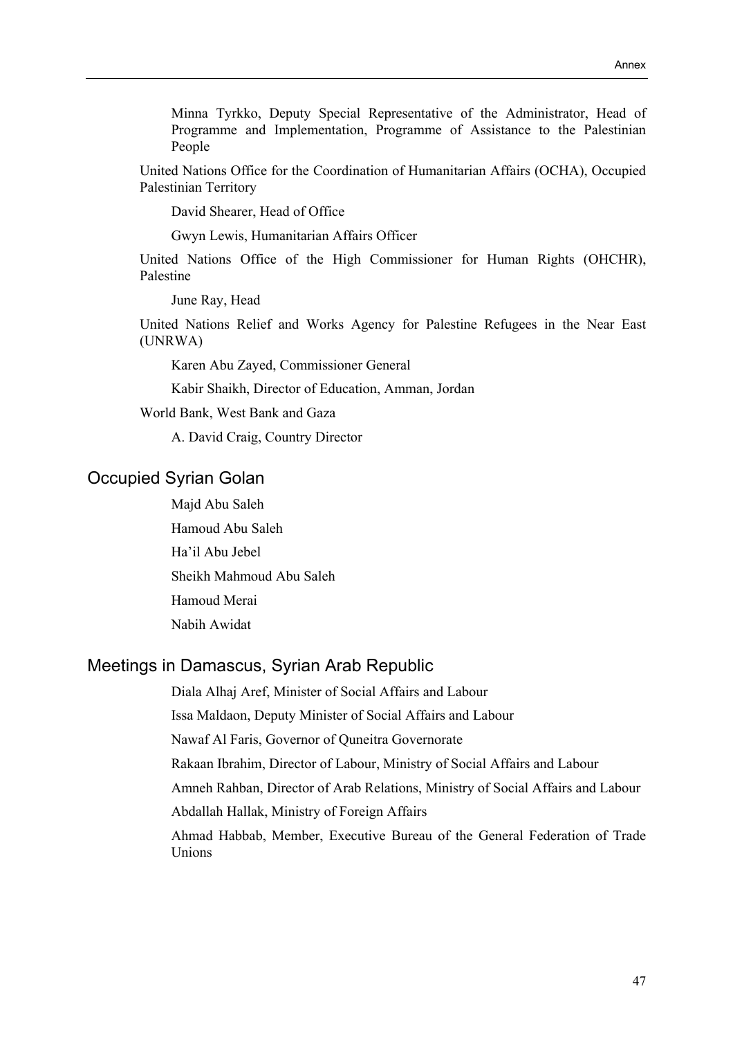Minna Tyrkko, Deputy Special Representative of the Administrator, Head of Programme and Implementation, Programme of Assistance to the Palestinian People

United Nations Office for the Coordination of Humanitarian Affairs (OCHA), Occupied Palestinian Territory

David Shearer, Head of Office

Gwyn Lewis, Humanitarian Affairs Officer

United Nations Office of the High Commissioner for Human Rights (OHCHR), Palestine

June Ray, Head

United Nations Relief and Works Agency for Palestine Refugees in the Near East (UNRWA)

Karen Abu Zayed, Commissioner General

Kabir Shaikh, Director of Education, Amman, Jordan

World Bank, West Bank and Gaza

A. David Craig, Country Director

## Occupied Syrian Golan

Majd Abu Saleh

Hamoud Abu Saleh

Ha'il Abu Jebel

Sheikh Mahmoud Abu Saleh

Hamoud Merai

Nabih Awidat

## Meetings in Damascus, Syrian Arab Republic

Diala Alhaj Aref, Minister of Social Affairs and Labour

Issa Maldaon, Deputy Minister of Social Affairs and Labour

Nawaf Al Faris, Governor of Quneitra Governorate

Rakaan Ibrahim, Director of Labour, Ministry of Social Affairs and Labour

Amneh Rahban, Director of Arab Relations, Ministry of Social Affairs and Labour

Abdallah Hallak, Ministry of Foreign Affairs

Ahmad Habbab, Member, Executive Bureau of the General Federation of Trade Unions